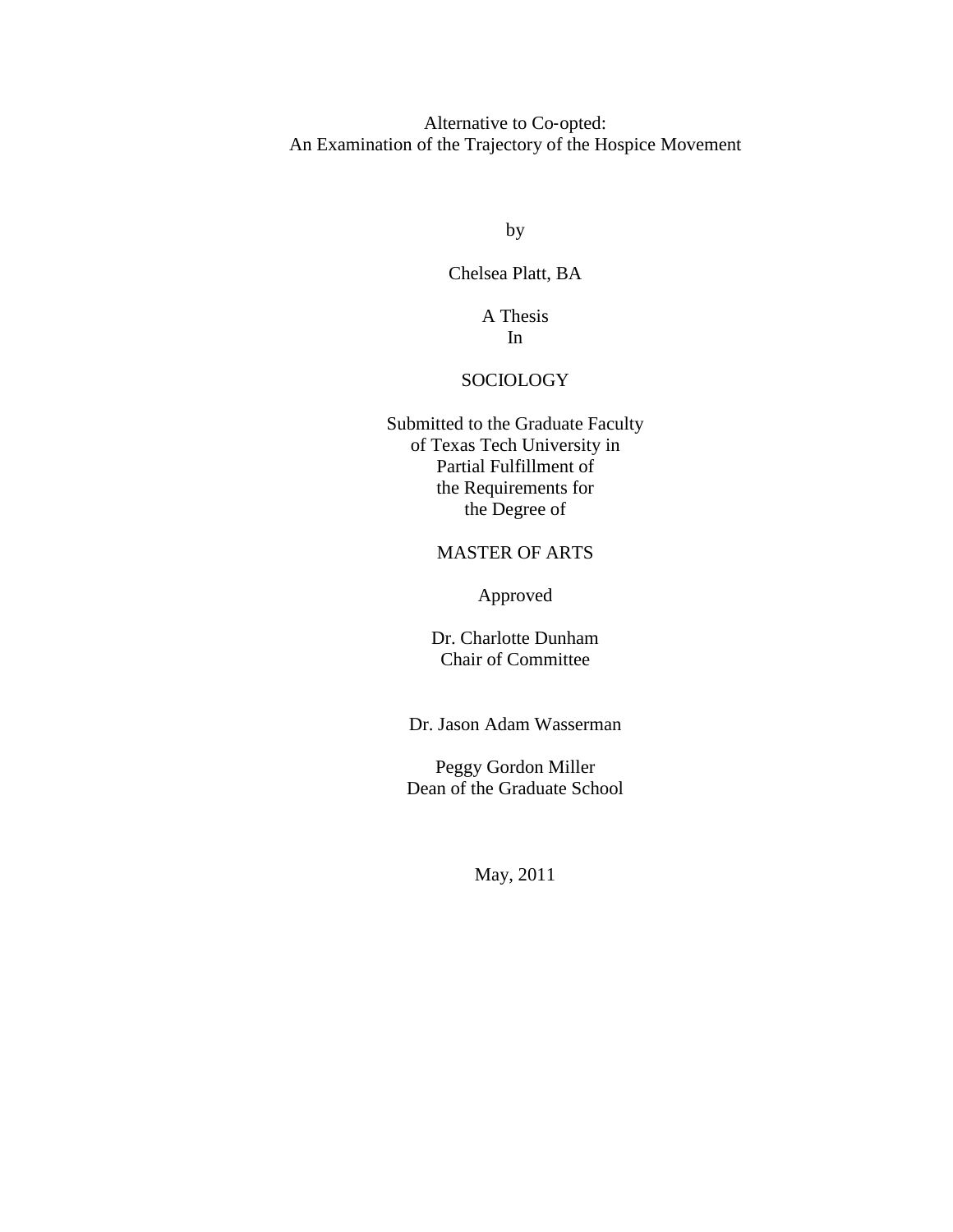# Alternative to Co-opted:
# An Examination of the Trajectory of the Hospice Movement

by

Chelsea Platt, BA

A Thesis
In

SOCIOLOGY

Submitted to the Graduate Faculty
of Texas Tech University in
Partial Fulfillment of
the Requirements for
the Degree of

MASTER OF ARTS

Approved

Dr. Charlotte Dunham
Chair of Committee

Dr. Jason Adam Wasserman

Peggy Gordon Miller
Dean of the Graduate School

May, 2011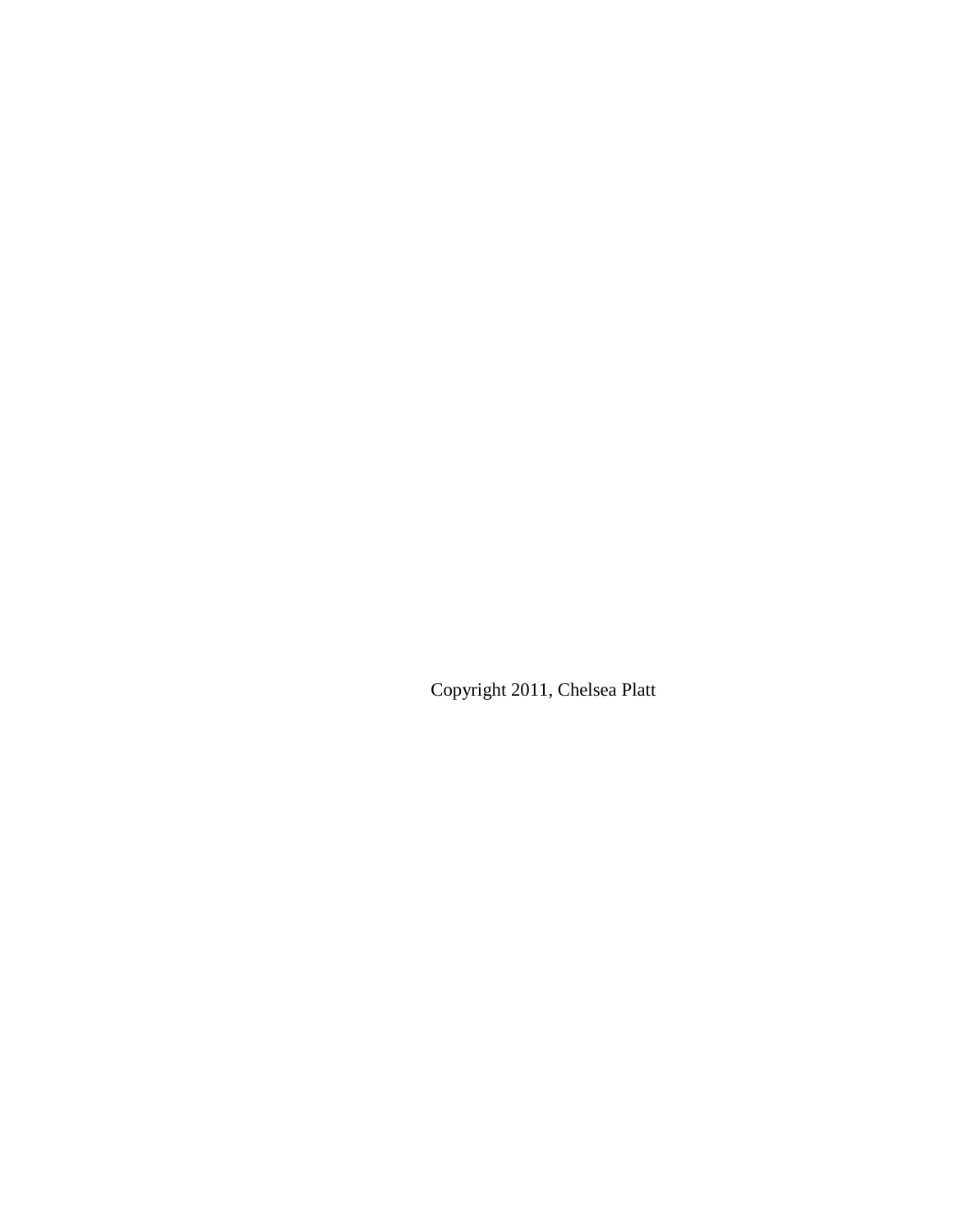Copyright 2011, Chelsea Platt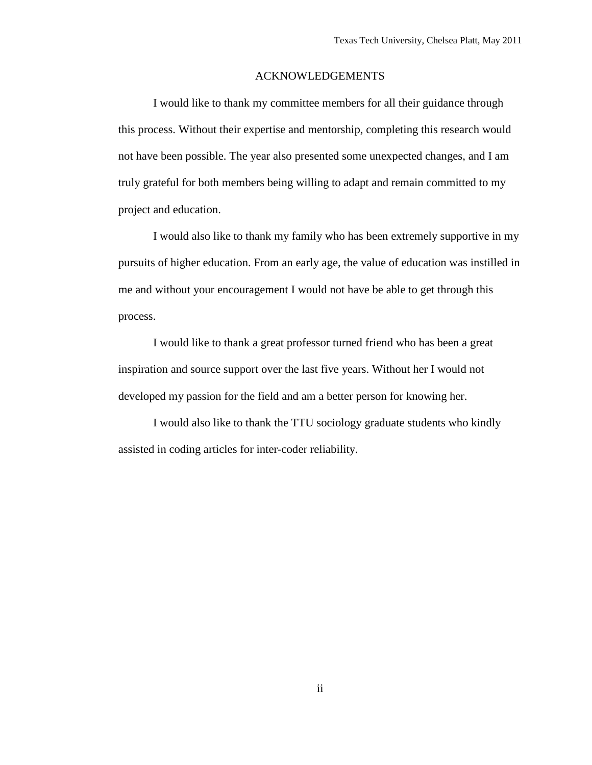# ACKNOWLEDGEMENTS

I would like to thank my committee members for all their guidance through this process. Without their expertise and mentorship, completing this research would not have been possible. The year also presented some unexpected changes, and I am truly grateful for both members being willing to adapt and remain committed to my project and education.

I would also like to thank my family who has been extremely supportive in my pursuits of higher education. From an early age, the value of education was instilled in me and without your encouragement I would not have be able to get through this process.

I would like to thank a great professor turned friend who has been a great inspiration and source support over the last five years. Without her I would not developed my passion for the field and am a better person for knowing her.

I would also like to thank the TTU sociology graduate students who kindly assisted in coding articles for inter-coder reliability.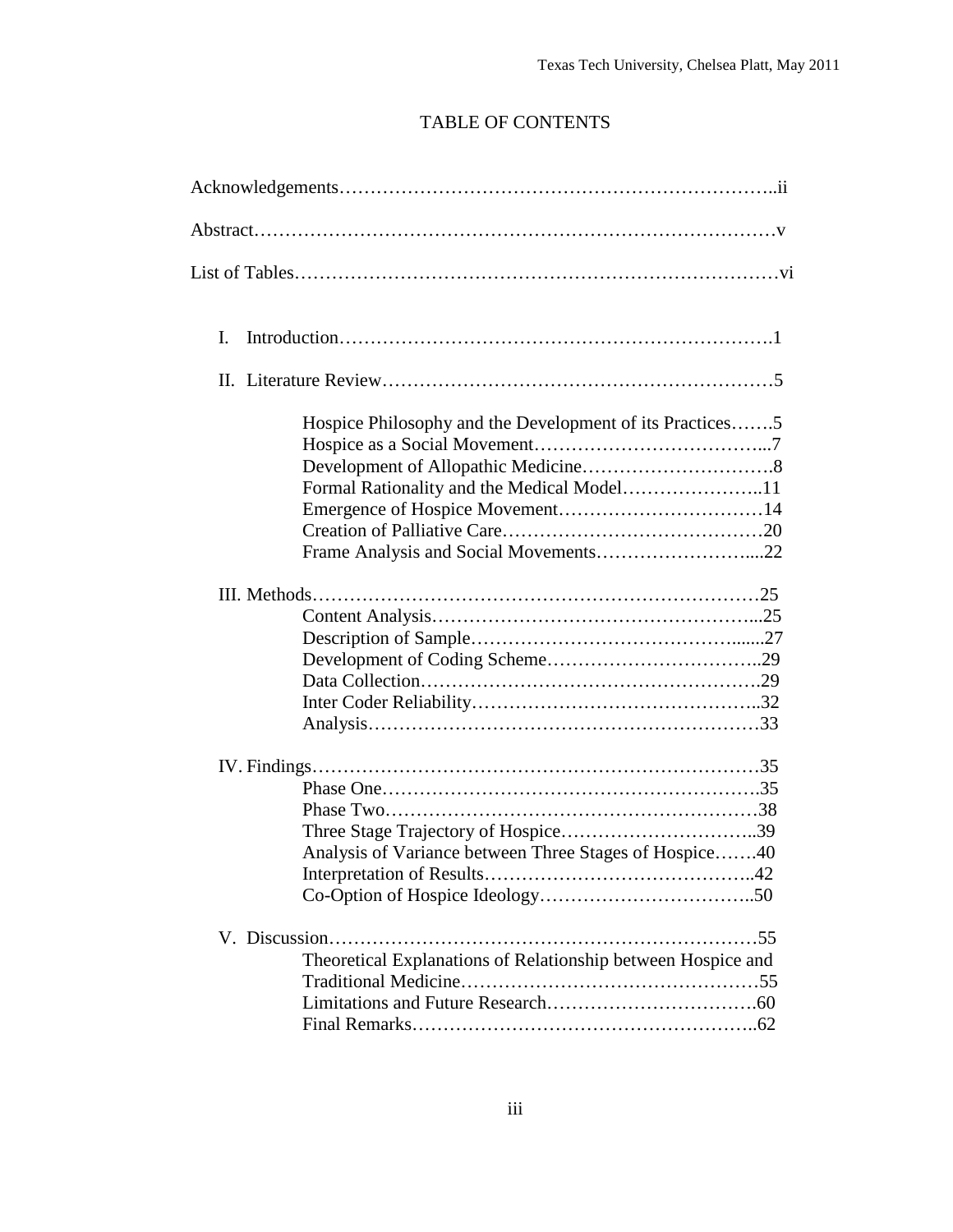# TABLE OF CONTENTS

Acknowledgements……………………………………………………………..ii

Abstract………………………………………………………………………v

List of Tables…………………………………………………………………vi

I. Introduction………………………………………………………….1

II. Literature Review……………………………………………………5

- Hospice Philosophy and the Development of its Practices…….5
- Hospice as a Social Movement………………………………...7
- Development of Allopathic Medicine………………………….8
- Formal Rationality and the Medical Model…………………..11
- Emergence of Hospice Movement……………………………14
- Creation of Palliative Care……………………………………20
- Frame Analysis and Social Movements……………………....22

III. Methods………………………………………………………………25

- Content Analysis……………………………………………...25
- Description of Sample……………………………………......27
- Development of Coding Scheme……………………………..29
- Data Collection……………………………………………….29
- Inter Coder Reliability………………………………………..32
- Analysis………………………………………………………33

IV. Findings………………………………………………………………35

- Phase One…………………………………………………….35
- Phase Two……………………………………………………38
- Three Stage Trajectory of Hospice…………………………..39
- Analysis of Variance between Three Stages of Hospice…….40
- Interpretation of Results……………………………………..42
- Co-Option of Hospice Ideology……………………………..50

V. Discussion……………………………………………………………55

- Theoretical Explanations of Relationship between Hospice and Traditional Medicine…………………………………………55
- Limitations and Future Research…………………………….60
- Final Remarks………………………………………………..62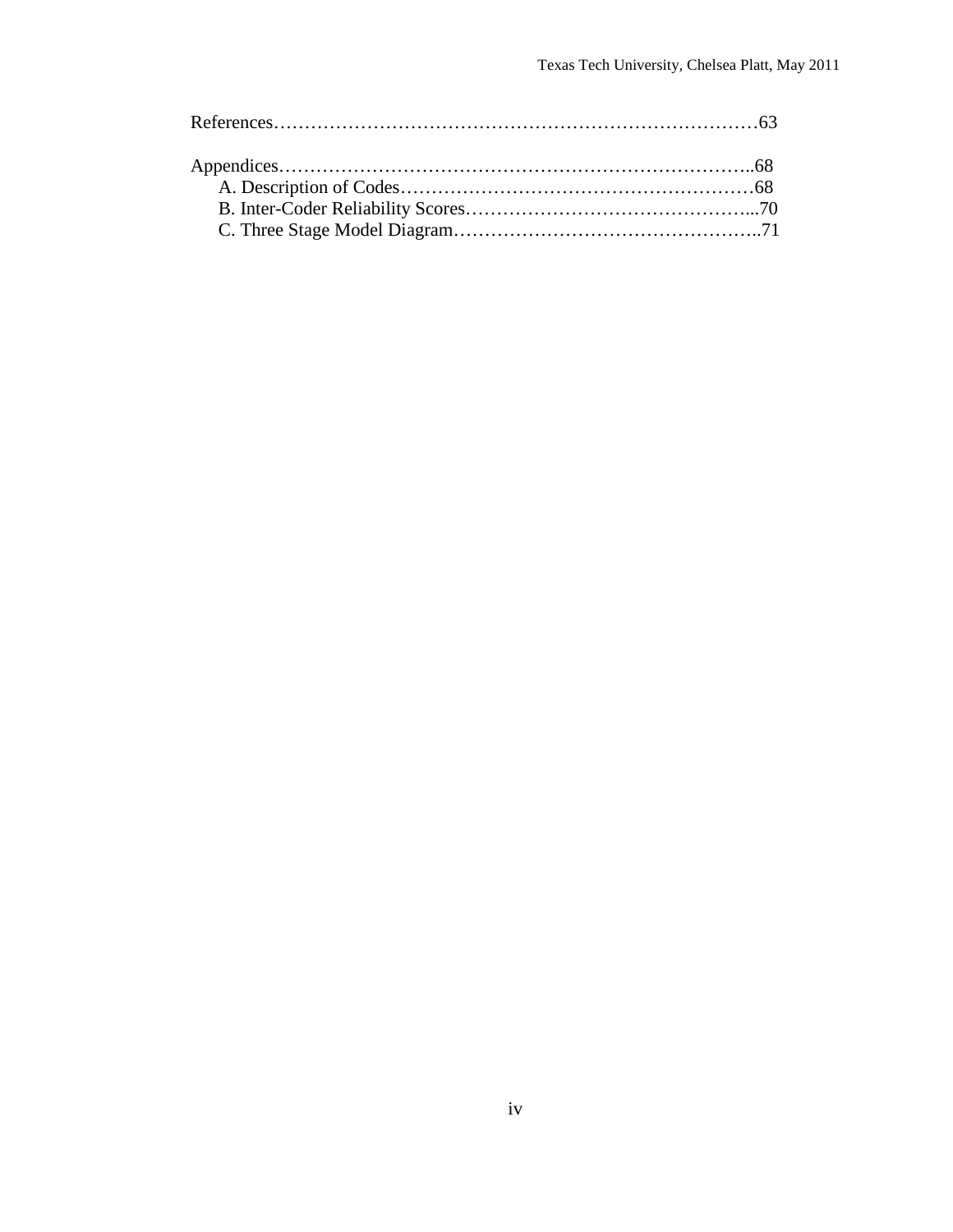References……………………………………………………………………63

Appendices………………………………………………………………..68
- A. Description of Codes…………………………………………………68
- B. Inter-Coder Reliability Scores……………………………………...70
- C. Three Stage Model Diagram…………………………………………..71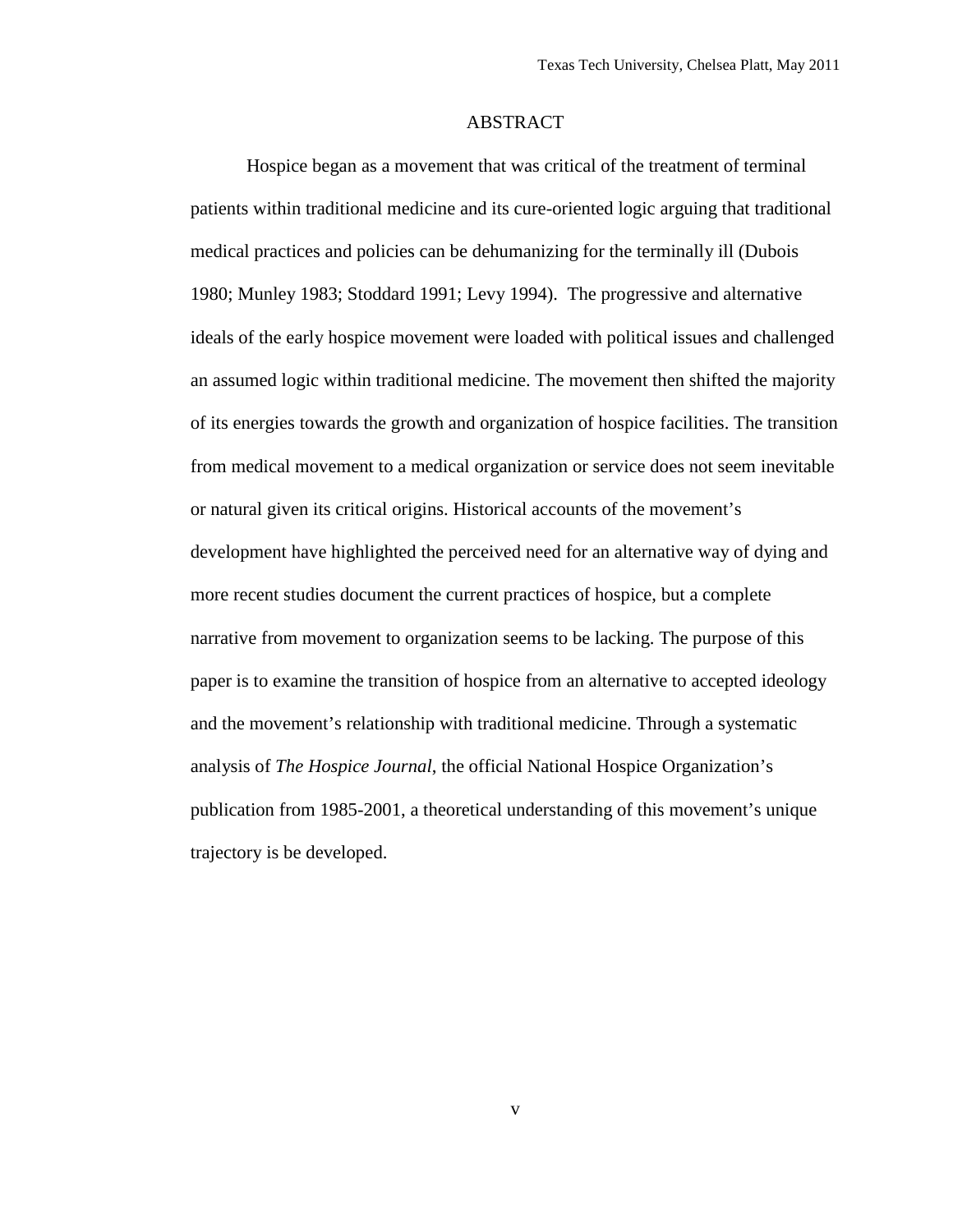# ABSTRACT

Hospice began as a movement that was critical of the treatment of terminal patients within traditional medicine and its cure-oriented logic arguing that traditional medical practices and policies can be dehumanizing for the terminally ill (Dubois 1980; Munley 1983; Stoddard 1991; Levy 1994). The progressive and alternative ideals of the early hospice movement were loaded with political issues and challenged an assumed logic within traditional medicine. The movement then shifted the majority of its energies towards the growth and organization of hospice facilities. The transition from medical movement to a medical organization or service does not seem inevitable or natural given its critical origins. Historical accounts of the movement's development have highlighted the perceived need for an alternative way of dying and more recent studies document the current practices of hospice, but a complete narrative from movement to organization seems to be lacking. The purpose of this paper is to examine the transition of hospice from an alternative to accepted ideology and the movement's relationship with traditional medicine. Through a systematic analysis of *The Hospice Journal*, the official National Hospice Organization's publication from 1985-2001, a theoretical understanding of this movement's unique trajectory is be developed.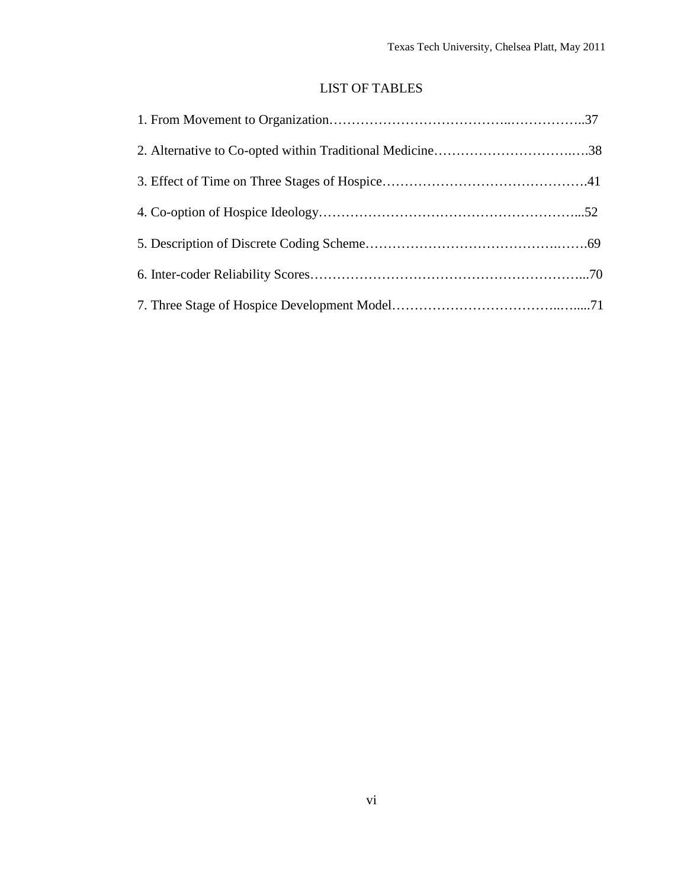# LIST OF TABLES

1. From Movement to Organization……………………………………..……………..37

2. Alternative to Co-opted within Traditional Medicine…………………………….….38

3. Effect of Time on Three Stages of Hospice……………………………………….41

4. Co-option of Hospice Ideology………………………………………………...52

5. Description of Discrete Coding Scheme……………………………………….…….69

6. Inter-coder Reliability Scores…………………………………………………...70

7. Three Stage of Hospice Development Model…………………………………..…....71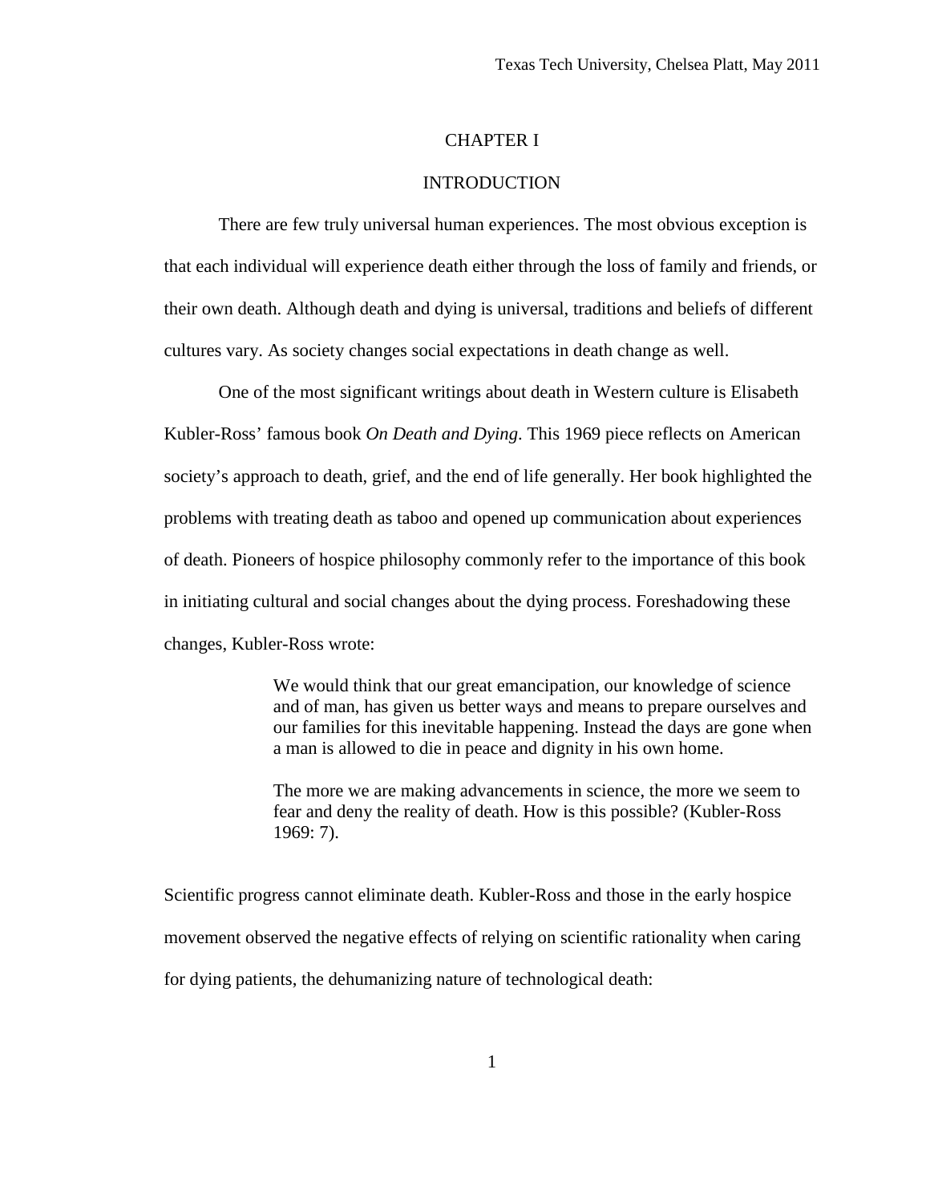# CHAPTER I

## INTRODUCTION

There are few truly universal human experiences. The most obvious exception is that each individual will experience death either through the loss of family and friends, or their own death. Although death and dying is universal, traditions and beliefs of different cultures vary. As society changes social expectations in death change as well.

One of the most significant writings about death in Western culture is Elisabeth Kubler-Ross' famous book *On Death and Dying*. This 1969 piece reflects on American society's approach to death, grief, and the end of life generally. Her book highlighted the problems with treating death as taboo and opened up communication about experiences of death. Pioneers of hospice philosophy commonly refer to the importance of this book in initiating cultural and social changes about the dying process. Foreshadowing these changes, Kubler-Ross wrote:

> We would think that our great emancipation, our knowledge of science and of man, has given us better ways and means to prepare ourselves and our families for this inevitable happening. Instead the days are gone when a man is allowed to die in peace and dignity in his own home.
>
> The more we are making advancements in science, the more we seem to fear and deny the reality of death. How is this possible? (Kubler-Ross 1969: 7).

Scientific progress cannot eliminate death. Kubler-Ross and those in the early hospice movement observed the negative effects of relying on scientific rationality when caring for dying patients, the dehumanizing nature of technological death: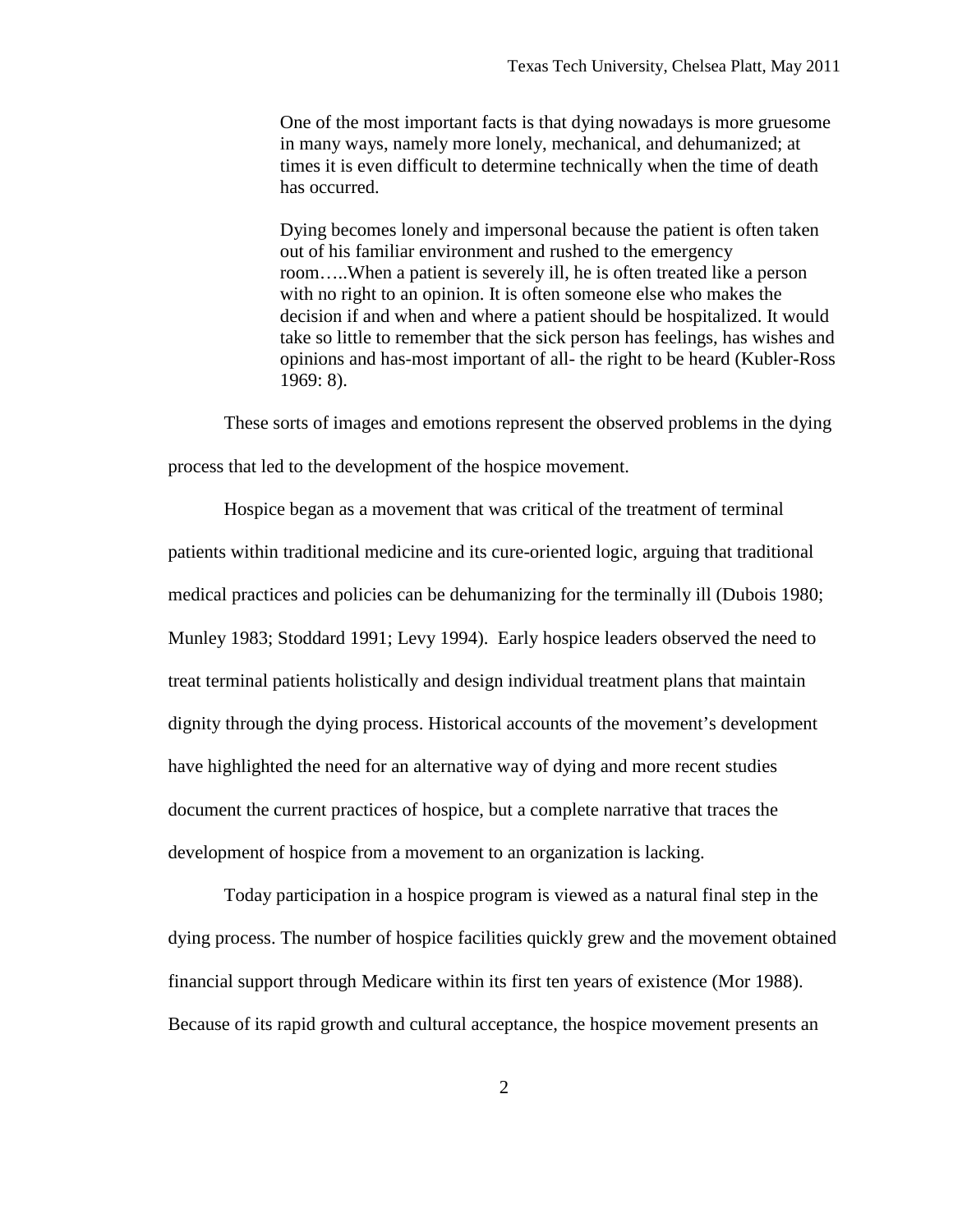> One of the most important facts is that dying nowadays is more gruesome in many ways, namely more lonely, mechanical, and dehumanized; at times it is even difficult to determine technically when the time of death has occurred.
>
> Dying becomes lonely and impersonal because the patient is often taken out of his familiar environment and rushed to the emergency room…..When a patient is severely ill, he is often treated like a person with no right to an opinion. It is often someone else who makes the decision if and when and where a patient should be hospitalized. It would take so little to remember that the sick person has feelings, has wishes and opinions and has-most important of all- the right to be heard (Kubler-Ross 1969: 8).

These sorts of images and emotions represent the observed problems in the dying process that led to the development of the hospice movement.

Hospice began as a movement that was critical of the treatment of terminal patients within traditional medicine and its cure-oriented logic, arguing that traditional medical practices and policies can be dehumanizing for the terminally ill (Dubois 1980; Munley 1983; Stoddard 1991; Levy 1994). Early hospice leaders observed the need to treat terminal patients holistically and design individual treatment plans that maintain dignity through the dying process. Historical accounts of the movement's development have highlighted the need for an alternative way of dying and more recent studies document the current practices of hospice, but a complete narrative that traces the development of hospice from a movement to an organization is lacking.

Today participation in a hospice program is viewed as a natural final step in the dying process. The number of hospice facilities quickly grew and the movement obtained financial support through Medicare within its first ten years of existence (Mor 1988). Because of its rapid growth and cultural acceptance, the hospice movement presents an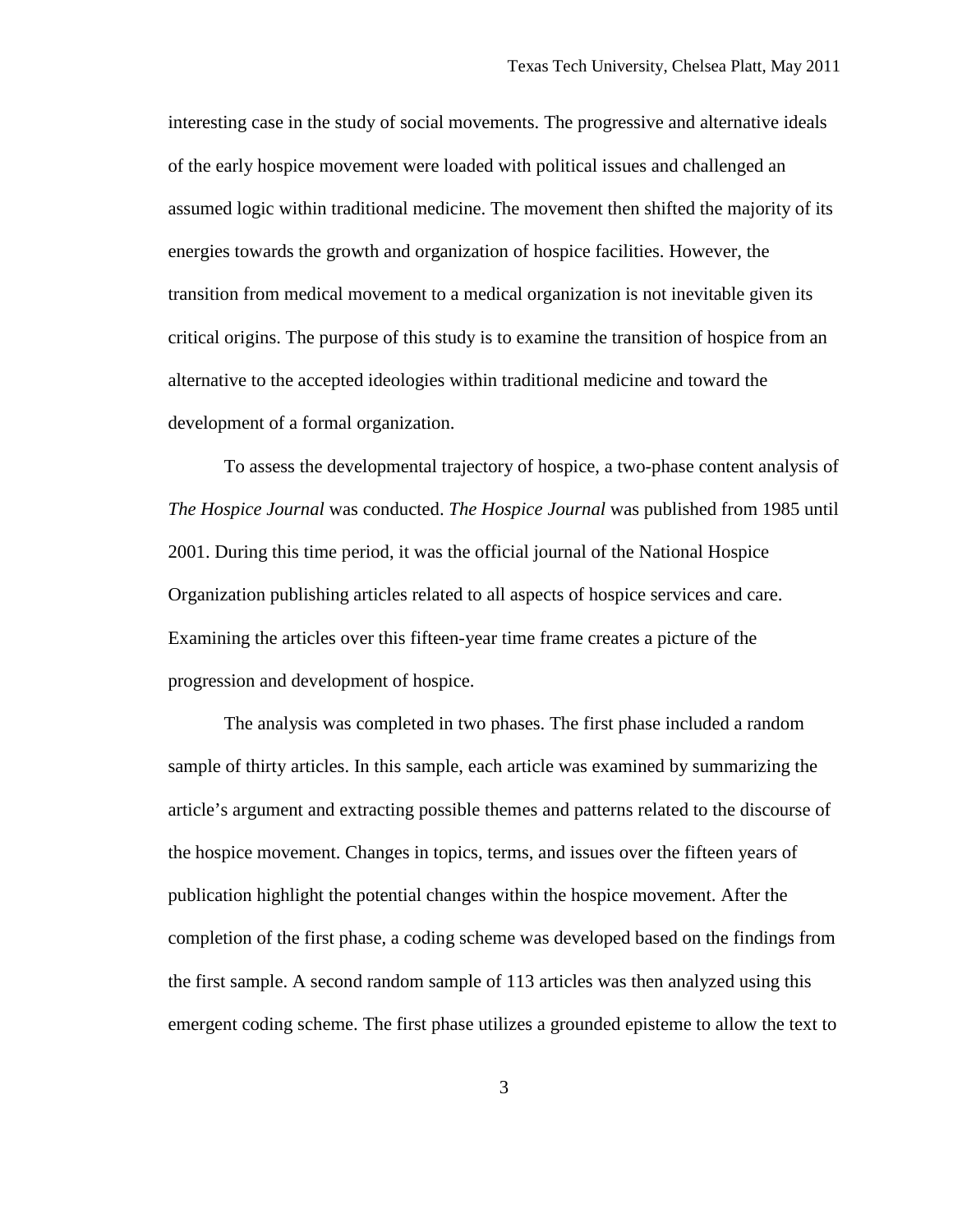interesting case in the study of social movements. The progressive and alternative ideals of the early hospice movement were loaded with political issues and challenged an assumed logic within traditional medicine. The movement then shifted the majority of its energies towards the growth and organization of hospice facilities. However, the transition from medical movement to a medical organization is not inevitable given its critical origins. The purpose of this study is to examine the transition of hospice from an alternative to the accepted ideologies within traditional medicine and toward the development of a formal organization.

To assess the developmental trajectory of hospice, a two-phase content analysis of *The Hospice Journal* was conducted. *The Hospice Journal* was published from 1985 until 2001. During this time period, it was the official journal of the National Hospice Organization publishing articles related to all aspects of hospice services and care. Examining the articles over this fifteen-year time frame creates a picture of the progression and development of hospice.

The analysis was completed in two phases. The first phase included a random sample of thirty articles. In this sample, each article was examined by summarizing the article's argument and extracting possible themes and patterns related to the discourse of the hospice movement. Changes in topics, terms, and issues over the fifteen years of publication highlight the potential changes within the hospice movement. After the completion of the first phase, a coding scheme was developed based on the findings from the first sample. A second random sample of 113 articles was then analyzed using this emergent coding scheme. The first phase utilizes a grounded episteme to allow the text to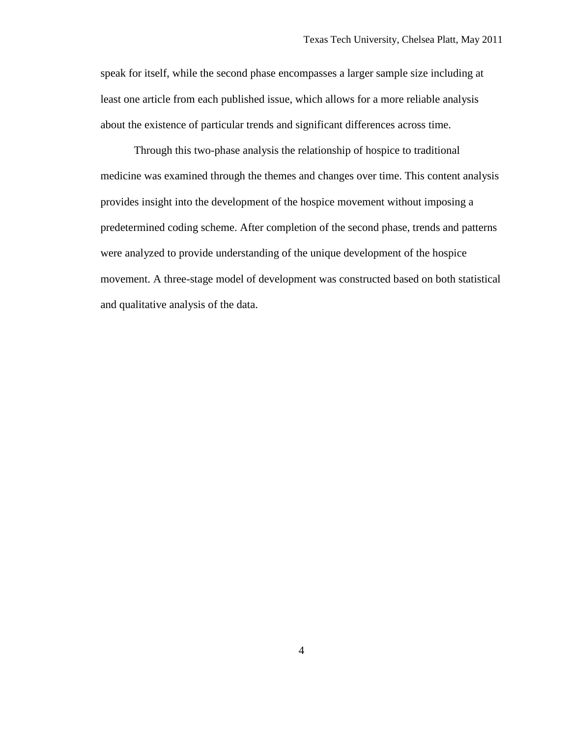speak for itself, while the second phase encompasses a larger sample size including at least one article from each published issue, which allows for a more reliable analysis about the existence of particular trends and significant differences across time.

Through this two-phase analysis the relationship of hospice to traditional medicine was examined through the themes and changes over time. This content analysis provides insight into the development of the hospice movement without imposing a predetermined coding scheme. After completion of the second phase, trends and patterns were analyzed to provide understanding of the unique development of the hospice movement. A three-stage model of development was constructed based on both statistical and qualitative analysis of the data.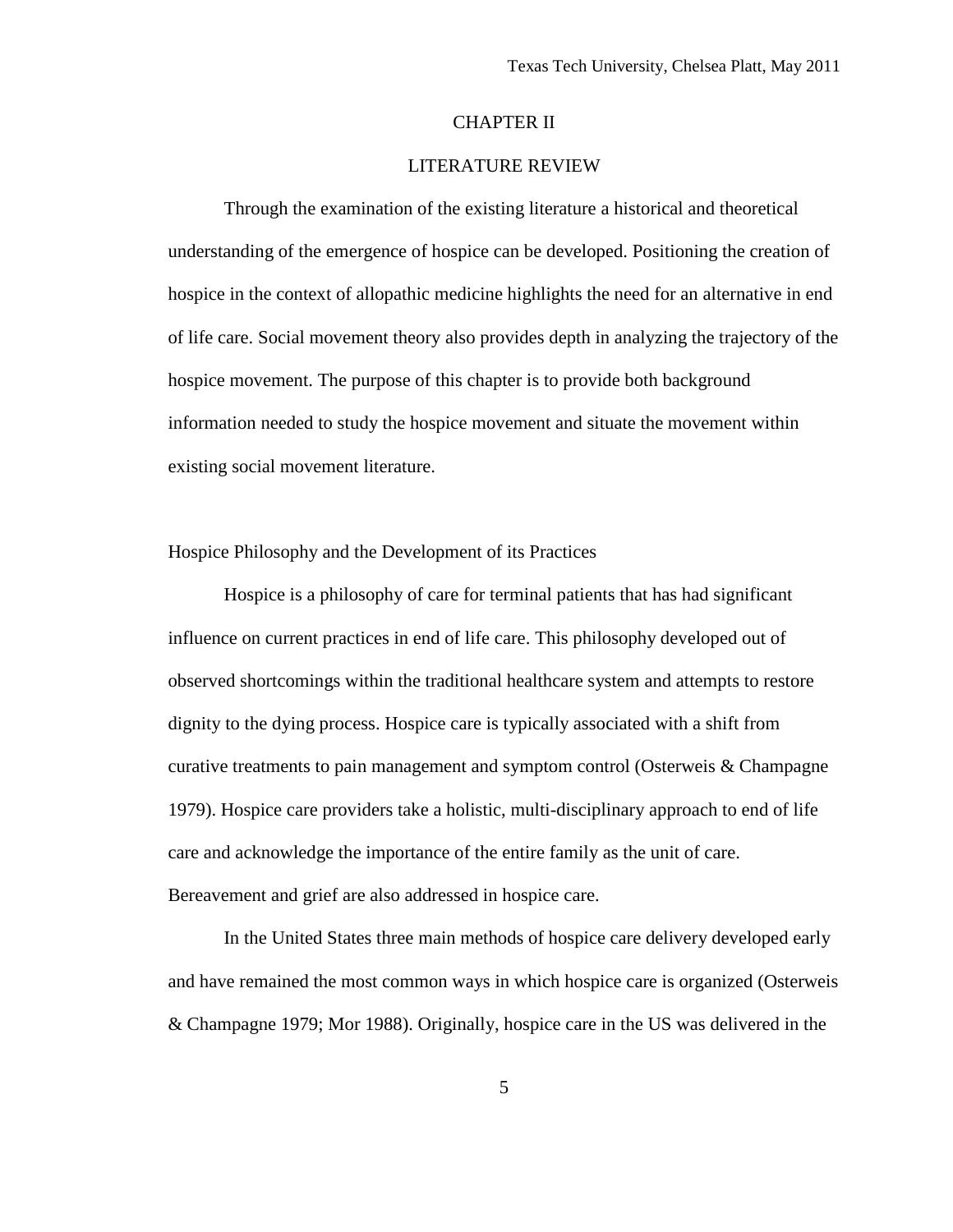# CHAPTER II

# LITERATURE REVIEW

Through the examination of the existing literature a historical and theoretical understanding of the emergence of hospice can be developed. Positioning the creation of hospice in the context of allopathic medicine highlights the need for an alternative in end of life care. Social movement theory also provides depth in analyzing the trajectory of the hospice movement. The purpose of this chapter is to provide both background information needed to study the hospice movement and situate the movement within existing social movement literature.

## Hospice Philosophy and the Development of its Practices

Hospice is a philosophy of care for terminal patients that has had significant influence on current practices in end of life care. This philosophy developed out of observed shortcomings within the traditional healthcare system and attempts to restore dignity to the dying process. Hospice care is typically associated with a shift from curative treatments to pain management and symptom control (Osterweis & Champagne 1979). Hospice care providers take a holistic, multi-disciplinary approach to end of life care and acknowledge the importance of the entire family as the unit of care. Bereavement and grief are also addressed in hospice care.

In the United States three main methods of hospice care delivery developed early and have remained the most common ways in which hospice care is organized (Osterweis & Champagne 1979; Mor 1988). Originally, hospice care in the US was delivered in the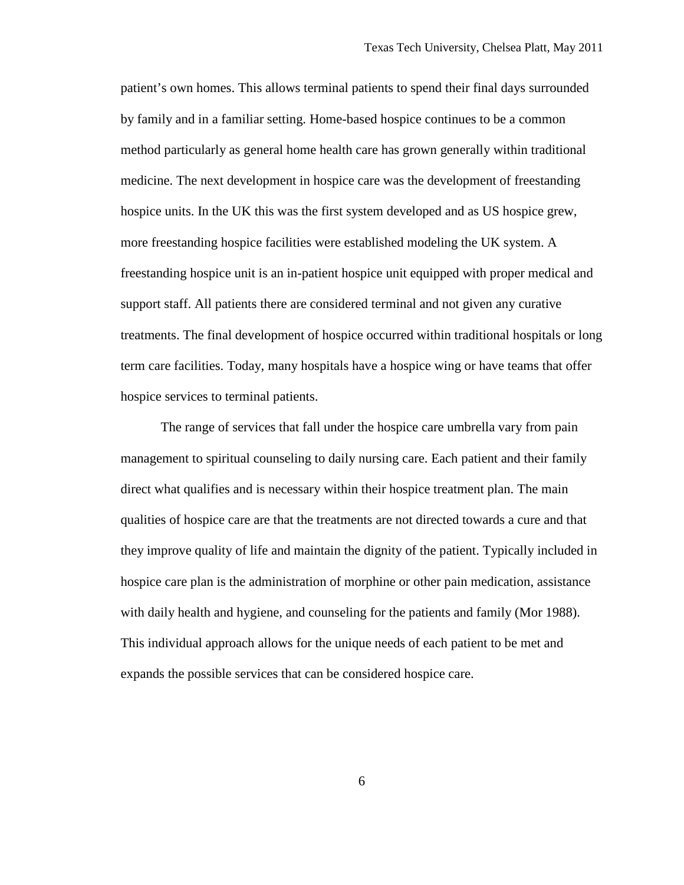patient's own homes. This allows terminal patients to spend their final days surrounded by family and in a familiar setting. Home-based hospice continues to be a common method particularly as general home health care has grown generally within traditional medicine. The next development in hospice care was the development of freestanding hospice units. In the UK this was the first system developed and as US hospice grew, more freestanding hospice facilities were established modeling the UK system. A freestanding hospice unit is an in-patient hospice unit equipped with proper medical and support staff. All patients there are considered terminal and not given any curative treatments. The final development of hospice occurred within traditional hospitals or long term care facilities. Today, many hospitals have a hospice wing or have teams that offer hospice services to terminal patients.

The range of services that fall under the hospice care umbrella vary from pain management to spiritual counseling to daily nursing care. Each patient and their family direct what qualifies and is necessary within their hospice treatment plan. The main qualities of hospice care are that the treatments are not directed towards a cure and that they improve quality of life and maintain the dignity of the patient. Typically included in hospice care plan is the administration of morphine or other pain medication, assistance with daily health and hygiene, and counseling for the patients and family (Mor 1988). This individual approach allows for the unique needs of each patient to be met and expands the possible services that can be considered hospice care.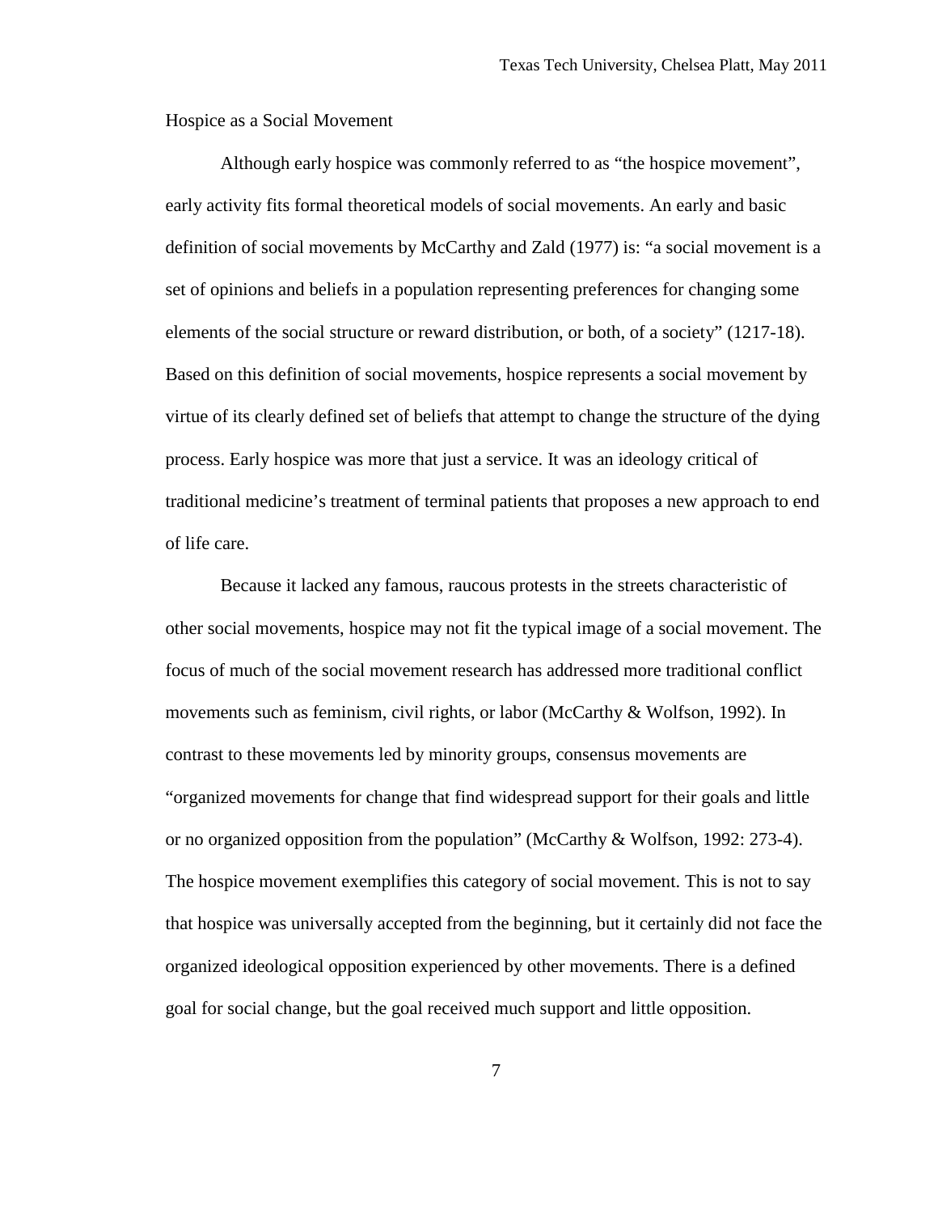## Hospice as a Social Movement

Although early hospice was commonly referred to as "the hospice movement", early activity fits formal theoretical models of social movements. An early and basic definition of social movements by McCarthy and Zald (1977) is: "a social movement is a set of opinions and beliefs in a population representing preferences for changing some elements of the social structure or reward distribution, or both, of a society" (1217-18). Based on this definition of social movements, hospice represents a social movement by virtue of its clearly defined set of beliefs that attempt to change the structure of the dying process. Early hospice was more that just a service. It was an ideology critical of traditional medicine's treatment of terminal patients that proposes a new approach to end of life care.

Because it lacked any famous, raucous protests in the streets characteristic of other social movements, hospice may not fit the typical image of a social movement. The focus of much of the social movement research has addressed more traditional conflict movements such as feminism, civil rights, or labor (McCarthy & Wolfson, 1992). In contrast to these movements led by minority groups, consensus movements are "organized movements for change that find widespread support for their goals and little or no organized opposition from the population" (McCarthy & Wolfson, 1992: 273-4). The hospice movement exemplifies this category of social movement. This is not to say that hospice was universally accepted from the beginning, but it certainly did not face the organized ideological opposition experienced by other movements. There is a defined goal for social change, but the goal received much support and little opposition.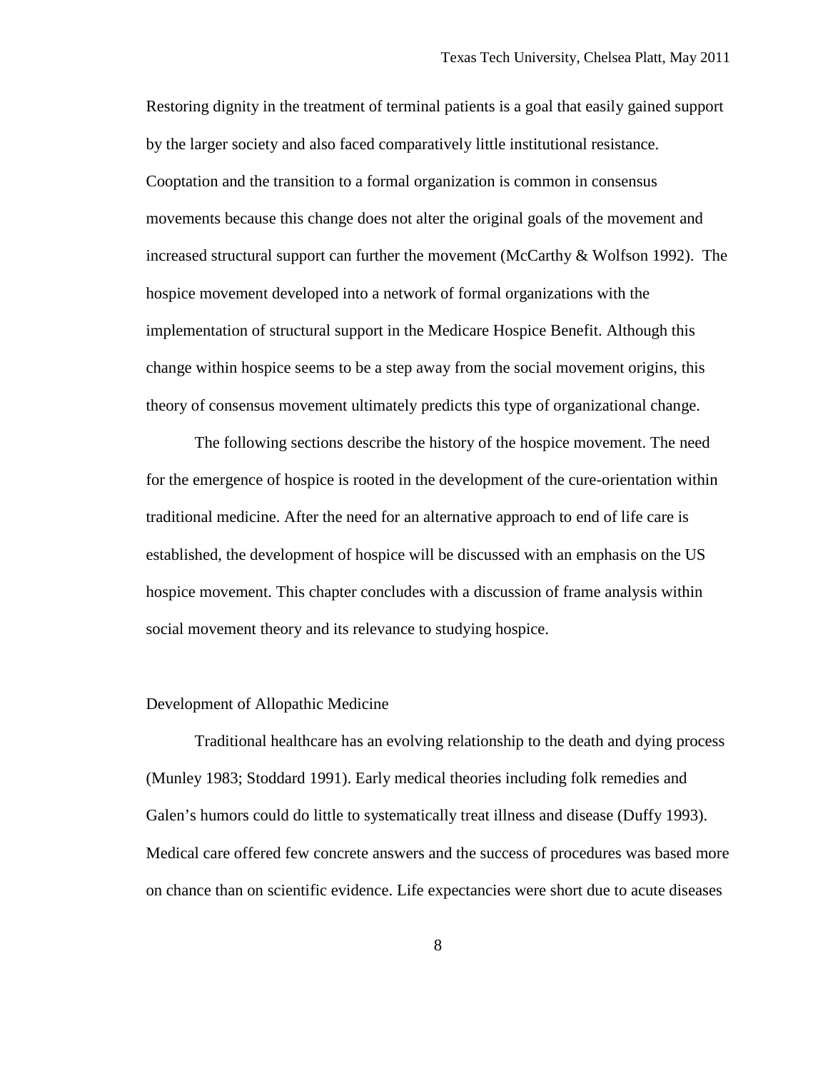Restoring dignity in the treatment of terminal patients is a goal that easily gained support by the larger society and also faced comparatively little institutional resistance. Cooptation and the transition to a formal organization is common in consensus movements because this change does not alter the original goals of the movement and increased structural support can further the movement (McCarthy & Wolfson 1992). The hospice movement developed into a network of formal organizations with the implementation of structural support in the Medicare Hospice Benefit. Although this change within hospice seems to be a step away from the social movement origins, this theory of consensus movement ultimately predicts this type of organizational change.

The following sections describe the history of the hospice movement. The need for the emergence of hospice is rooted in the development of the cure-orientation within traditional medicine. After the need for an alternative approach to end of life care is established, the development of hospice will be discussed with an emphasis on the US hospice movement. This chapter concludes with a discussion of frame analysis within social movement theory and its relevance to studying hospice.

## Development of Allopathic Medicine

Traditional healthcare has an evolving relationship to the death and dying process (Munley 1983; Stoddard 1991). Early medical theories including folk remedies and Galen's humors could do little to systematically treat illness and disease (Duffy 1993). Medical care offered few concrete answers and the success of procedures was based more on chance than on scientific evidence. Life expectancies were short due to acute diseases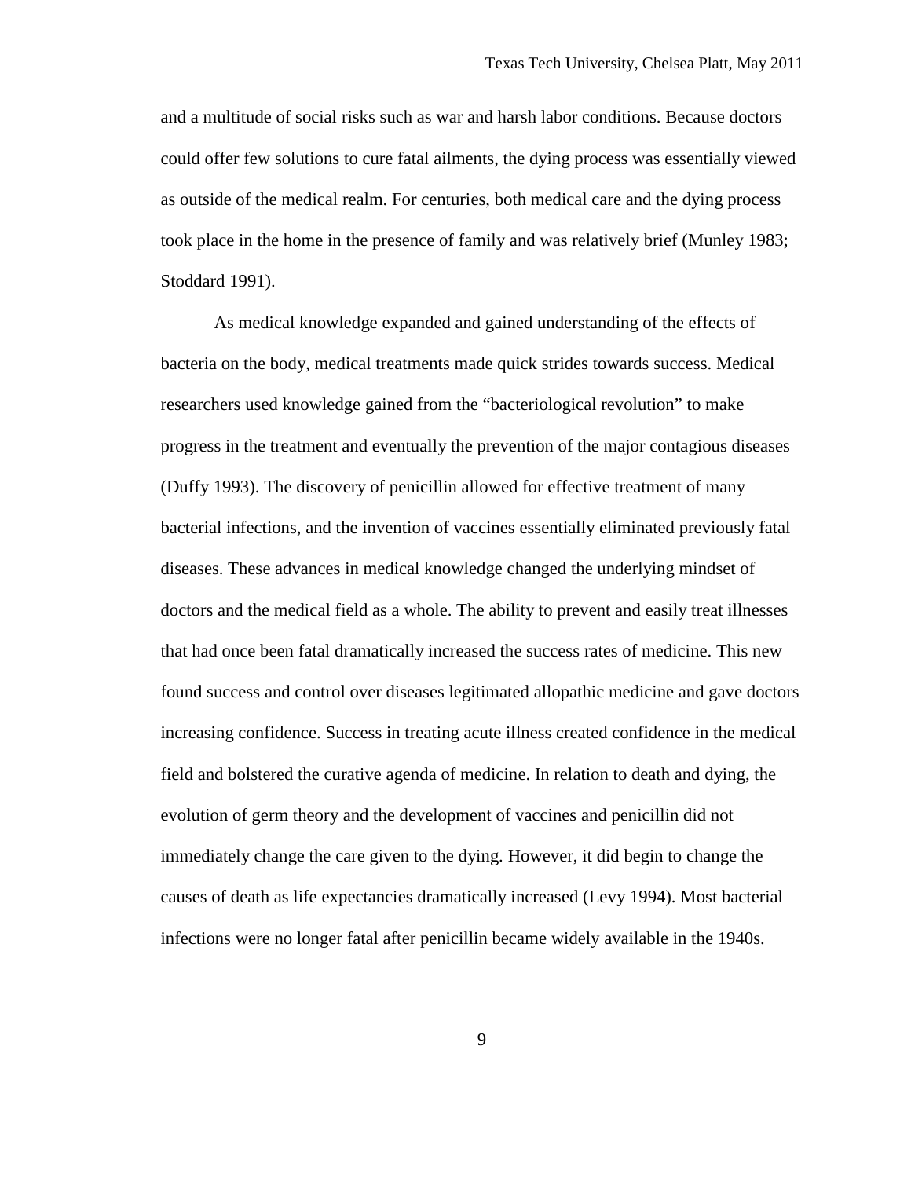and a multitude of social risks such as war and harsh labor conditions. Because doctors could offer few solutions to cure fatal ailments, the dying process was essentially viewed as outside of the medical realm. For centuries, both medical care and the dying process took place in the home in the presence of family and was relatively brief (Munley 1983; Stoddard 1991).

As medical knowledge expanded and gained understanding of the effects of bacteria on the body, medical treatments made quick strides towards success. Medical researchers used knowledge gained from the "bacteriological revolution" to make progress in the treatment and eventually the prevention of the major contagious diseases (Duffy 1993). The discovery of penicillin allowed for effective treatment of many bacterial infections, and the invention of vaccines essentially eliminated previously fatal diseases. These advances in medical knowledge changed the underlying mindset of doctors and the medical field as a whole. The ability to prevent and easily treat illnesses that had once been fatal dramatically increased the success rates of medicine. This new found success and control over diseases legitimated allopathic medicine and gave doctors increasing confidence. Success in treating acute illness created confidence in the medical field and bolstered the curative agenda of medicine. In relation to death and dying, the evolution of germ theory and the development of vaccines and penicillin did not immediately change the care given to the dying. However, it did begin to change the causes of death as life expectancies dramatically increased (Levy 1994). Most bacterial infections were no longer fatal after penicillin became widely available in the 1940s.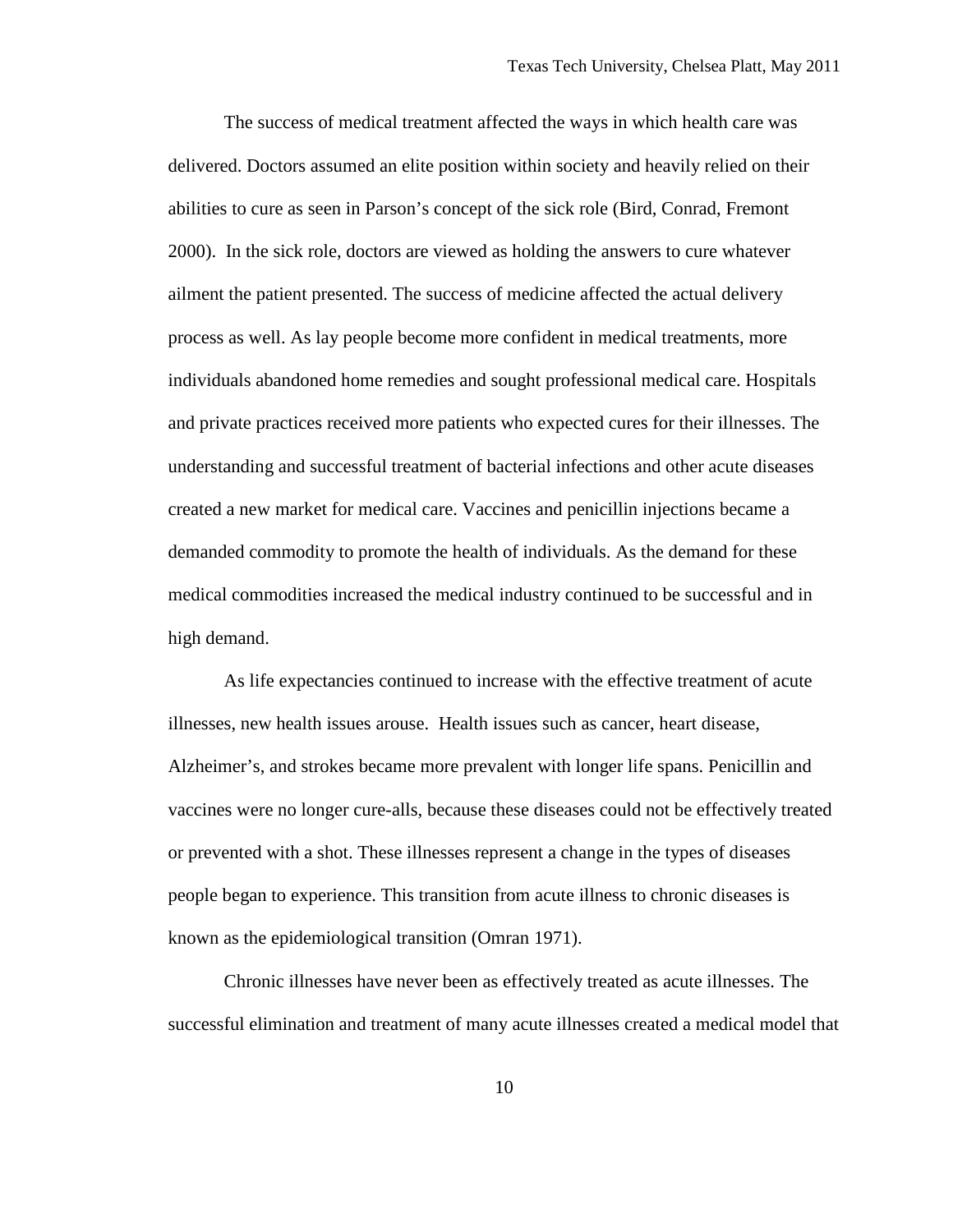The success of medical treatment affected the ways in which health care was delivered. Doctors assumed an elite position within society and heavily relied on their abilities to cure as seen in Parson's concept of the sick role (Bird, Conrad, Fremont 2000). In the sick role, doctors are viewed as holding the answers to cure whatever ailment the patient presented. The success of medicine affected the actual delivery process as well. As lay people become more confident in medical treatments, more individuals abandoned home remedies and sought professional medical care. Hospitals and private practices received more patients who expected cures for their illnesses. The understanding and successful treatment of bacterial infections and other acute diseases created a new market for medical care. Vaccines and penicillin injections became a demanded commodity to promote the health of individuals. As the demand for these medical commodities increased the medical industry continued to be successful and in high demand.

As life expectancies continued to increase with the effective treatment of acute illnesses, new health issues arouse. Health issues such as cancer, heart disease, Alzheimer's, and strokes became more prevalent with longer life spans. Penicillin and vaccines were no longer cure-alls, because these diseases could not be effectively treated or prevented with a shot. These illnesses represent a change in the types of diseases people began to experience. This transition from acute illness to chronic diseases is known as the epidemiological transition (Omran 1971).

Chronic illnesses have never been as effectively treated as acute illnesses. The successful elimination and treatment of many acute illnesses created a medical model that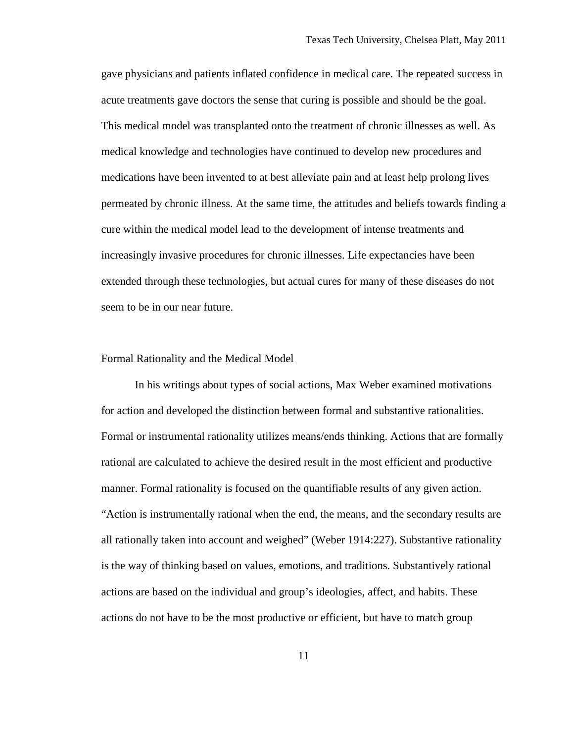gave physicians and patients inflated confidence in medical care. The repeated success in acute treatments gave doctors the sense that curing is possible and should be the goal. This medical model was transplanted onto the treatment of chronic illnesses as well. As medical knowledge and technologies have continued to develop new procedures and medications have been invented to at best alleviate pain and at least help prolong lives permeated by chronic illness. At the same time, the attitudes and beliefs towards finding a cure within the medical model lead to the development of intense treatments and increasingly invasive procedures for chronic illnesses. Life expectancies have been extended through these technologies, but actual cures for many of these diseases do not seem to be in our near future.

## Formal Rationality and the Medical Model

In his writings about types of social actions, Max Weber examined motivations for action and developed the distinction between formal and substantive rationalities. Formal or instrumental rationality utilizes means/ends thinking. Actions that are formally rational are calculated to achieve the desired result in the most efficient and productive manner. Formal rationality is focused on the quantifiable results of any given action. "Action is instrumentally rational when the end, the means, and the secondary results are all rationally taken into account and weighed" (Weber 1914:227). Substantive rationality is the way of thinking based on values, emotions, and traditions. Substantively rational actions are based on the individual and group's ideologies, affect, and habits. These actions do not have to be the most productive or efficient, but have to match group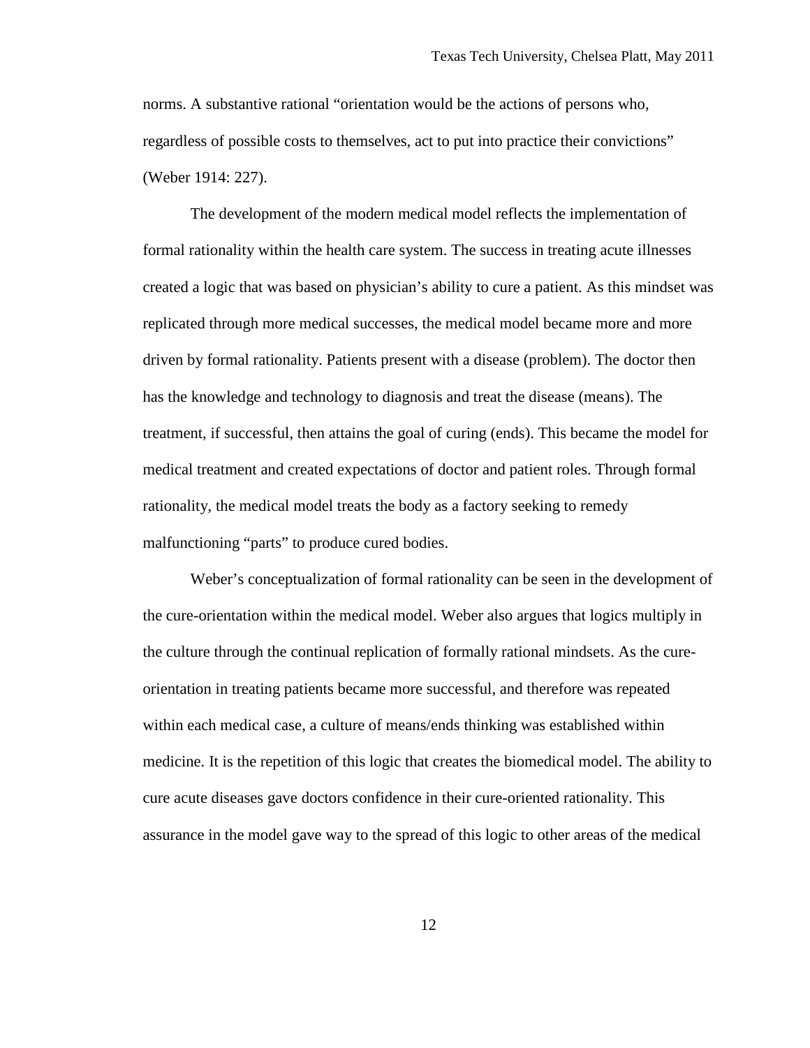norms. A substantive rational "orientation would be the actions of persons who, regardless of possible costs to themselves, act to put into practice their convictions" (Weber 1914: 227).

The development of the modern medical model reflects the implementation of formal rationality within the health care system. The success in treating acute illnesses created a logic that was based on physician's ability to cure a patient. As this mindset was replicated through more medical successes, the medical model became more and more driven by formal rationality. Patients present with a disease (problem). The doctor then has the knowledge and technology to diagnosis and treat the disease (means). The treatment, if successful, then attains the goal of curing (ends). This became the model for medical treatment and created expectations of doctor and patient roles. Through formal rationality, the medical model treats the body as a factory seeking to remedy malfunctioning "parts" to produce cured bodies.

Weber's conceptualization of formal rationality can be seen in the development of the cure-orientation within the medical model. Weber also argues that logics multiply in the culture through the continual replication of formally rational mindsets. As the cure-orientation in treating patients became more successful, and therefore was repeated within each medical case, a culture of means/ends thinking was established within medicine. It is the repetition of this logic that creates the biomedical model. The ability to cure acute diseases gave doctors confidence in their cure-oriented rationality. This assurance in the model gave way to the spread of this logic to other areas of the medical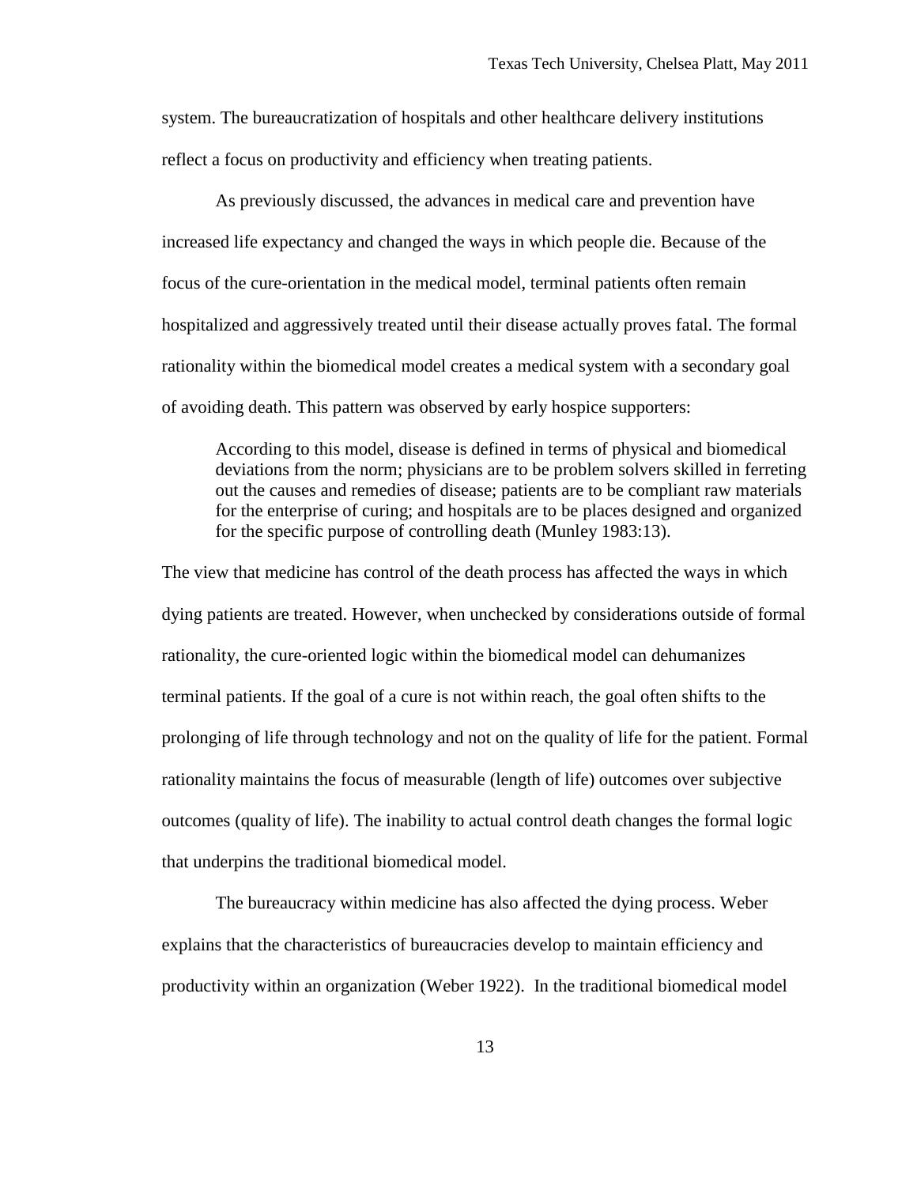system. The bureaucratization of hospitals and other healthcare delivery institutions reflect a focus on productivity and efficiency when treating patients.

As previously discussed, the advances in medical care and prevention have increased life expectancy and changed the ways in which people die. Because of the focus of the cure-orientation in the medical model, terminal patients often remain hospitalized and aggressively treated until their disease actually proves fatal. The formal rationality within the biomedical model creates a medical system with a secondary goal of avoiding death. This pattern was observed by early hospice supporters:

> According to this model, disease is defined in terms of physical and biomedical deviations from the norm; physicians are to be problem solvers skilled in ferreting out the causes and remedies of disease; patients are to be compliant raw materials for the enterprise of curing; and hospitals are to be places designed and organized for the specific purpose of controlling death (Munley 1983:13).

The view that medicine has control of the death process has affected the ways in which dying patients are treated. However, when unchecked by considerations outside of formal rationality, the cure-oriented logic within the biomedical model can dehumanizes terminal patients. If the goal of a cure is not within reach, the goal often shifts to the prolonging of life through technology and not on the quality of life for the patient. Formal rationality maintains the focus of measurable (length of life) outcomes over subjective outcomes (quality of life). The inability to actual control death changes the formal logic that underpins the traditional biomedical model.

The bureaucracy within medicine has also affected the dying process. Weber explains that the characteristics of bureaucracies develop to maintain efficiency and productivity within an organization (Weber 1922). In the traditional biomedical model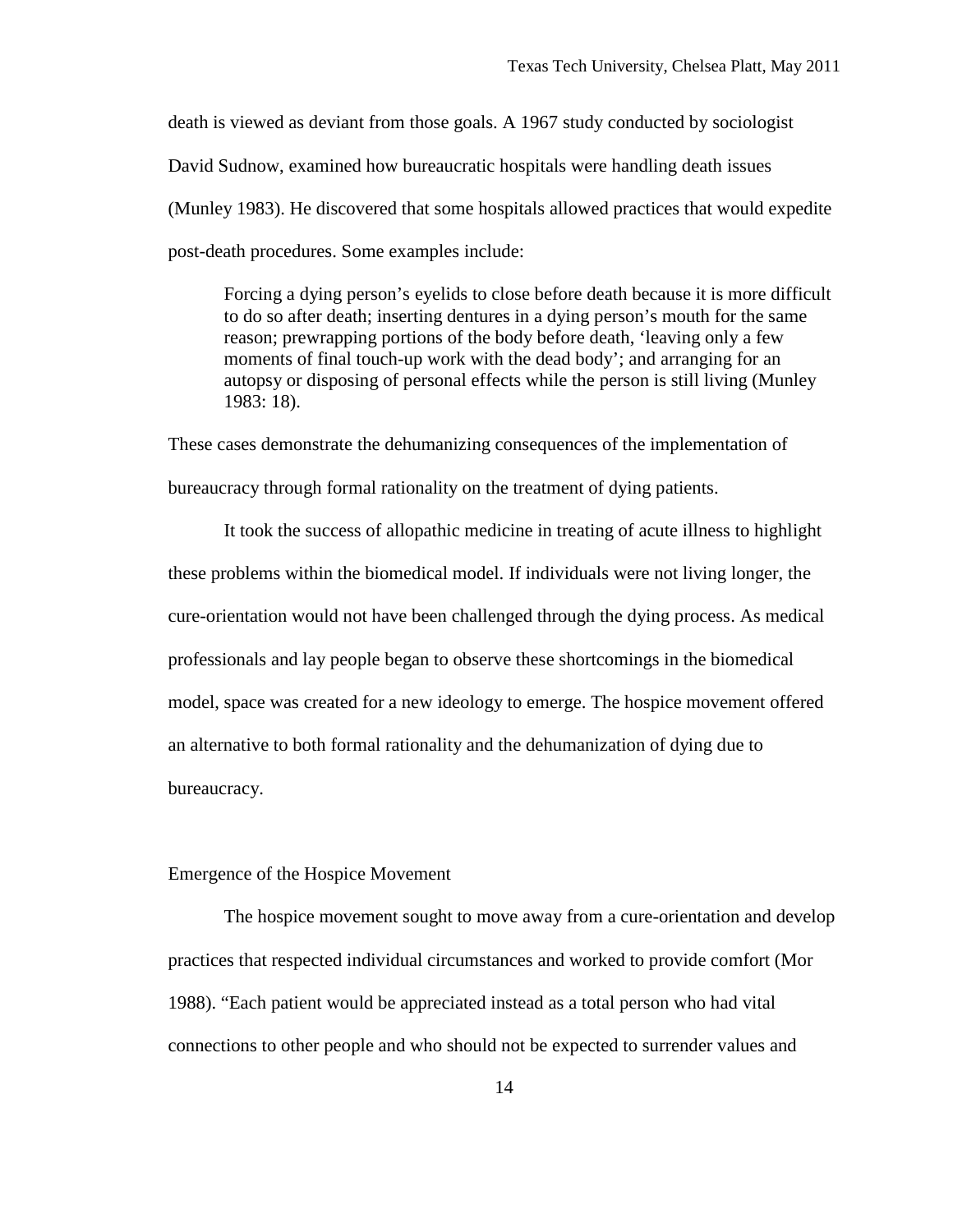death is viewed as deviant from those goals. A 1967 study conducted by sociologist David Sudnow, examined how bureaucratic hospitals were handling death issues (Munley 1983). He discovered that some hospitals allowed practices that would expedite post-death procedures. Some examples include:

> Forcing a dying person's eyelids to close before death because it is more difficult to do so after death; inserting dentures in a dying person's mouth for the same reason; prewrapping portions of the body before death, 'leaving only a few moments of final touch-up work with the dead body'; and arranging for an autopsy or disposing of personal effects while the person is still living (Munley 1983: 18).

These cases demonstrate the dehumanizing consequences of the implementation of bureaucracy through formal rationality on the treatment of dying patients.

It took the success of allopathic medicine in treating of acute illness to highlight these problems within the biomedical model. If individuals were not living longer, the cure-orientation would not have been challenged through the dying process. As medical professionals and lay people began to observe these shortcomings in the biomedical model, space was created for a new ideology to emerge. The hospice movement offered an alternative to both formal rationality and the dehumanization of dying due to bureaucracy.

## Emergence of the Hospice Movement

The hospice movement sought to move away from a cure-orientation and develop practices that respected individual circumstances and worked to provide comfort (Mor 1988). "Each patient would be appreciated instead as a total person who had vital connections to other people and who should not be expected to surrender values and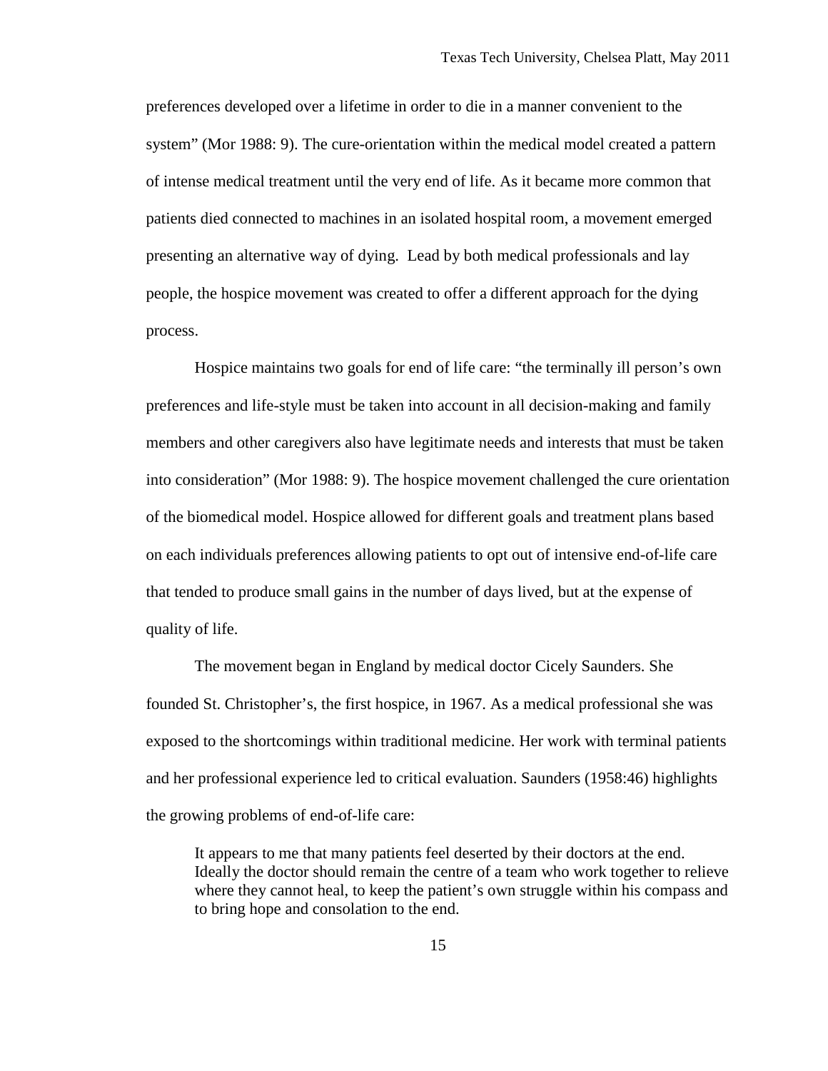preferences developed over a lifetime in order to die in a manner convenient to the system" (Mor 1988: 9). The cure-orientation within the medical model created a pattern of intense medical treatment until the very end of life. As it became more common that patients died connected to machines in an isolated hospital room, a movement emerged presenting an alternative way of dying. Lead by both medical professionals and lay people, the hospice movement was created to offer a different approach for the dying process.

Hospice maintains two goals for end of life care: "the terminally ill person's own preferences and life-style must be taken into account in all decision-making and family members and other caregivers also have legitimate needs and interests that must be taken into consideration" (Mor 1988: 9). The hospice movement challenged the cure orientation of the biomedical model. Hospice allowed for different goals and treatment plans based on each individuals preferences allowing patients to opt out of intensive end-of-life care that tended to produce small gains in the number of days lived, but at the expense of quality of life.

The movement began in England by medical doctor Cicely Saunders. She founded St. Christopher's, the first hospice, in 1967. As a medical professional she was exposed to the shortcomings within traditional medicine. Her work with terminal patients and her professional experience led to critical evaluation. Saunders (1958:46) highlights the growing problems of end-of-life care:

> It appears to me that many patients feel deserted by their doctors at the end. Ideally the doctor should remain the centre of a team who work together to relieve where they cannot heal, to keep the patient's own struggle within his compass and to bring hope and consolation to the end.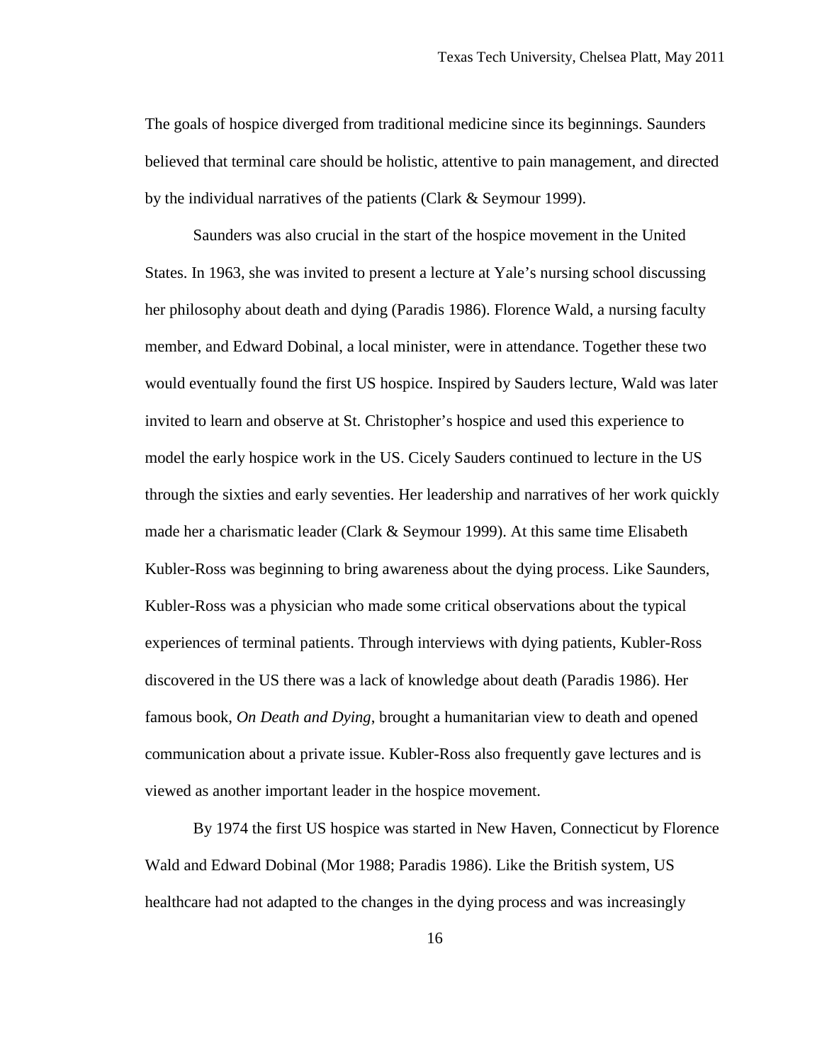The goals of hospice diverged from traditional medicine since its beginnings. Saunders believed that terminal care should be holistic, attentive to pain management, and directed by the individual narratives of the patients (Clark & Seymour 1999).

Saunders was also crucial in the start of the hospice movement in the United States. In 1963, she was invited to present a lecture at Yale's nursing school discussing her philosophy about death and dying (Paradis 1986). Florence Wald, a nursing faculty member, and Edward Dobinal, a local minister, were in attendance. Together these two would eventually found the first US hospice. Inspired by Sauders lecture, Wald was later invited to learn and observe at St. Christopher's hospice and used this experience to model the early hospice work in the US. Cicely Sauders continued to lecture in the US through the sixties and early seventies. Her leadership and narratives of her work quickly made her a charismatic leader (Clark & Seymour 1999). At this same time Elisabeth Kubler-Ross was beginning to bring awareness about the dying process. Like Saunders, Kubler-Ross was a physician who made some critical observations about the typical experiences of terminal patients. Through interviews with dying patients, Kubler-Ross discovered in the US there was a lack of knowledge about death (Paradis 1986). Her famous book, *On Death and Dying*, brought a humanitarian view to death and opened communication about a private issue. Kubler-Ross also frequently gave lectures and is viewed as another important leader in the hospice movement.

By 1974 the first US hospice was started in New Haven, Connecticut by Florence Wald and Edward Dobinal (Mor 1988; Paradis 1986). Like the British system, US healthcare had not adapted to the changes in the dying process and was increasingly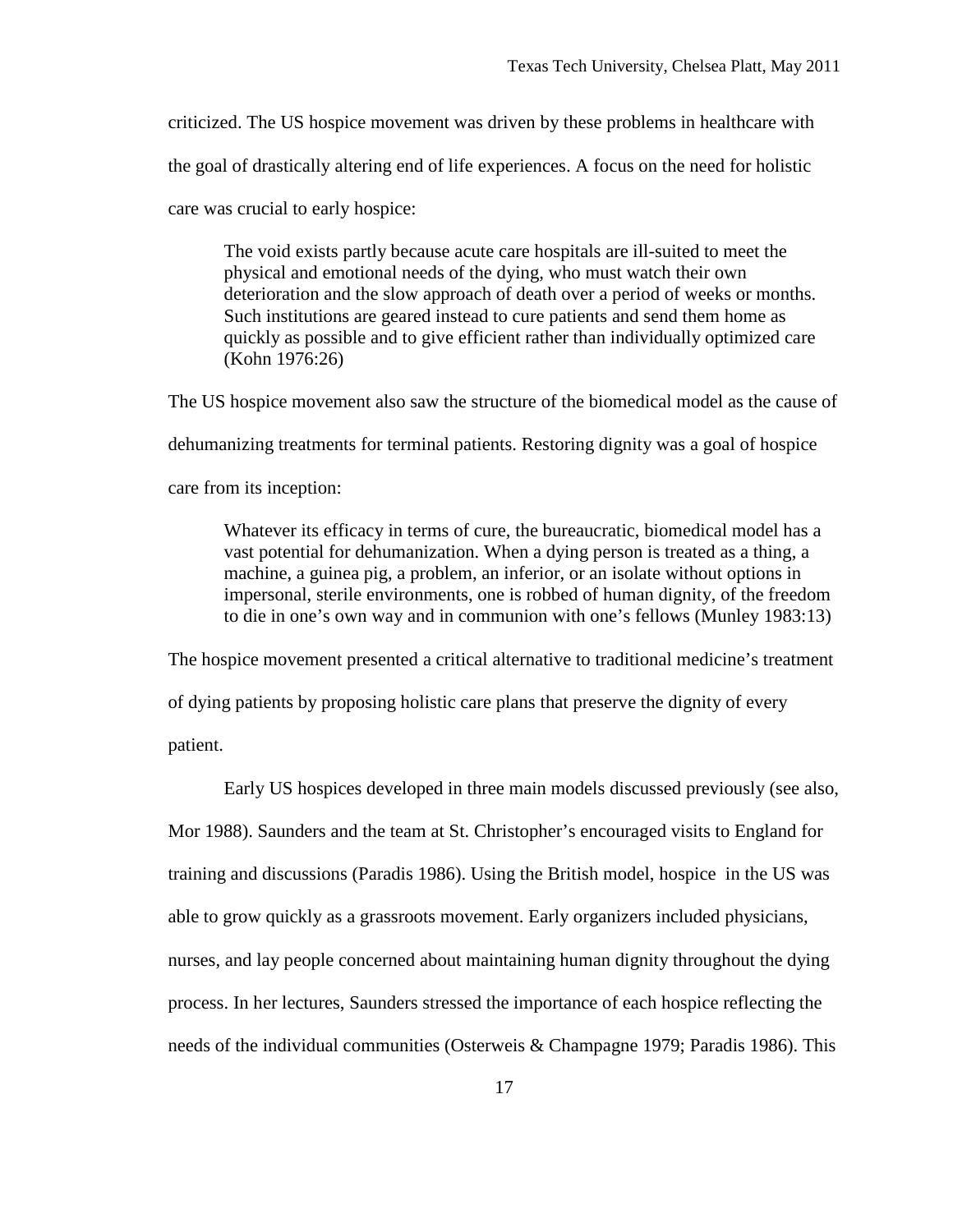criticized. The US hospice movement was driven by these problems in healthcare with the goal of drastically altering end of life experiences. A focus on the need for holistic care was crucial to early hospice:

> The void exists partly because acute care hospitals are ill-suited to meet the physical and emotional needs of the dying, who must watch their own deterioration and the slow approach of death over a period of weeks or months. Such institutions are geared instead to cure patients and send them home as quickly as possible and to give efficient rather than individually optimized care (Kohn 1976:26)

The US hospice movement also saw the structure of the biomedical model as the cause of dehumanizing treatments for terminal patients. Restoring dignity was a goal of hospice care from its inception:

> Whatever its efficacy in terms of cure, the bureaucratic, biomedical model has a vast potential for dehumanization. When a dying person is treated as a thing, a machine, a guinea pig, a problem, an inferior, or an isolate without options in impersonal, sterile environments, one is robbed of human dignity, of the freedom to die in one's own way and in communion with one's fellows (Munley 1983:13)

The hospice movement presented a critical alternative to traditional medicine's treatment of dying patients by proposing holistic care plans that preserve the dignity of every patient.

Early US hospices developed in three main models discussed previously (see also, Mor 1988). Saunders and the team at St. Christopher's encouraged visits to England for training and discussions (Paradis 1986). Using the British model, hospice in the US was able to grow quickly as a grassroots movement. Early organizers included physicians, nurses, and lay people concerned about maintaining human dignity throughout the dying process. In her lectures, Saunders stressed the importance of each hospice reflecting the needs of the individual communities (Osterweis & Champagne 1979; Paradis 1986). This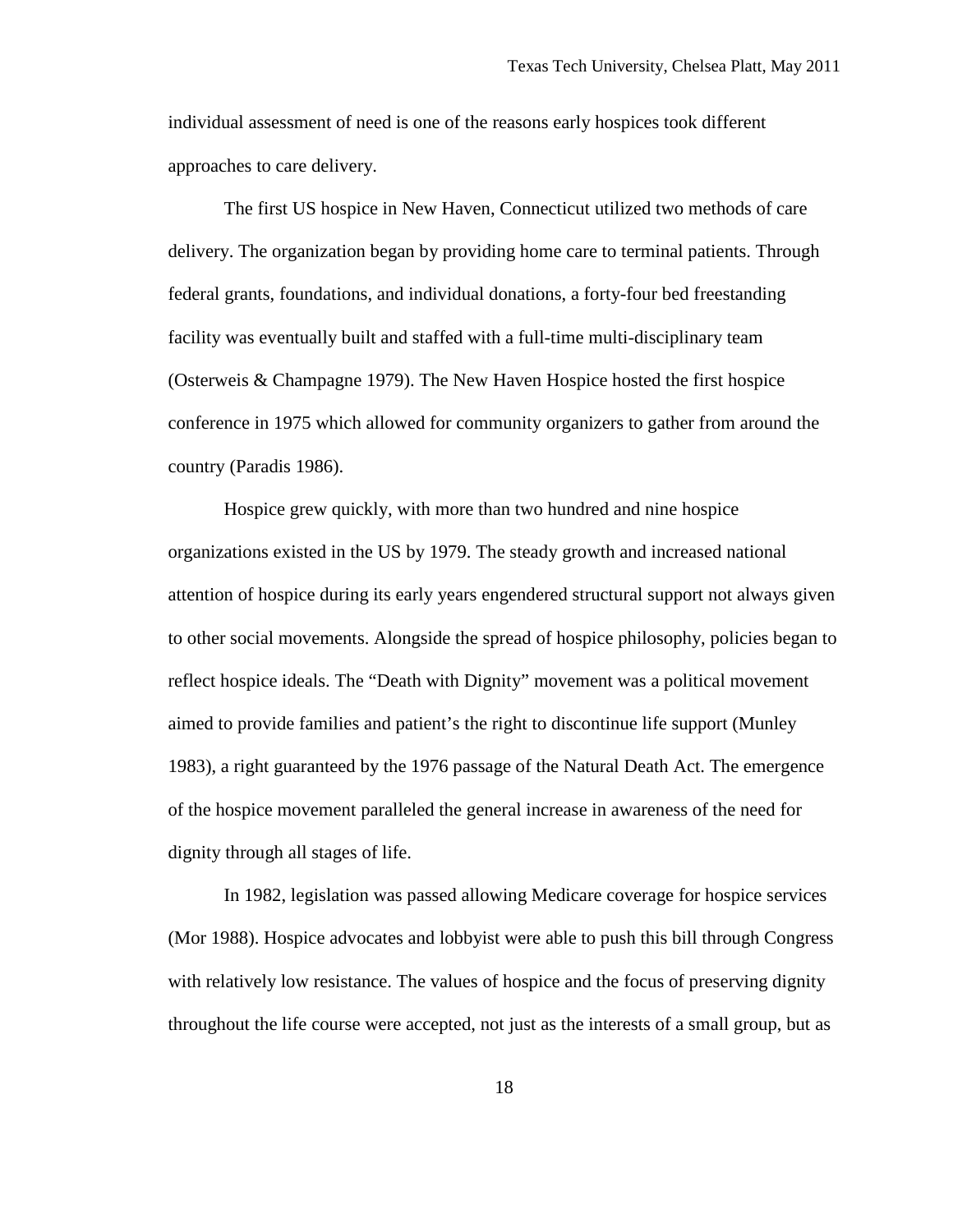individual assessment of need is one of the reasons early hospices took different approaches to care delivery.

The first US hospice in New Haven, Connecticut utilized two methods of care delivery. The organization began by providing home care to terminal patients. Through federal grants, foundations, and individual donations, a forty-four bed freestanding facility was eventually built and staffed with a full-time multi-disciplinary team (Osterweis & Champagne 1979). The New Haven Hospice hosted the first hospice conference in 1975 which allowed for community organizers to gather from around the country (Paradis 1986).

Hospice grew quickly, with more than two hundred and nine hospice organizations existed in the US by 1979. The steady growth and increased national attention of hospice during its early years engendered structural support not always given to other social movements. Alongside the spread of hospice philosophy, policies began to reflect hospice ideals. The "Death with Dignity" movement was a political movement aimed to provide families and patient's the right to discontinue life support (Munley 1983), a right guaranteed by the 1976 passage of the Natural Death Act. The emergence of the hospice movement paralleled the general increase in awareness of the need for dignity through all stages of life.

In 1982, legislation was passed allowing Medicare coverage for hospice services (Mor 1988). Hospice advocates and lobbyist were able to push this bill through Congress with relatively low resistance. The values of hospice and the focus of preserving dignity throughout the life course were accepted, not just as the interests of a small group, but as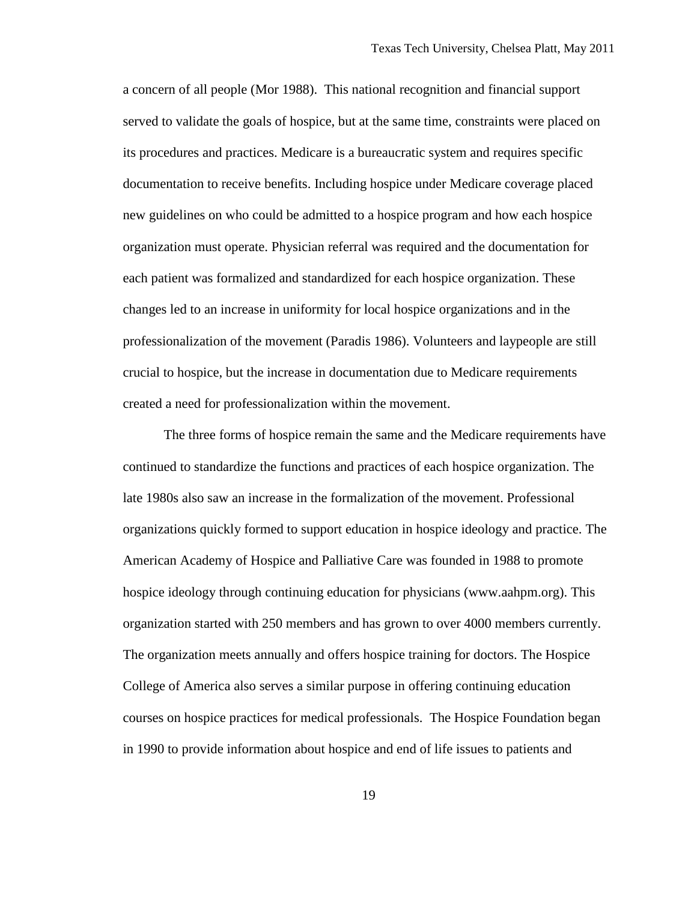a concern of all people (Mor 1988). This national recognition and financial support served to validate the goals of hospice, but at the same time, constraints were placed on its procedures and practices. Medicare is a bureaucratic system and requires specific documentation to receive benefits. Including hospice under Medicare coverage placed new guidelines on who could be admitted to a hospice program and how each hospice organization must operate. Physician referral was required and the documentation for each patient was formalized and standardized for each hospice organization. These changes led to an increase in uniformity for local hospice organizations and in the professionalization of the movement (Paradis 1986). Volunteers and laypeople are still crucial to hospice, but the increase in documentation due to Medicare requirements created a need for professionalization within the movement.

The three forms of hospice remain the same and the Medicare requirements have continued to standardize the functions and practices of each hospice organization. The late 1980s also saw an increase in the formalization of the movement. Professional organizations quickly formed to support education in hospice ideology and practice. The American Academy of Hospice and Palliative Care was founded in 1988 to promote hospice ideology through continuing education for physicians (www.aahpm.org). This organization started with 250 members and has grown to over 4000 members currently. The organization meets annually and offers hospice training for doctors. The Hospice College of America also serves a similar purpose in offering continuing education courses on hospice practices for medical professionals. The Hospice Foundation began in 1990 to provide information about hospice and end of life issues to patients and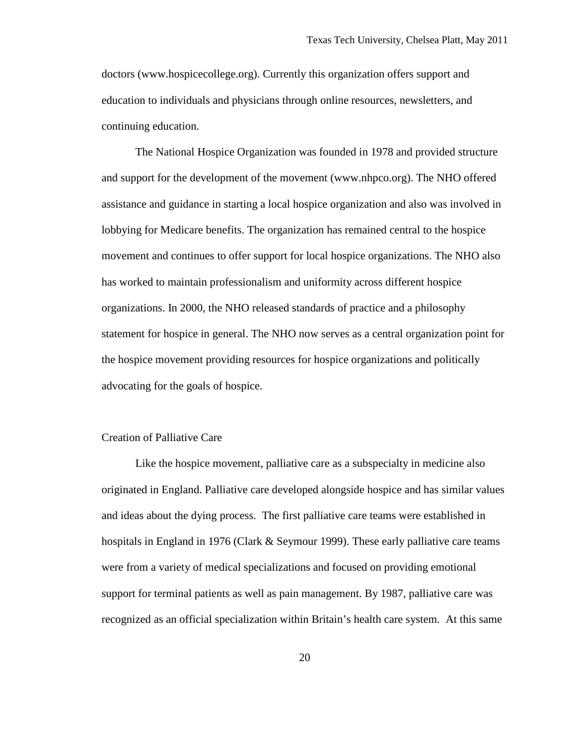doctors (www.hospicecollege.org). Currently this organization offers support and education to individuals and physicians through online resources, newsletters, and continuing education.

The National Hospice Organization was founded in 1978 and provided structure and support for the development of the movement (www.nhpco.org). The NHO offered assistance and guidance in starting a local hospice organization and also was involved in lobbying for Medicare benefits. The organization has remained central to the hospice movement and continues to offer support for local hospice organizations. The NHO also has worked to maintain professionalism and uniformity across different hospice organizations. In 2000, the NHO released standards of practice and a philosophy statement for hospice in general. The NHO now serves as a central organization point for the hospice movement providing resources for hospice organizations and politically advocating for the goals of hospice.

## Creation of Palliative Care

Like the hospice movement, palliative care as a subspecialty in medicine also originated in England. Palliative care developed alongside hospice and has similar values and ideas about the dying process. The first palliative care teams were established in hospitals in England in 1976 (Clark & Seymour 1999). These early palliative care teams were from a variety of medical specializations and focused on providing emotional support for terminal patients as well as pain management. By 1987, palliative care was recognized as an official specialization within Britain's health care system. At this same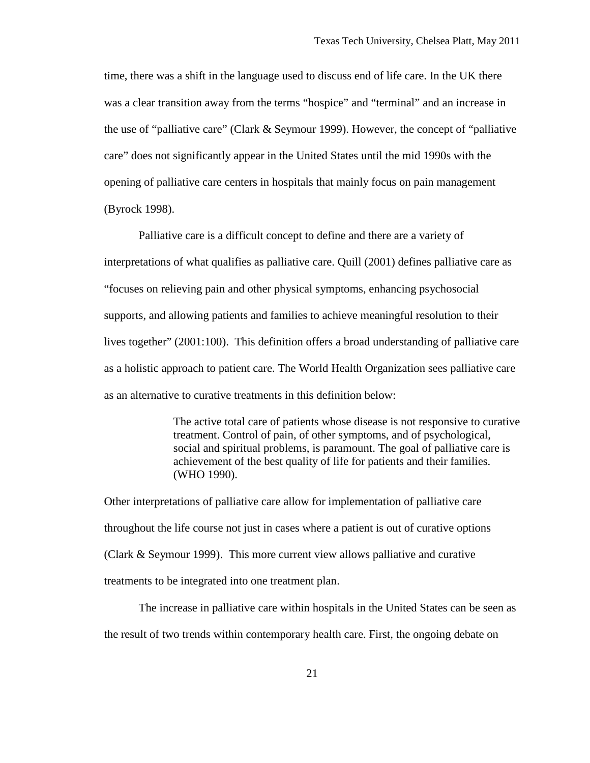time, there was a shift in the language used to discuss end of life care. In the UK there was a clear transition away from the terms "hospice" and "terminal" and an increase in the use of "palliative care" (Clark & Seymour 1999). However, the concept of "palliative care" does not significantly appear in the United States until the mid 1990s with the opening of palliative care centers in hospitals that mainly focus on pain management (Byrock 1998).

Palliative care is a difficult concept to define and there are a variety of interpretations of what qualifies as palliative care. Quill (2001) defines palliative care as "focuses on relieving pain and other physical symptoms, enhancing psychosocial supports, and allowing patients and families to achieve meaningful resolution to their lives together" (2001:100). This definition offers a broad understanding of palliative care as a holistic approach to patient care. The World Health Organization sees palliative care as an alternative to curative treatments in this definition below:

> The active total care of patients whose disease is not responsive to curative treatment. Control of pain, of other symptoms, and of psychological, social and spiritual problems, is paramount. The goal of palliative care is achievement of the best quality of life for patients and their families. (WHO 1990).

Other interpretations of palliative care allow for implementation of palliative care throughout the life course not just in cases where a patient is out of curative options (Clark & Seymour 1999). This more current view allows palliative and curative treatments to be integrated into one treatment plan.

The increase in palliative care within hospitals in the United States can be seen as the result of two trends within contemporary health care. First, the ongoing debate on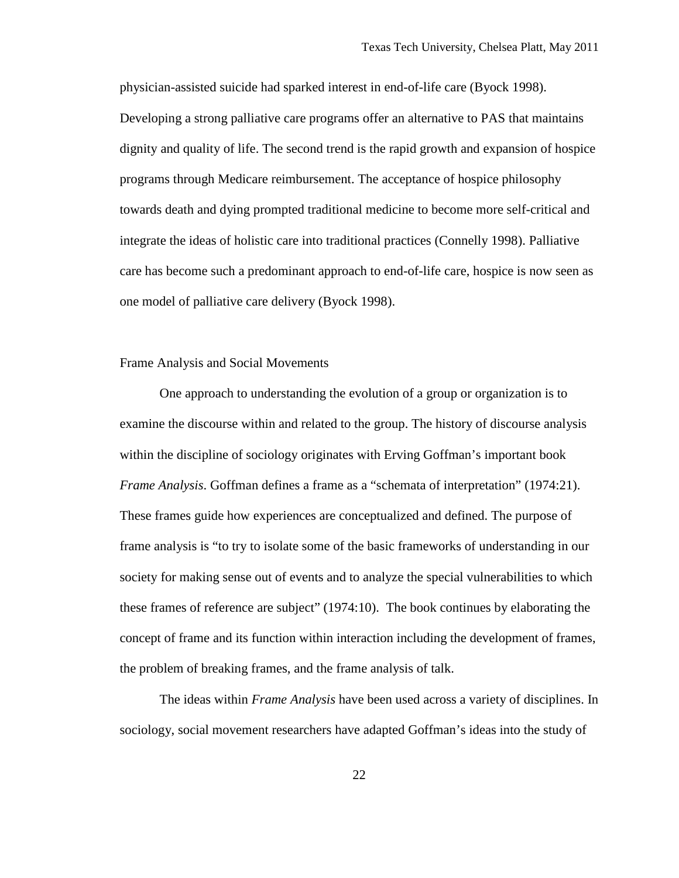physician-assisted suicide had sparked interest in end-of-life care (Byock 1998). Developing a strong palliative care programs offer an alternative to PAS that maintains dignity and quality of life. The second trend is the rapid growth and expansion of hospice programs through Medicare reimbursement. The acceptance of hospice philosophy towards death and dying prompted traditional medicine to become more self-critical and integrate the ideas of holistic care into traditional practices (Connelly 1998). Palliative care has become such a predominant approach to end-of-life care, hospice is now seen as one model of palliative care delivery (Byock 1998).

## Frame Analysis and Social Movements

One approach to understanding the evolution of a group or organization is to examine the discourse within and related to the group. The history of discourse analysis within the discipline of sociology originates with Erving Goffman's important book *Frame Analysis*. Goffman defines a frame as a "schemata of interpretation" (1974:21). These frames guide how experiences are conceptualized and defined. The purpose of frame analysis is "to try to isolate some of the basic frameworks of understanding in our society for making sense out of events and to analyze the special vulnerabilities to which these frames of reference are subject" (1974:10). The book continues by elaborating the concept of frame and its function within interaction including the development of frames, the problem of breaking frames, and the frame analysis of talk.

The ideas within *Frame Analysis* have been used across a variety of disciplines. In sociology, social movement researchers have adapted Goffman's ideas into the study of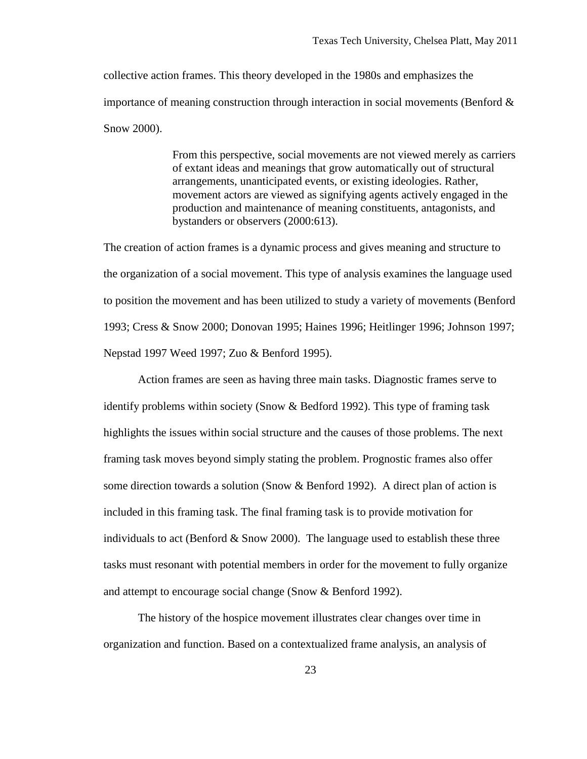collective action frames. This theory developed in the 1980s and emphasizes the importance of meaning construction through interaction in social movements (Benford & Snow 2000).

> From this perspective, social movements are not viewed merely as carriers of extant ideas and meanings that grow automatically out of structural arrangements, unanticipated events, or existing ideologies. Rather, movement actors are viewed as signifying agents actively engaged in the production and maintenance of meaning constituents, antagonists, and bystanders or observers (2000:613).

The creation of action frames is a dynamic process and gives meaning and structure to the organization of a social movement. This type of analysis examines the language used to position the movement and has been utilized to study a variety of movements (Benford 1993; Cress & Snow 2000; Donovan 1995; Haines 1996; Heitlinger 1996; Johnson 1997; Nepstad 1997 Weed 1997; Zuo & Benford 1995).

Action frames are seen as having three main tasks. Diagnostic frames serve to identify problems within society (Snow & Bedford 1992). This type of framing task highlights the issues within social structure and the causes of those problems. The next framing task moves beyond simply stating the problem. Prognostic frames also offer some direction towards a solution (Snow & Benford 1992). A direct plan of action is included in this framing task. The final framing task is to provide motivation for individuals to act (Benford & Snow 2000). The language used to establish these three tasks must resonant with potential members in order for the movement to fully organize and attempt to encourage social change (Snow & Benford 1992).

The history of the hospice movement illustrates clear changes over time in organization and function. Based on a contextualized frame analysis, an analysis of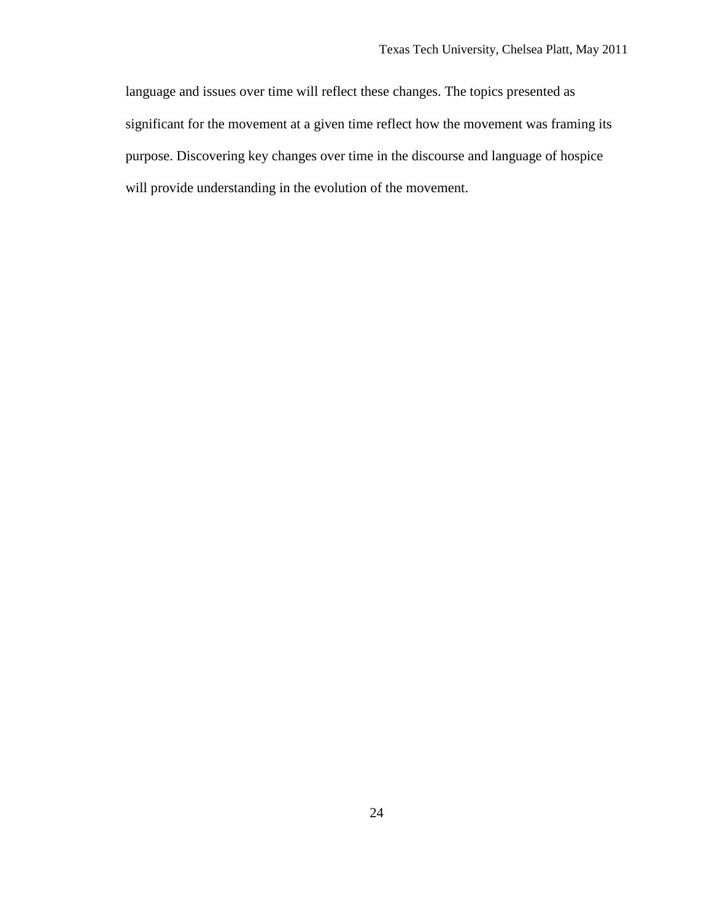language and issues over time will reflect these changes. The topics presented as significant for the movement at a given time reflect how the movement was framing its purpose. Discovering key changes over time in the discourse and language of hospice will provide understanding in the evolution of the movement.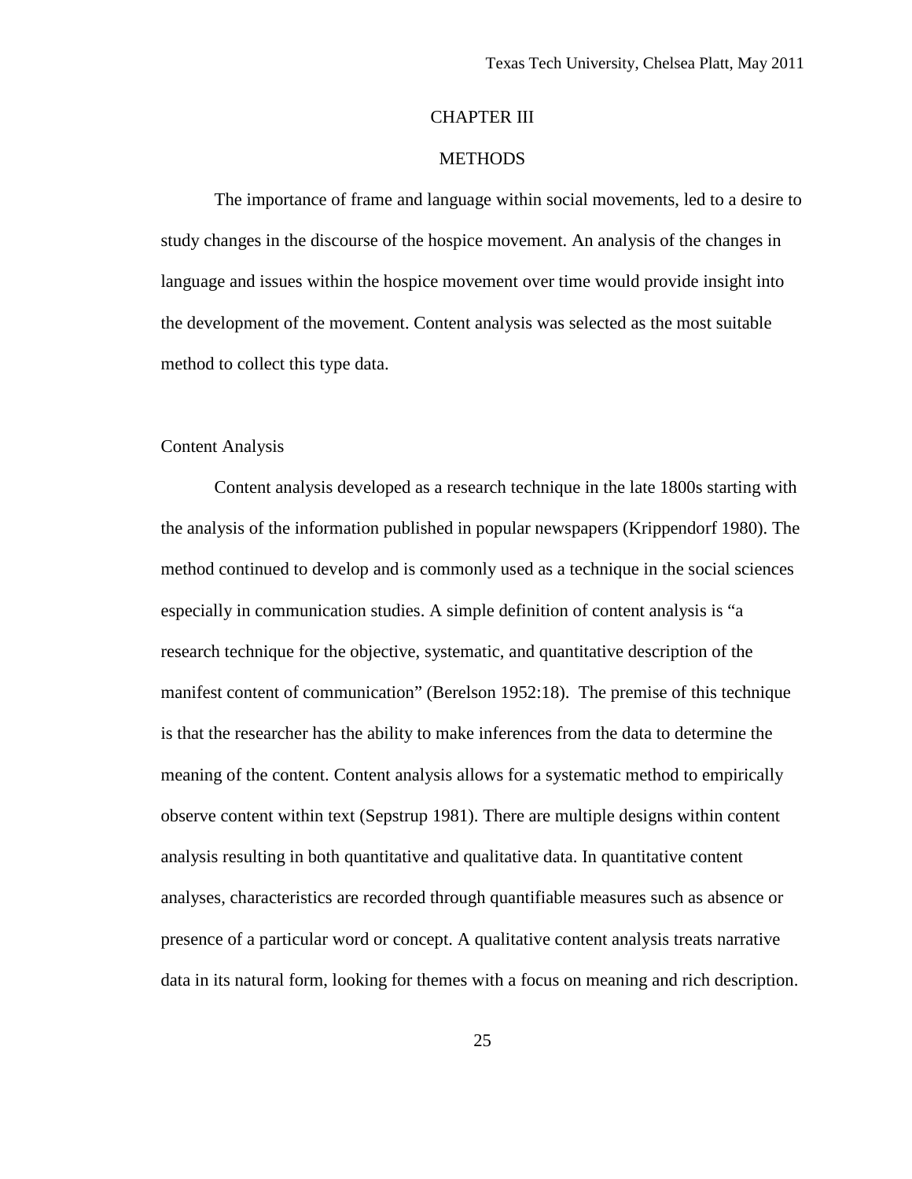# CHAPTER III

# METHODS

The importance of frame and language within social movements, led to a desire to study changes in the discourse of the hospice movement. An analysis of the changes in language and issues within the hospice movement over time would provide insight into the development of the movement. Content analysis was selected as the most suitable method to collect this type data.

## Content Analysis

Content analysis developed as a research technique in the late 1800s starting with the analysis of the information published in popular newspapers (Krippendorf 1980). The method continued to develop and is commonly used as a technique in the social sciences especially in communication studies. A simple definition of content analysis is "a research technique for the objective, systematic, and quantitative description of the manifest content of communication" (Berelson 1952:18). The premise of this technique is that the researcher has the ability to make inferences from the data to determine the meaning of the content. Content analysis allows for a systematic method to empirically observe content within text (Sepstrup 1981). There are multiple designs within content analysis resulting in both quantitative and qualitative data. In quantitative content analyses, characteristics are recorded through quantifiable measures such as absence or presence of a particular word or concept. A qualitative content analysis treats narrative data in its natural form, looking for themes with a focus on meaning and rich description.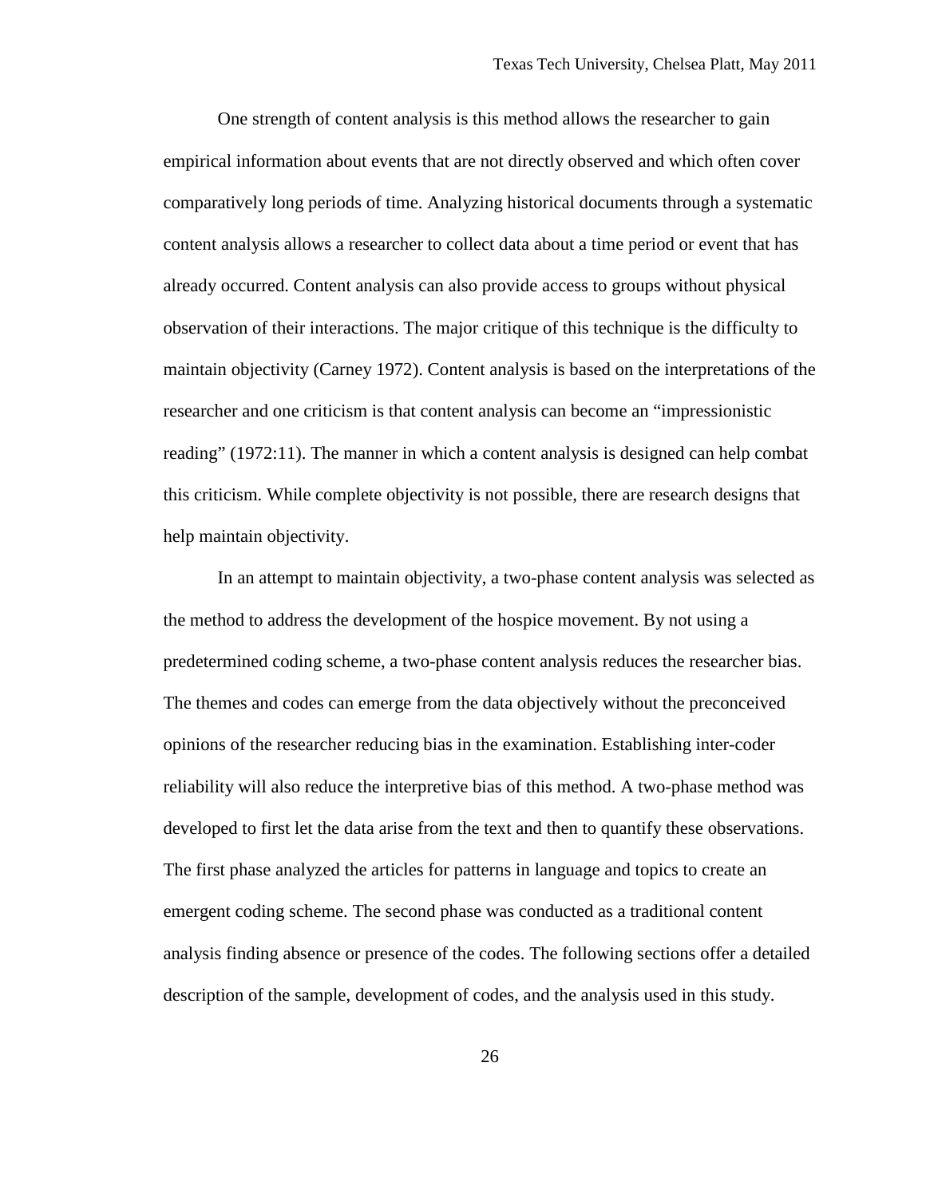One strength of content analysis is this method allows the researcher to gain empirical information about events that are not directly observed and which often cover comparatively long periods of time. Analyzing historical documents through a systematic content analysis allows a researcher to collect data about a time period or event that has already occurred. Content analysis can also provide access to groups without physical observation of their interactions. The major critique of this technique is the difficulty to maintain objectivity (Carney 1972). Content analysis is based on the interpretations of the researcher and one criticism is that content analysis can become an "impressionistic reading" (1972:11). The manner in which a content analysis is designed can help combat this criticism. While complete objectivity is not possible, there are research designs that help maintain objectivity.

In an attempt to maintain objectivity, a two-phase content analysis was selected as the method to address the development of the hospice movement. By not using a predetermined coding scheme, a two-phase content analysis reduces the researcher bias. The themes and codes can emerge from the data objectively without the preconceived opinions of the researcher reducing bias in the examination. Establishing inter-coder reliability will also reduce the interpretive bias of this method. A two-phase method was developed to first let the data arise from the text and then to quantify these observations. The first phase analyzed the articles for patterns in language and topics to create an emergent coding scheme. The second phase was conducted as a traditional content analysis finding absence or presence of the codes. The following sections offer a detailed description of the sample, development of codes, and the analysis used in this study.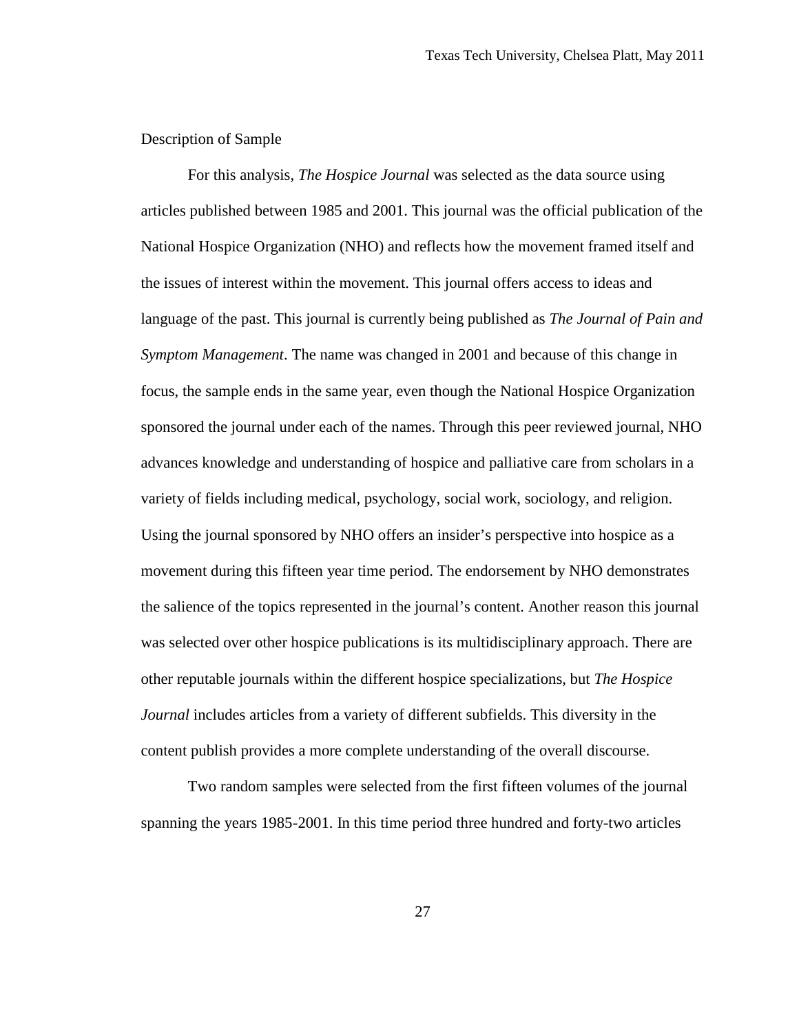Description of Sample

For this analysis, *The Hospice Journal* was selected as the data source using articles published between 1985 and 2001. This journal was the official publication of the National Hospice Organization (NHO) and reflects how the movement framed itself and the issues of interest within the movement. This journal offers access to ideas and language of the past. This journal is currently being published as *The Journal of Pain and Symptom Management*. The name was changed in 2001 and because of this change in focus, the sample ends in the same year, even though the National Hospice Organization sponsored the journal under each of the names. Through this peer reviewed journal, NHO advances knowledge and understanding of hospice and palliative care from scholars in a variety of fields including medical, psychology, social work, sociology, and religion. Using the journal sponsored by NHO offers an insider's perspective into hospice as a movement during this fifteen year time period. The endorsement by NHO demonstrates the salience of the topics represented in the journal's content. Another reason this journal was selected over other hospice publications is its multidisciplinary approach. There are other reputable journals within the different hospice specializations, but *The Hospice Journal* includes articles from a variety of different subfields. This diversity in the content publish provides a more complete understanding of the overall discourse.

Two random samples were selected from the first fifteen volumes of the journal spanning the years 1985-2001. In this time period three hundred and forty-two articles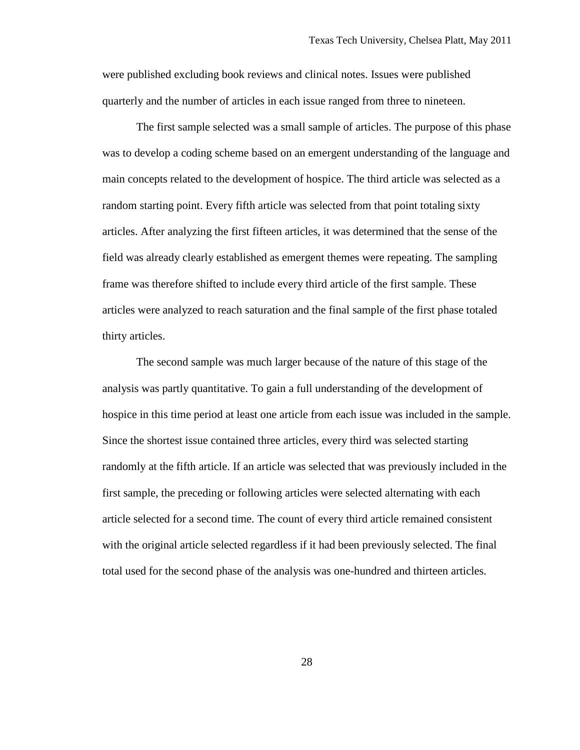were published excluding book reviews and clinical notes. Issues were published quarterly and the number of articles in each issue ranged from three to nineteen.

The first sample selected was a small sample of articles. The purpose of this phase was to develop a coding scheme based on an emergent understanding of the language and main concepts related to the development of hospice. The third article was selected as a random starting point. Every fifth article was selected from that point totaling sixty articles. After analyzing the first fifteen articles, it was determined that the sense of the field was already clearly established as emergent themes were repeating. The sampling frame was therefore shifted to include every third article of the first sample. These articles were analyzed to reach saturation and the final sample of the first phase totaled thirty articles.

The second sample was much larger because of the nature of this stage of the analysis was partly quantitative. To gain a full understanding of the development of hospice in this time period at least one article from each issue was included in the sample. Since the shortest issue contained three articles, every third was selected starting randomly at the fifth article. If an article was selected that was previously included in the first sample, the preceding or following articles were selected alternating with each article selected for a second time. The count of every third article remained consistent with the original article selected regardless if it had been previously selected. The final total used for the second phase of the analysis was one-hundred and thirteen articles.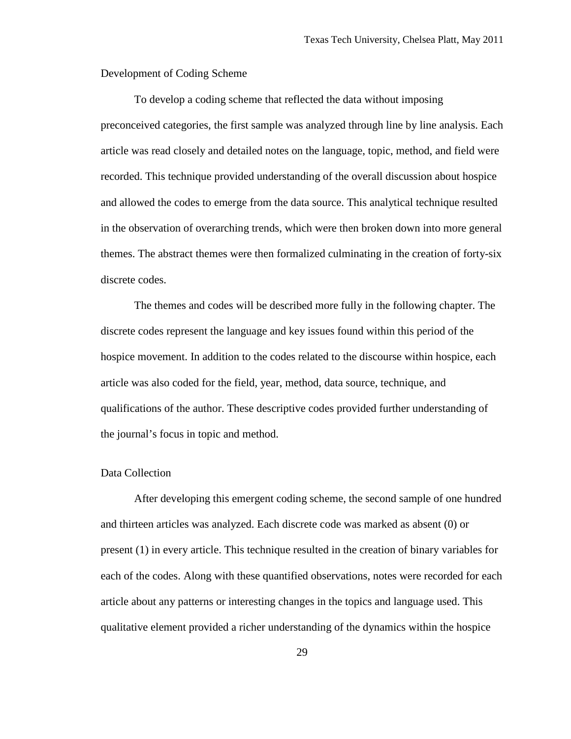### Development of Coding Scheme

To develop a coding scheme that reflected the data without imposing preconceived categories, the first sample was analyzed through line by line analysis. Each article was read closely and detailed notes on the language, topic, method, and field were recorded. This technique provided understanding of the overall discussion about hospice and allowed the codes to emerge from the data source. This analytical technique resulted in the observation of overarching trends, which were then broken down into more general themes. The abstract themes were then formalized culminating in the creation of forty-six discrete codes.

The themes and codes will be described more fully in the following chapter. The discrete codes represent the language and key issues found within this period of the hospice movement. In addition to the codes related to the discourse within hospice, each article was also coded for the field, year, method, data source, technique, and qualifications of the author. These descriptive codes provided further understanding of the journal's focus in topic and method.

### Data Collection

After developing this emergent coding scheme, the second sample of one hundred and thirteen articles was analyzed. Each discrete code was marked as absent (0) or present (1) in every article. This technique resulted in the creation of binary variables for each of the codes. Along with these quantified observations, notes were recorded for each article about any patterns or interesting changes in the topics and language used. This qualitative element provided a richer understanding of the dynamics within the hospice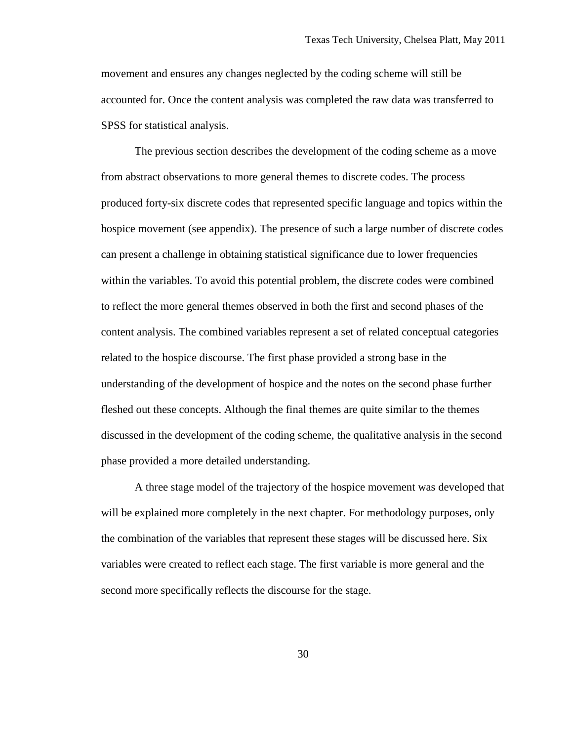movement and ensures any changes neglected by the coding scheme will still be accounted for. Once the content analysis was completed the raw data was transferred to SPSS for statistical analysis.

The previous section describes the development of the coding scheme as a move from abstract observations to more general themes to discrete codes. The process produced forty-six discrete codes that represented specific language and topics within the hospice movement (see appendix). The presence of such a large number of discrete codes can present a challenge in obtaining statistical significance due to lower frequencies within the variables. To avoid this potential problem, the discrete codes were combined to reflect the more general themes observed in both the first and second phases of the content analysis. The combined variables represent a set of related conceptual categories related to the hospice discourse. The first phase provided a strong base in the understanding of the development of hospice and the notes on the second phase further fleshed out these concepts. Although the final themes are quite similar to the themes discussed in the development of the coding scheme, the qualitative analysis in the second phase provided a more detailed understanding.

A three stage model of the trajectory of the hospice movement was developed that will be explained more completely in the next chapter. For methodology purposes, only the combination of the variables that represent these stages will be discussed here. Six variables were created to reflect each stage. The first variable is more general and the second more specifically reflects the discourse for the stage.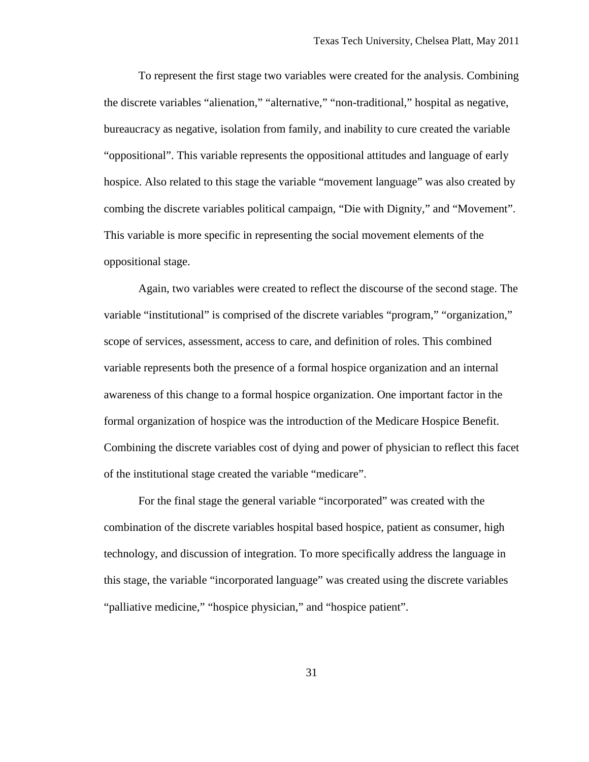To represent the first stage two variables were created for the analysis. Combining the discrete variables "alienation," "alternative," "non-traditional," hospital as negative, bureaucracy as negative, isolation from family, and inability to cure created the variable "oppositional". This variable represents the oppositional attitudes and language of early hospice. Also related to this stage the variable "movement language" was also created by combing the discrete variables political campaign, "Die with Dignity," and "Movement". This variable is more specific in representing the social movement elements of the oppositional stage.

Again, two variables were created to reflect the discourse of the second stage. The variable "institutional" is comprised of the discrete variables "program," "organization," scope of services, assessment, access to care, and definition of roles. This combined variable represents both the presence of a formal hospice organization and an internal awareness of this change to a formal hospice organization. One important factor in the formal organization of hospice was the introduction of the Medicare Hospice Benefit. Combining the discrete variables cost of dying and power of physician to reflect this facet of the institutional stage created the variable "medicare".

For the final stage the general variable "incorporated" was created with the combination of the discrete variables hospital based hospice, patient as consumer, high technology, and discussion of integration. To more specifically address the language in this stage, the variable "incorporated language" was created using the discrete variables "palliative medicine," "hospice physician," and "hospice patient".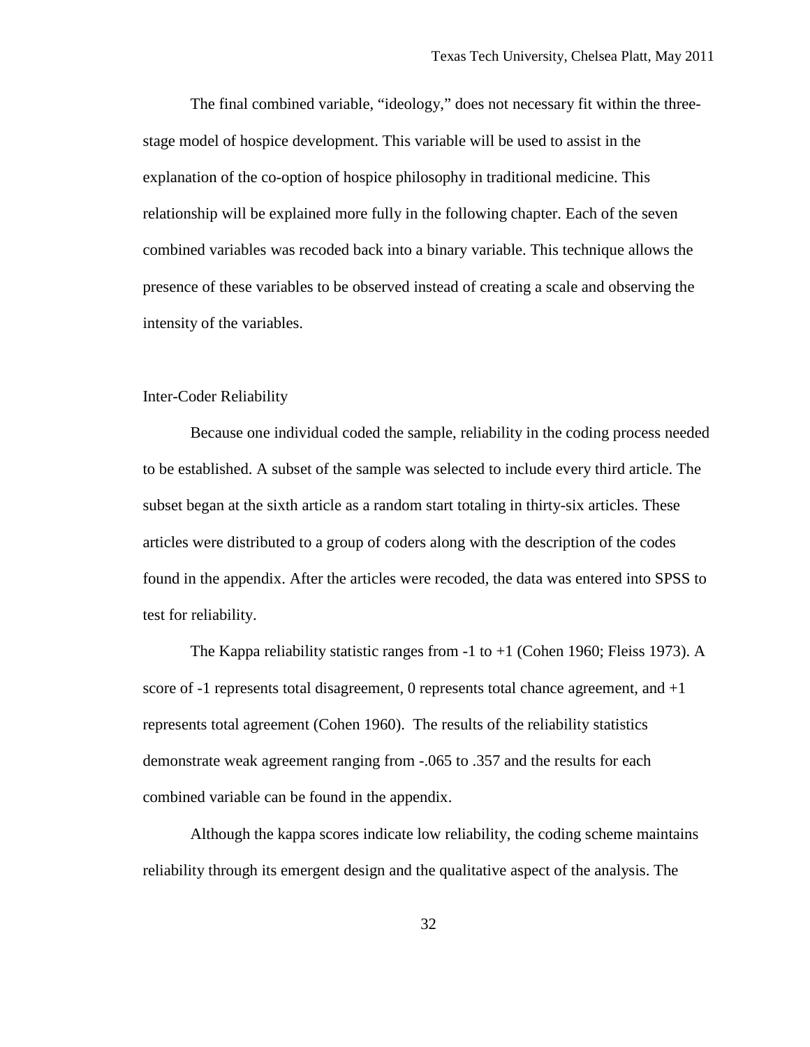The final combined variable, "ideology," does not necessary fit within the three-stage model of hospice development. This variable will be used to assist in the explanation of the co-option of hospice philosophy in traditional medicine. This relationship will be explained more fully in the following chapter. Each of the seven combined variables was recoded back into a binary variable. This technique allows the presence of these variables to be observed instead of creating a scale and observing the intensity of the variables.

## Inter-Coder Reliability

Because one individual coded the sample, reliability in the coding process needed to be established. A subset of the sample was selected to include every third article. The subset began at the sixth article as a random start totaling in thirty-six articles. These articles were distributed to a group of coders along with the description of the codes found in the appendix. After the articles were recoded, the data was entered into SPSS to test for reliability.

The Kappa reliability statistic ranges from -1 to +1 (Cohen 1960; Fleiss 1973). A score of -1 represents total disagreement, 0 represents total chance agreement, and +1 represents total agreement (Cohen 1960). The results of the reliability statistics demonstrate weak agreement ranging from -.065 to .357 and the results for each combined variable can be found in the appendix.

Although the kappa scores indicate low reliability, the coding scheme maintains reliability through its emergent design and the qualitative aspect of the analysis. The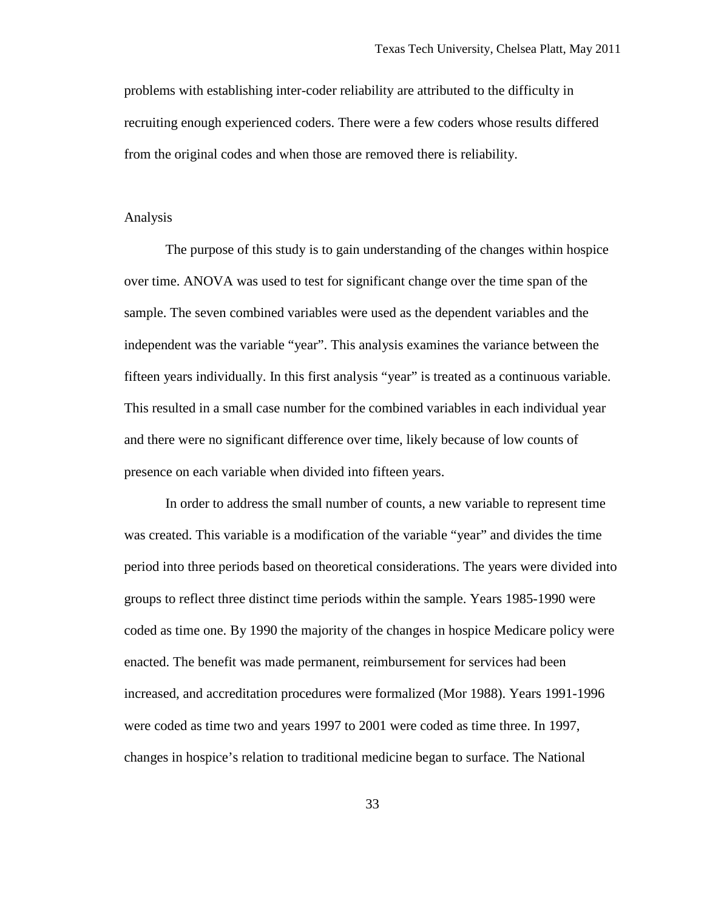problems with establishing inter-coder reliability are attributed to the difficulty in recruiting enough experienced coders. There were a few coders whose results differed from the original codes and when those are removed there is reliability.

## Analysis

The purpose of this study is to gain understanding of the changes within hospice over time. ANOVA was used to test for significant change over the time span of the sample. The seven combined variables were used as the dependent variables and the independent was the variable "year". This analysis examines the variance between the fifteen years individually. In this first analysis "year" is treated as a continuous variable. This resulted in a small case number for the combined variables in each individual year and there were no significant difference over time, likely because of low counts of presence on each variable when divided into fifteen years.

In order to address the small number of counts, a new variable to represent time was created. This variable is a modification of the variable "year" and divides the time period into three periods based on theoretical considerations. The years were divided into groups to reflect three distinct time periods within the sample. Years 1985-1990 were coded as time one. By 1990 the majority of the changes in hospice Medicare policy were enacted. The benefit was made permanent, reimbursement for services had been increased, and accreditation procedures were formalized (Mor 1988). Years 1991-1996 were coded as time two and years 1997 to 2001 were coded as time three. In 1997, changes in hospice's relation to traditional medicine began to surface. The National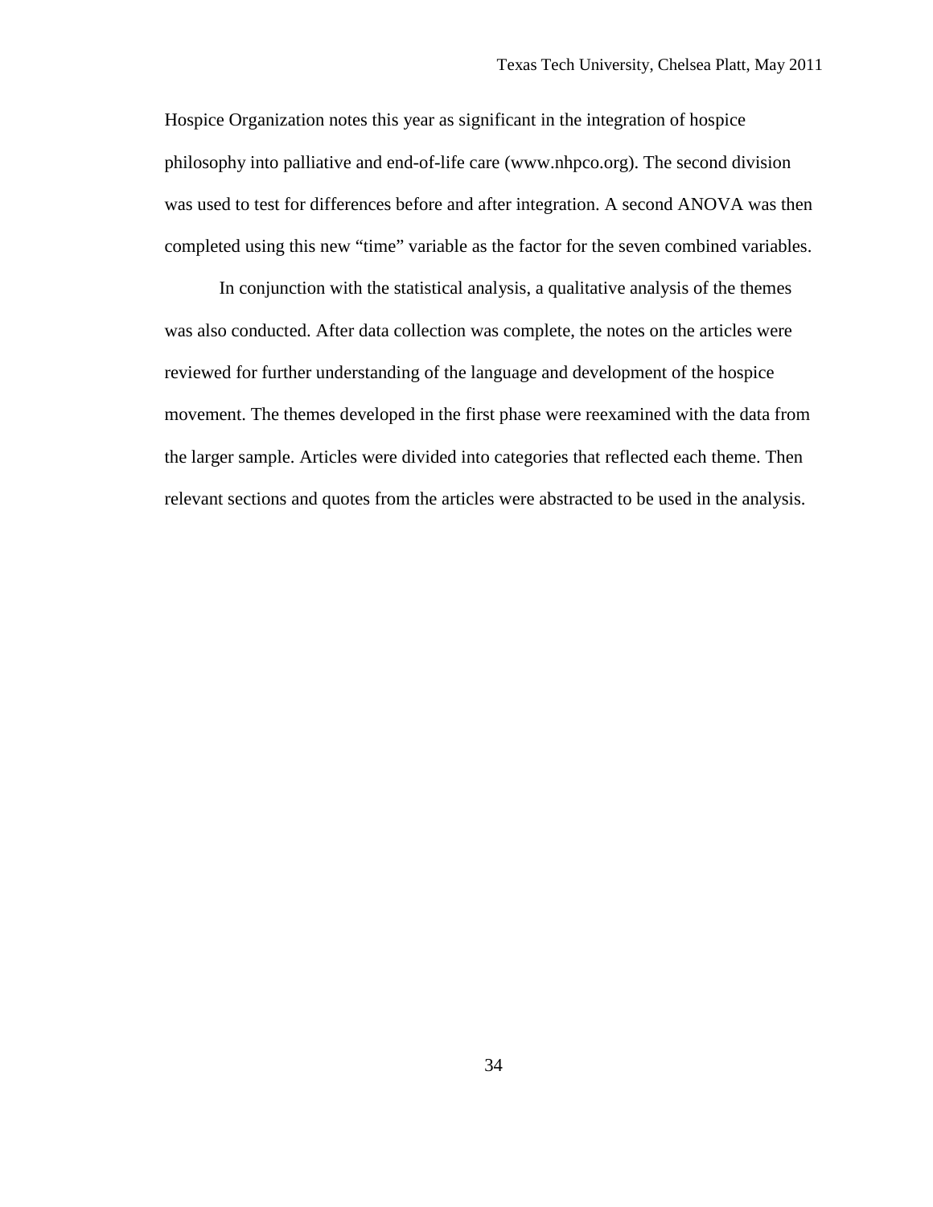Hospice Organization notes this year as significant in the integration of hospice philosophy into palliative and end-of-life care (www.nhpco.org). The second division was used to test for differences before and after integration. A second ANOVA was then completed using this new “time” variable as the factor for the seven combined variables.

In conjunction with the statistical analysis, a qualitative analysis of the themes was also conducted. After data collection was complete, the notes on the articles were reviewed for further understanding of the language and development of the hospice movement. The themes developed in the first phase were reexamined with the data from the larger sample. Articles were divided into categories that reflected each theme. Then relevant sections and quotes from the articles were abstracted to be used in the analysis.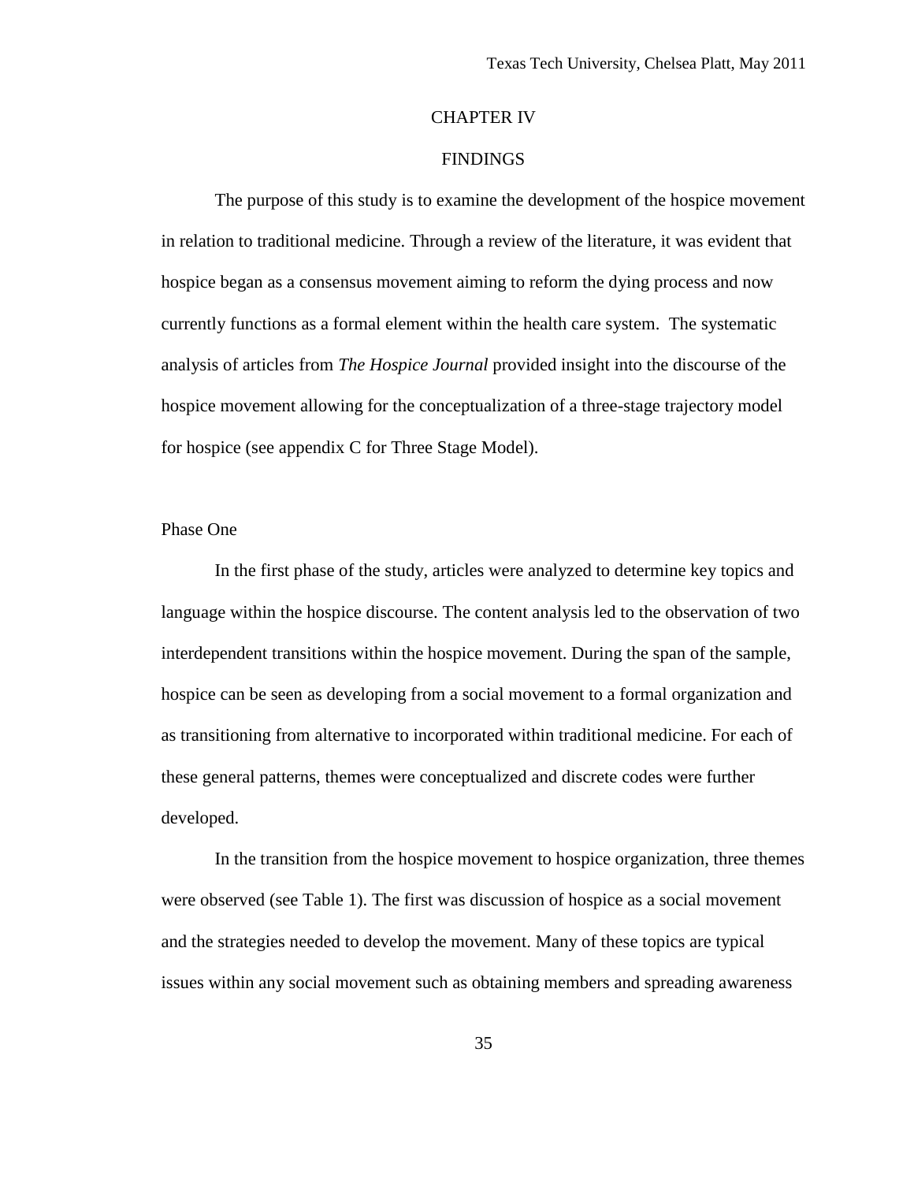# CHAPTER IV

# FINDINGS

The purpose of this study is to examine the development of the hospice movement in relation to traditional medicine. Through a review of the literature, it was evident that hospice began as a consensus movement aiming to reform the dying process and now currently functions as a formal element within the health care system. The systematic analysis of articles from *The Hospice Journal* provided insight into the discourse of the hospice movement allowing for the conceptualization of a three-stage trajectory model for hospice (see appendix C for Three Stage Model).

## Phase One

In the first phase of the study, articles were analyzed to determine key topics and language within the hospice discourse. The content analysis led to the observation of two interdependent transitions within the hospice movement. During the span of the sample, hospice can be seen as developing from a social movement to a formal organization and as transitioning from alternative to incorporated within traditional medicine. For each of these general patterns, themes were conceptualized and discrete codes were further developed.

In the transition from the hospice movement to hospice organization, three themes were observed (see Table 1). The first was discussion of hospice as a social movement and the strategies needed to develop the movement. Many of these topics are typical issues within any social movement such as obtaining members and spreading awareness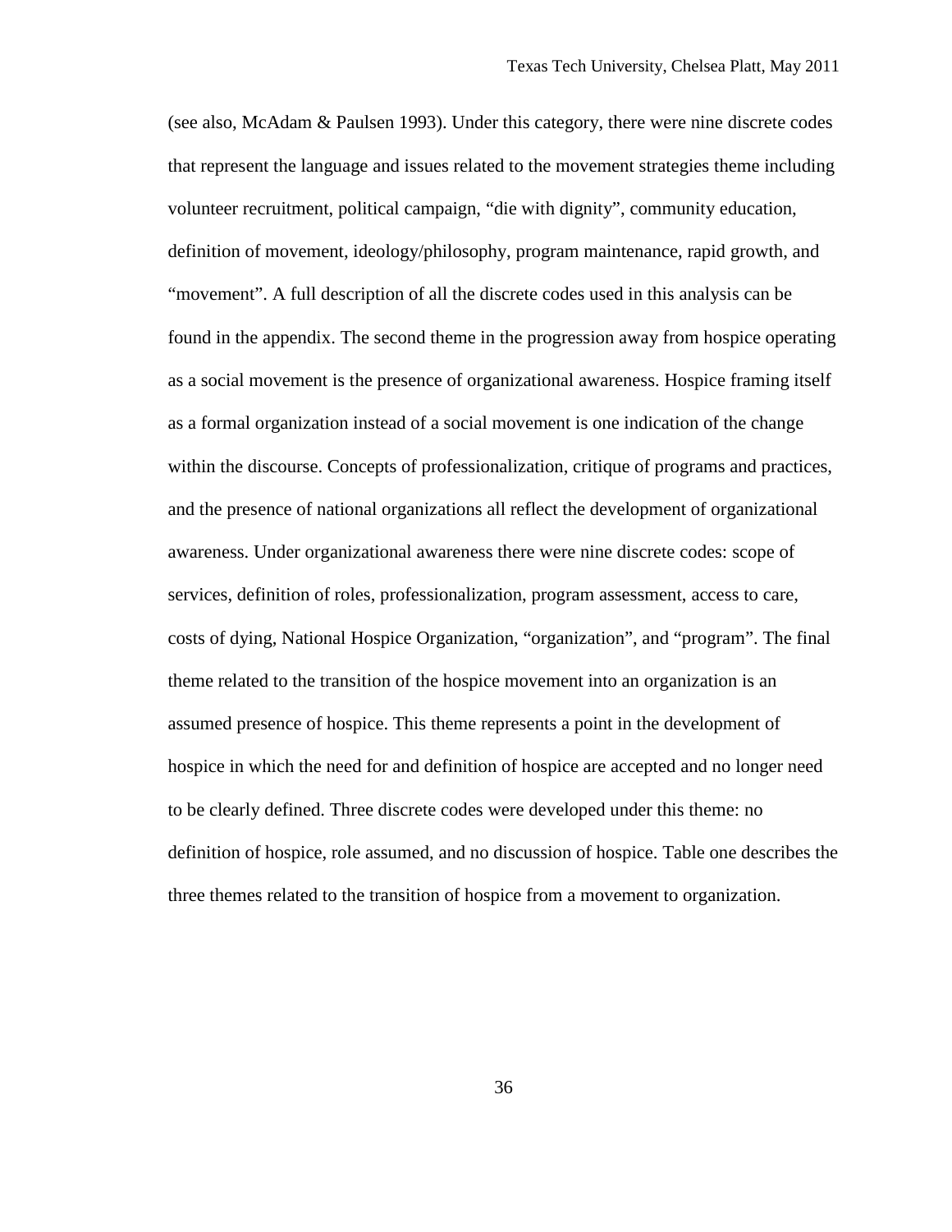(see also, McAdam & Paulsen 1993). Under this category, there were nine discrete codes that represent the language and issues related to the movement strategies theme including volunteer recruitment, political campaign, "die with dignity", community education, definition of movement, ideology/philosophy, program maintenance, rapid growth, and "movement". A full description of all the discrete codes used in this analysis can be found in the appendix. The second theme in the progression away from hospice operating as a social movement is the presence of organizational awareness. Hospice framing itself as a formal organization instead of a social movement is one indication of the change within the discourse. Concepts of professionalization, critique of programs and practices, and the presence of national organizations all reflect the development of organizational awareness. Under organizational awareness there were nine discrete codes: scope of services, definition of roles, professionalization, program assessment, access to care, costs of dying, National Hospice Organization, "organization", and "program". The final theme related to the transition of the hospice movement into an organization is an assumed presence of hospice. This theme represents a point in the development of hospice in which the need for and definition of hospice are accepted and no longer need to be clearly defined. Three discrete codes were developed under this theme: no definition of hospice, role assumed, and no discussion of hospice. Table one describes the three themes related to the transition of hospice from a movement to organization.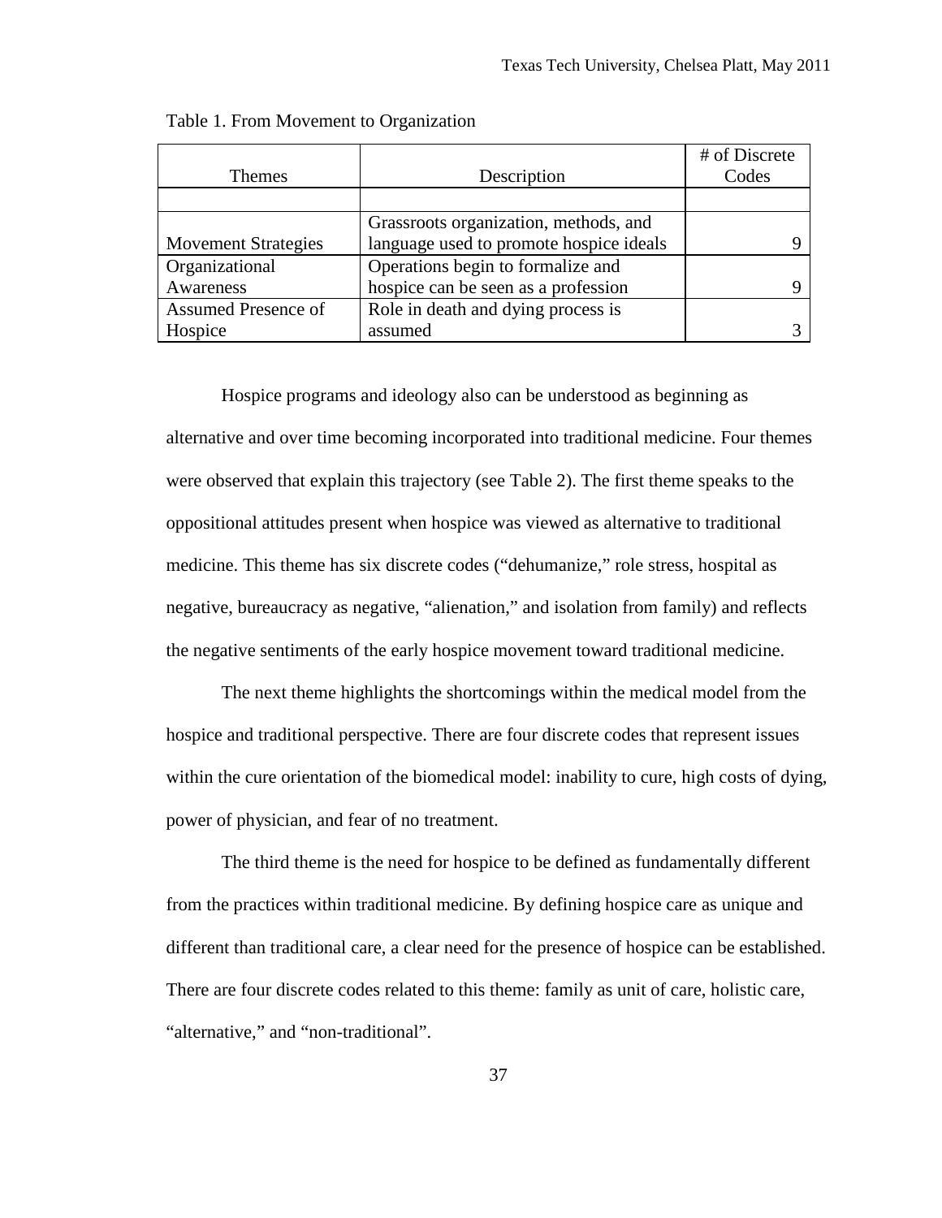Table 1. From Movement to Organization

| Themes | Description | # of Discrete Codes |
|---|---|---|
| | | |
| Movement Strategies | Grassroots organization, methods, and language used to promote hospice ideals | 9 |
| Organizational Awareness | Operations begin to formalize and hospice can be seen as a profession | 9 |
| Assumed Presence of Hospice | Role in death and dying process is assumed | 3 |

Hospice programs and ideology also can be understood as beginning as alternative and over time becoming incorporated into traditional medicine. Four themes were observed that explain this trajectory (see Table 2). The first theme speaks to the oppositional attitudes present when hospice was viewed as alternative to traditional medicine. This theme has six discrete codes ("dehumanize," role stress, hospital as negative, bureaucracy as negative, "alienation," and isolation from family) and reflects the negative sentiments of the early hospice movement toward traditional medicine.

The next theme highlights the shortcomings within the medical model from the hospice and traditional perspective. There are four discrete codes that represent issues within the cure orientation of the biomedical model: inability to cure, high costs of dying, power of physician, and fear of no treatment.

The third theme is the need for hospice to be defined as fundamentally different from the practices within traditional medicine. By defining hospice care as unique and different than traditional care, a clear need for the presence of hospice can be established. There are four discrete codes related to this theme: family as unit of care, holistic care, "alternative," and "non-traditional".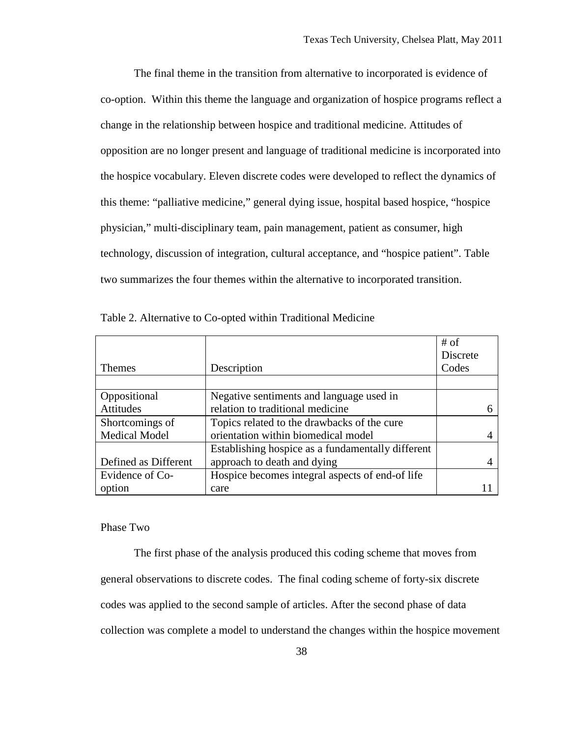The final theme in the transition from alternative to incorporated is evidence of co-option. Within this theme the language and organization of hospice programs reflect a change in the relationship between hospice and traditional medicine. Attitudes of opposition are no longer present and language of traditional medicine is incorporated into the hospice vocabulary. Eleven discrete codes were developed to reflect the dynamics of this theme: "palliative medicine," general dying issue, hospital based hospice, "hospice physician," multi-disciplinary team, pain management, patient as consumer, high technology, discussion of integration, cultural acceptance, and "hospice patient". Table two summarizes the four themes within the alternative to incorporated transition.

Table 2. Alternative to Co-opted within Traditional Medicine

| Themes | Description | # of Discrete Codes |
|---|---|---|
| | | |
| Oppositional Attitudes | Negative sentiments and language used in relation to traditional medicine | 6 |
| Shortcomings of Medical Model | Topics related to the drawbacks of the cure orientation within biomedical model | 4 |
| Defined as Different | Establishing hospice as a fundamentally different approach to death and dying | 4 |
| Evidence of Co-option | Hospice becomes integral aspects of end-of life care | 11 |

Phase Two

The first phase of the analysis produced this coding scheme that moves from general observations to discrete codes. The final coding scheme of forty-six discrete codes was applied to the second sample of articles. After the second phase of data collection was complete a model to understand the changes within the hospice movement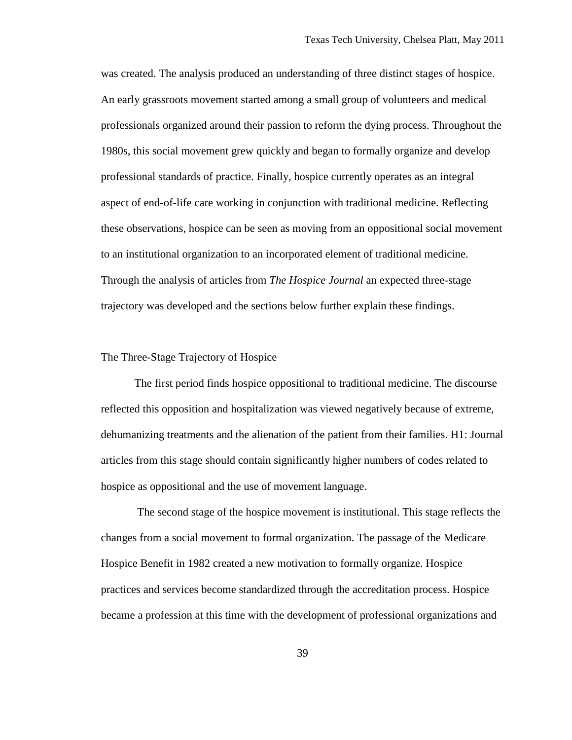was created. The analysis produced an understanding of three distinct stages of hospice. An early grassroots movement started among a small group of volunteers and medical professionals organized around their passion to reform the dying process. Throughout the 1980s, this social movement grew quickly and began to formally organize and develop professional standards of practice. Finally, hospice currently operates as an integral aspect of end-of-life care working in conjunction with traditional medicine. Reflecting these observations, hospice can be seen as moving from an oppositional social movement to an institutional organization to an incorporated element of traditional medicine. Through the analysis of articles from *The Hospice Journal* an expected three-stage trajectory was developed and the sections below further explain these findings.

## The Three-Stage Trajectory of Hospice

The first period finds hospice oppositional to traditional medicine. The discourse reflected this opposition and hospitalization was viewed negatively because of extreme, dehumanizing treatments and the alienation of the patient from their families. H1: Journal articles from this stage should contain significantly higher numbers of codes related to hospice as oppositional and the use of movement language.

The second stage of the hospice movement is institutional. This stage reflects the changes from a social movement to formal organization. The passage of the Medicare Hospice Benefit in 1982 created a new motivation to formally organize. Hospice practices and services become standardized through the accreditation process. Hospice became a profession at this time with the development of professional organizations and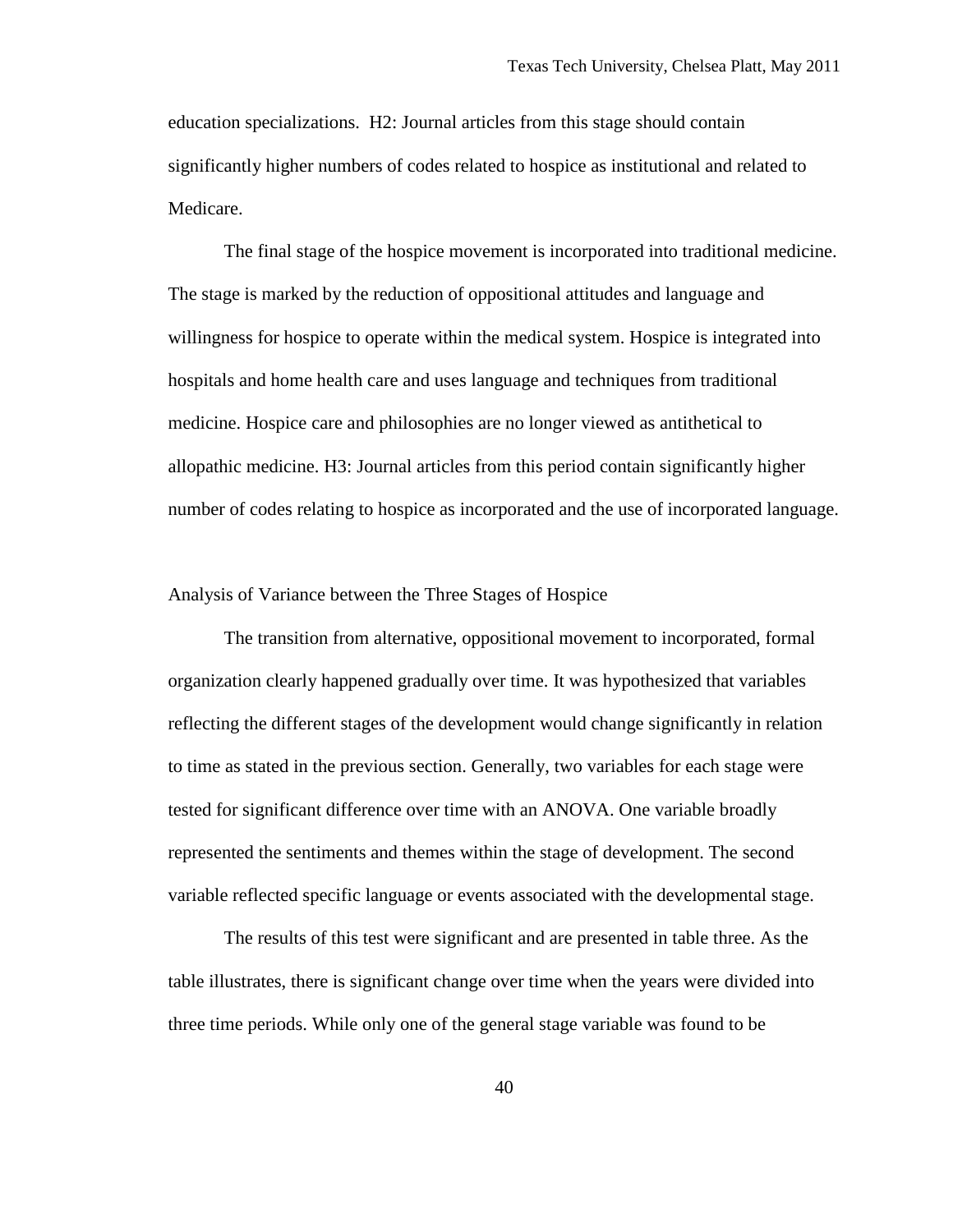education specializations. H2: Journal articles from this stage should contain significantly higher numbers of codes related to hospice as institutional and related to Medicare.

The final stage of the hospice movement is incorporated into traditional medicine. The stage is marked by the reduction of oppositional attitudes and language and willingness for hospice to operate within the medical system. Hospice is integrated into hospitals and home health care and uses language and techniques from traditional medicine. Hospice care and philosophies are no longer viewed as antithetical to allopathic medicine. H3: Journal articles from this period contain significantly higher number of codes relating to hospice as incorporated and the use of incorporated language.

## Analysis of Variance between the Three Stages of Hospice

The transition from alternative, oppositional movement to incorporated, formal organization clearly happened gradually over time. It was hypothesized that variables reflecting the different stages of the development would change significantly in relation to time as stated in the previous section. Generally, two variables for each stage were tested for significant difference over time with an ANOVA. One variable broadly represented the sentiments and themes within the stage of development. The second variable reflected specific language or events associated with the developmental stage.

The results of this test were significant and are presented in table three. As the table illustrates, there is significant change over time when the years were divided into three time periods. While only one of the general stage variable was found to be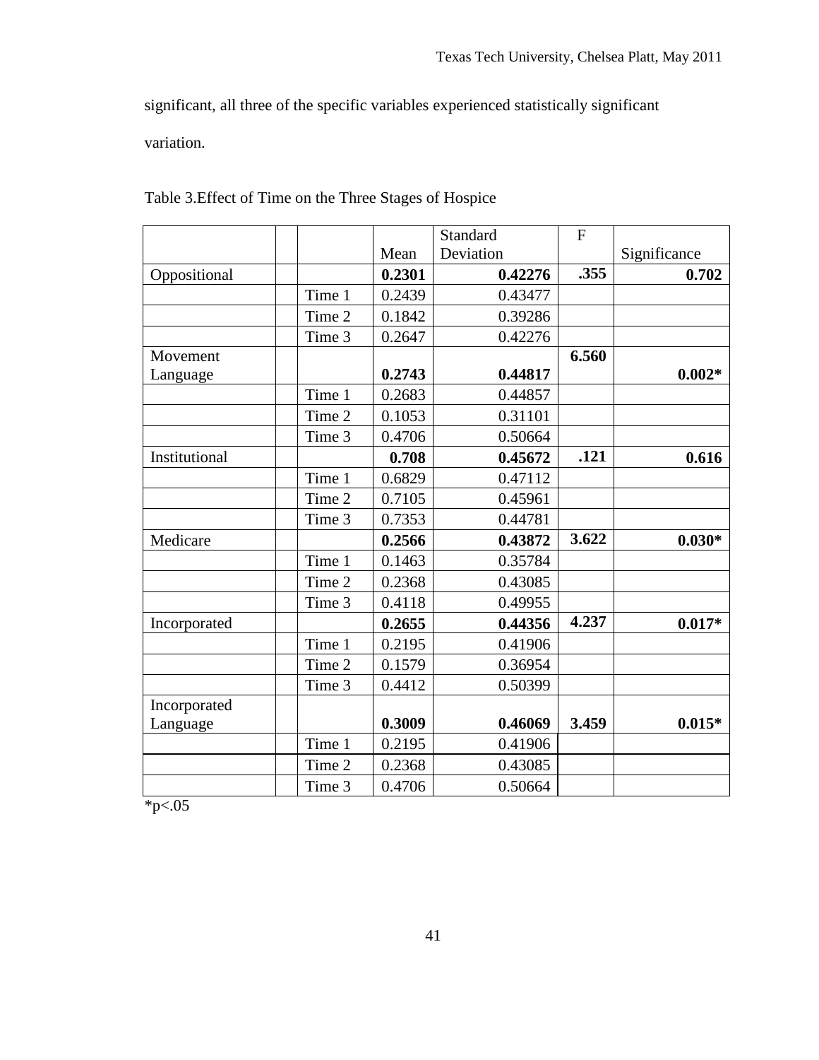significant, all three of the specific variables experienced statistically significant variation.

Table 3.Effect of Time on the Three Stages of Hospice

| | | | Mean | Standard Deviation | F | Significance |
|---|---|---|---|---|---|---|
| Oppositional | | | **0.2301** | **0.42276** | **.355** | **0.702** |
| | | Time 1 | 0.2439 | 0.43477 | | |
| | | Time 2 | 0.1842 | 0.39286 | | |
| | | Time 3 | 0.2647 | 0.42276 | | |
| Movement Language | | | **0.2743** | **0.44817** | **6.560** | **0.002*** |
| | | Time 1 | 0.2683 | 0.44857 | | |
| | | Time 2 | 0.1053 | 0.31101 | | |
| | | Time 3 | 0.4706 | 0.50664 | | |
| Institutional | | | **0.708** | **0.45672** | **.121** | **0.616** |
| | | Time 1 | 0.6829 | 0.47112 | | |
| | | Time 2 | 0.7105 | 0.45961 | | |
| | | Time 3 | 0.7353 | 0.44781 | | |
| Medicare | | | **0.2566** | **0.43872** | **3.622** | **0.030*** |
| | | Time 1 | 0.1463 | 0.35784 | | |
| | | Time 2 | 0.2368 | 0.43085 | | |
| | | Time 3 | 0.4118 | 0.49955 | | |
| Incorporated | | | **0.2655** | **0.44356** | **4.237** | **0.017*** |
| | | Time 1 | 0.2195 | 0.41906 | | |
| | | Time 2 | 0.1579 | 0.36954 | | |
| | | Time 3 | 0.4412 | 0.50399 | | |
| Incorporated Language | | | **0.3009** | **0.46069** | **3.459** | **0.015*** |
| | | Time 1 | 0.2195 | 0.41906 | | |
| | | Time 2 | 0.2368 | 0.43085 | | |
| | | Time 3 | 0.4706 | 0.50664 | | |

*p<.05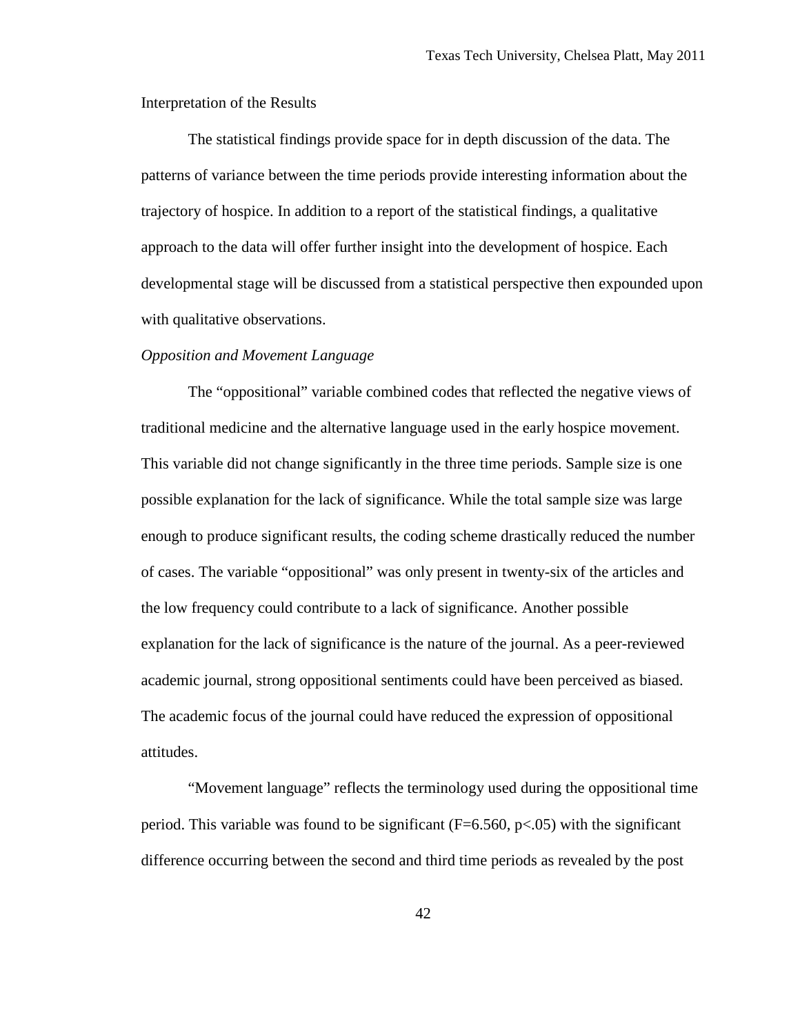## Interpretation of the Results

The statistical findings provide space for in depth discussion of the data. The patterns of variance between the time periods provide interesting information about the trajectory of hospice. In addition to a report of the statistical findings, a qualitative approach to the data will offer further insight into the development of hospice. Each developmental stage will be discussed from a statistical perspective then expounded upon with qualitative observations.

### *Opposition and Movement Language*

The "oppositional" variable combined codes that reflected the negative views of traditional medicine and the alternative language used in the early hospice movement. This variable did not change significantly in the three time periods. Sample size is one possible explanation for the lack of significance. While the total sample size was large enough to produce significant results, the coding scheme drastically reduced the number of cases. The variable "oppositional" was only present in twenty-six of the articles and the low frequency could contribute to a lack of significance. Another possible explanation for the lack of significance is the nature of the journal. As a peer-reviewed academic journal, strong oppositional sentiments could have been perceived as biased. The academic focus of the journal could have reduced the expression of oppositional attitudes.

"Movement language" reflects the terminology used during the oppositional time period. This variable was found to be significant ($F=6.560$, $p<.05$) with the significant difference occurring between the second and third time periods as revealed by the post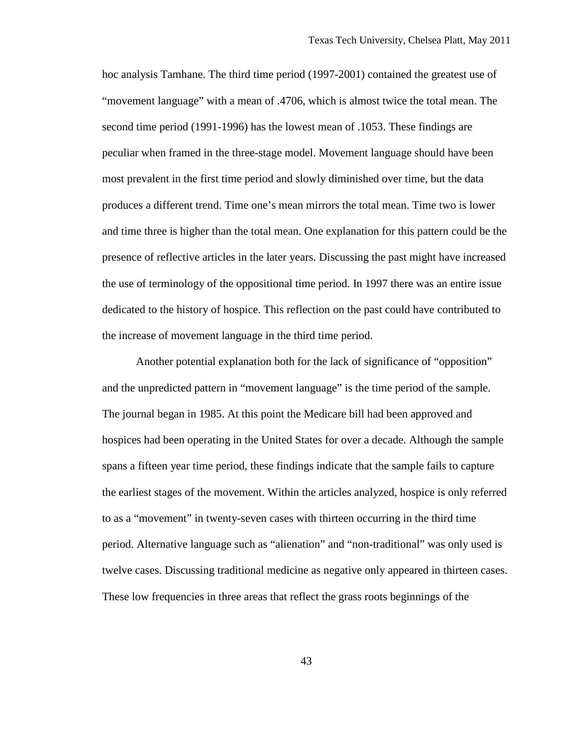hoc analysis Tamhane. The third time period (1997-2001) contained the greatest use of "movement language" with a mean of .4706, which is almost twice the total mean. The second time period (1991-1996) has the lowest mean of .1053. These findings are peculiar when framed in the three-stage model. Movement language should have been most prevalent in the first time period and slowly diminished over time, but the data produces a different trend. Time one's mean mirrors the total mean. Time two is lower and time three is higher than the total mean. One explanation for this pattern could be the presence of reflective articles in the later years. Discussing the past might have increased the use of terminology of the oppositional time period. In 1997 there was an entire issue dedicated to the history of hospice. This reflection on the past could have contributed to the increase of movement language in the third time period.

Another potential explanation both for the lack of significance of "opposition" and the unpredicted pattern in "movement language" is the time period of the sample. The journal began in 1985. At this point the Medicare bill had been approved and hospices had been operating in the United States for over a decade. Although the sample spans a fifteen year time period, these findings indicate that the sample fails to capture the earliest stages of the movement. Within the articles analyzed, hospice is only referred to as a "movement" in twenty-seven cases with thirteen occurring in the third time period. Alternative language such as "alienation" and "non-traditional" was only used is twelve cases. Discussing traditional medicine as negative only appeared in thirteen cases. These low frequencies in three areas that reflect the grass roots beginnings of the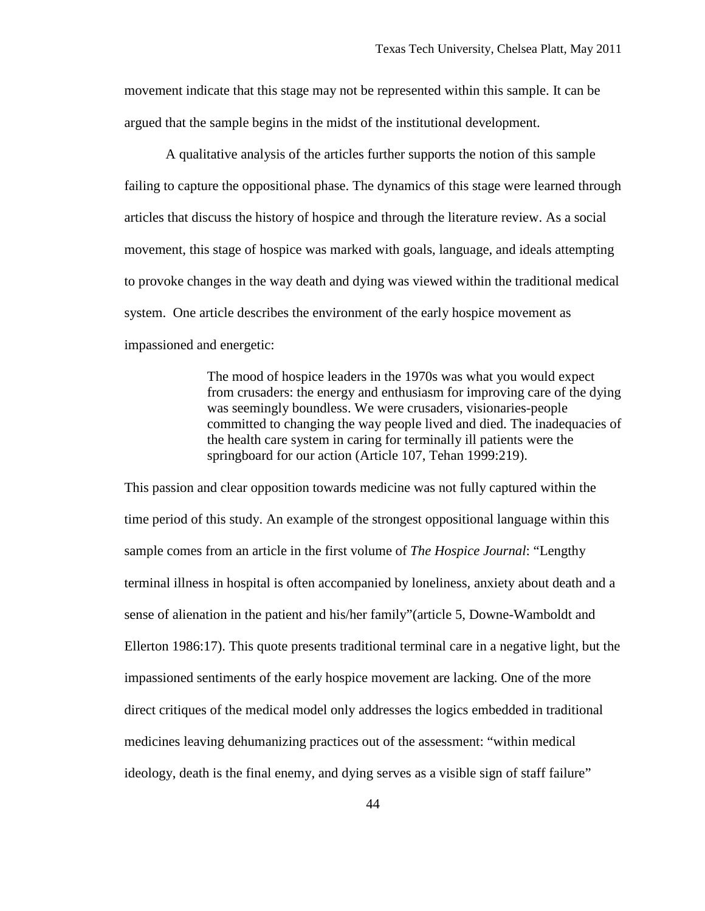movement indicate that this stage may not be represented within this sample. It can be argued that the sample begins in the midst of the institutional development.

A qualitative analysis of the articles further supports the notion of this sample failing to capture the oppositional phase. The dynamics of this stage were learned through articles that discuss the history of hospice and through the literature review. As a social movement, this stage of hospice was marked with goals, language, and ideals attempting to provoke changes in the way death and dying was viewed within the traditional medical system. One article describes the environment of the early hospice movement as impassioned and energetic:

> The mood of hospice leaders in the 1970s was what you would expect from crusaders: the energy and enthusiasm for improving care of the dying was seemingly boundless. We were crusaders, visionaries-people committed to changing the way people lived and died. The inadequacies of the health care system in caring for terminally ill patients were the springboard for our action (Article 107, Tehan 1999:219).

This passion and clear opposition towards medicine was not fully captured within the time period of this study. An example of the strongest oppositional language within this sample comes from an article in the first volume of *The Hospice Journal*: "Lengthy terminal illness in hospital is often accompanied by loneliness, anxiety about death and a sense of alienation in the patient and his/her family"(article 5, Downe-Wamboldt and Ellerton 1986:17). This quote presents traditional terminal care in a negative light, but the impassioned sentiments of the early hospice movement are lacking. One of the more direct critiques of the medical model only addresses the logics embedded in traditional medicines leaving dehumanizing practices out of the assessment: "within medical ideology, death is the final enemy, and dying serves as a visible sign of staff failure"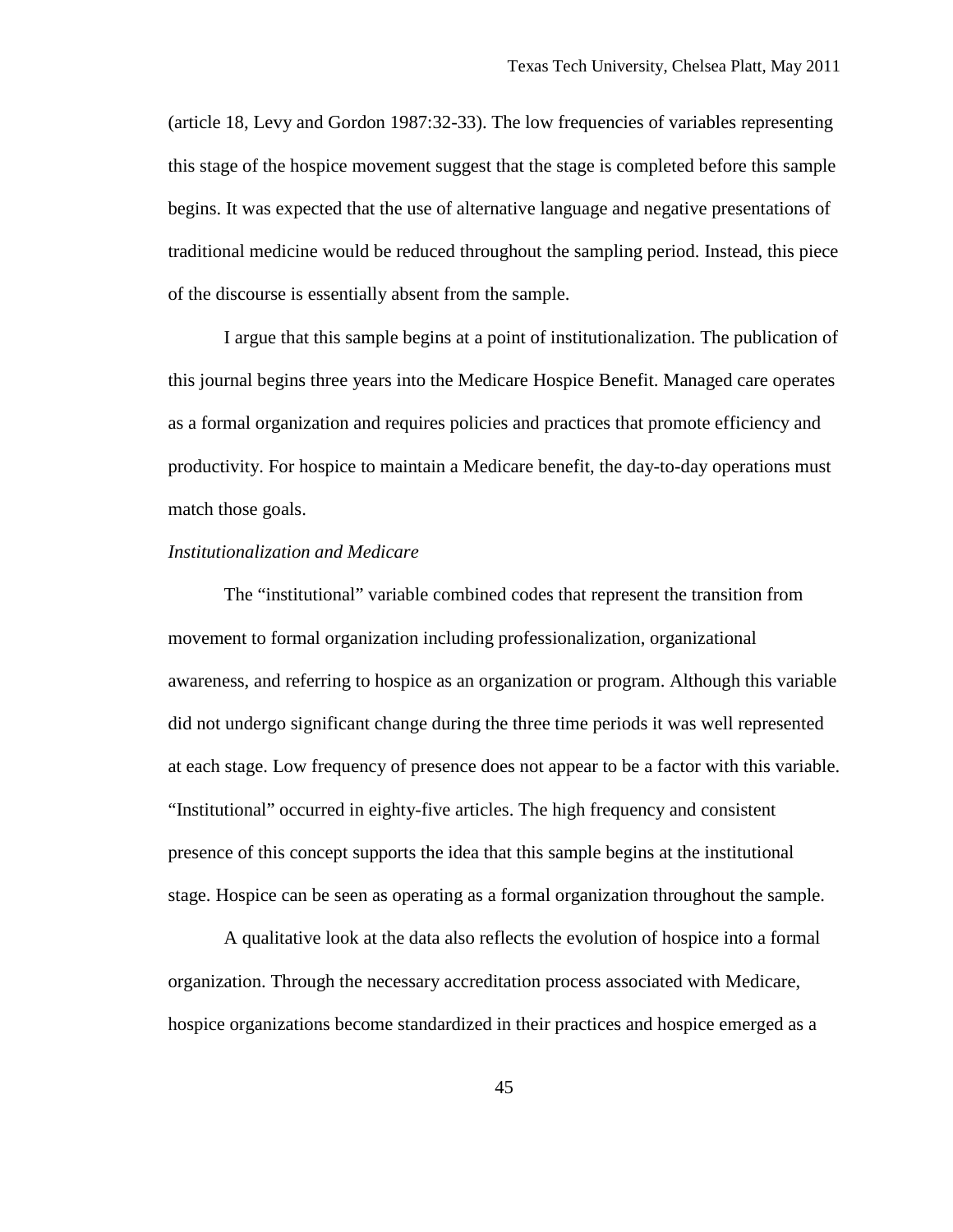(article 18, Levy and Gordon 1987:32-33). The low frequencies of variables representing this stage of the hospice movement suggest that the stage is completed before this sample begins. It was expected that the use of alternative language and negative presentations of traditional medicine would be reduced throughout the sampling period. Instead, this piece of the discourse is essentially absent from the sample.

I argue that this sample begins at a point of institutionalization. The publication of this journal begins three years into the Medicare Hospice Benefit. Managed care operates as a formal organization and requires policies and practices that promote efficiency and productivity. For hospice to maintain a Medicare benefit, the day-to-day operations must match those goals.

*Institutionalization and Medicare*

The "institutional" variable combined codes that represent the transition from movement to formal organization including professionalization, organizational awareness, and referring to hospice as an organization or program. Although this variable did not undergo significant change during the three time periods it was well represented at each stage. Low frequency of presence does not appear to be a factor with this variable. "Institutional" occurred in eighty-five articles. The high frequency and consistent presence of this concept supports the idea that this sample begins at the institutional stage. Hospice can be seen as operating as a formal organization throughout the sample.

A qualitative look at the data also reflects the evolution of hospice into a formal organization. Through the necessary accreditation process associated with Medicare, hospice organizations become standardized in their practices and hospice emerged as a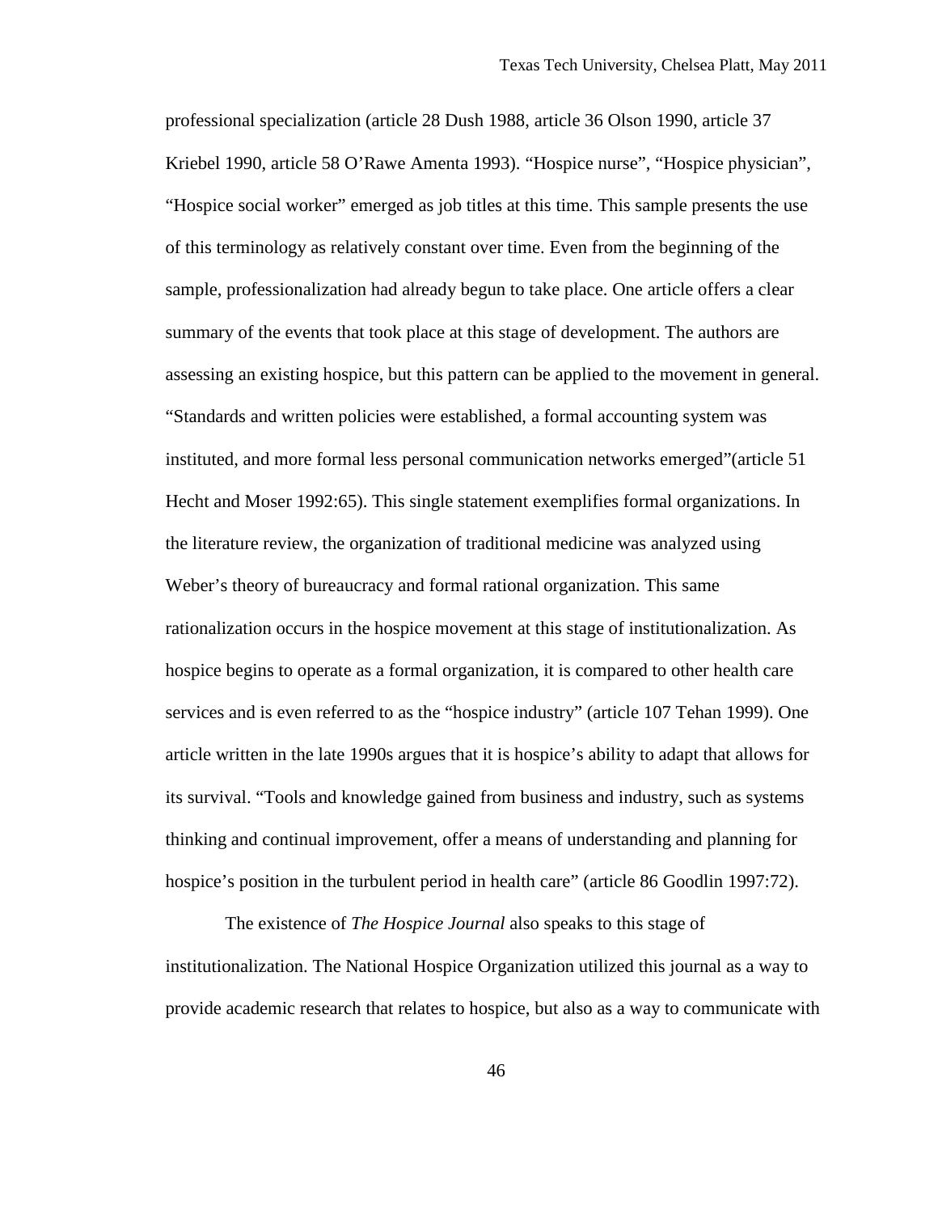professional specialization (article 28 Dush 1988, article 36 Olson 1990, article 37 Kriebel 1990, article 58 O'Rawe Amenta 1993). "Hospice nurse", "Hospice physician", "Hospice social worker" emerged as job titles at this time. This sample presents the use of this terminology as relatively constant over time. Even from the beginning of the sample, professionalization had already begun to take place. One article offers a clear summary of the events that took place at this stage of development. The authors are assessing an existing hospice, but this pattern can be applied to the movement in general. "Standards and written policies were established, a formal accounting system was instituted, and more formal less personal communication networks emerged"(article 51 Hecht and Moser 1992:65). This single statement exemplifies formal organizations. In the literature review, the organization of traditional medicine was analyzed using Weber's theory of bureaucracy and formal rational organization. This same rationalization occurs in the hospice movement at this stage of institutionalization. As hospice begins to operate as a formal organization, it is compared to other health care services and is even referred to as the "hospice industry" (article 107 Tehan 1999). One article written in the late 1990s argues that it is hospice's ability to adapt that allows for its survival. "Tools and knowledge gained from business and industry, such as systems thinking and continual improvement, offer a means of understanding and planning for hospice's position in the turbulent period in health care" (article 86 Goodlin 1997:72).

The existence of *The Hospice Journal* also speaks to this stage of institutionalization. The National Hospice Organization utilized this journal as a way to provide academic research that relates to hospice, but also as a way to communicate with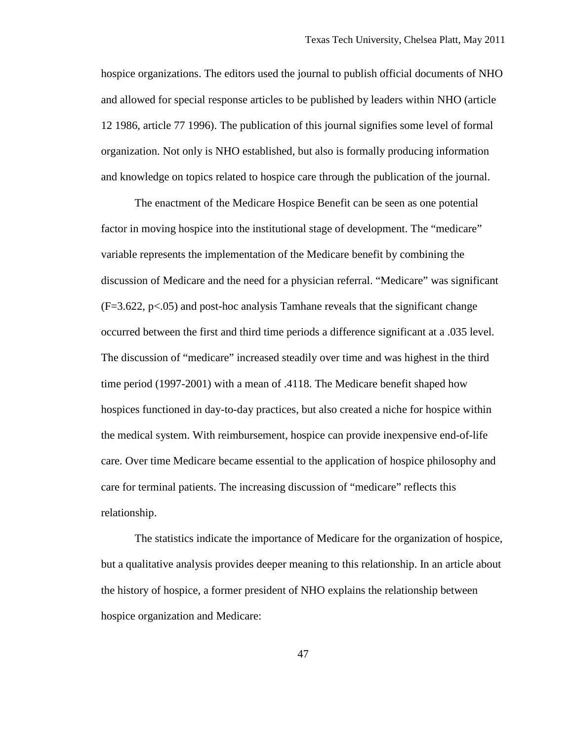hospice organizations. The editors used the journal to publish official documents of NHO and allowed for special response articles to be published by leaders within NHO (article 12 1986, article 77 1996). The publication of this journal signifies some level of formal organization. Not only is NHO established, but also is formally producing information and knowledge on topics related to hospice care through the publication of the journal.

The enactment of the Medicare Hospice Benefit can be seen as one potential factor in moving hospice into the institutional stage of development. The "medicare" variable represents the implementation of the Medicare benefit by combining the discussion of Medicare and the need for a physician referral. "Medicare" was significant ($F=3.622$, $p<.05$) and post-hoc analysis Tamhane reveals that the significant change occurred between the first and third time periods a difference significant at a .035 level. The discussion of "medicare" increased steadily over time and was highest in the third time period (1997-2001) with a mean of .4118. The Medicare benefit shaped how hospices functioned in day-to-day practices, but also created a niche for hospice within the medical system. With reimbursement, hospice can provide inexpensive end-of-life care. Over time Medicare became essential to the application of hospice philosophy and care for terminal patients. The increasing discussion of "medicare" reflects this relationship.

The statistics indicate the importance of Medicare for the organization of hospice, but a qualitative analysis provides deeper meaning to this relationship. In an article about the history of hospice, a former president of NHO explains the relationship between hospice organization and Medicare: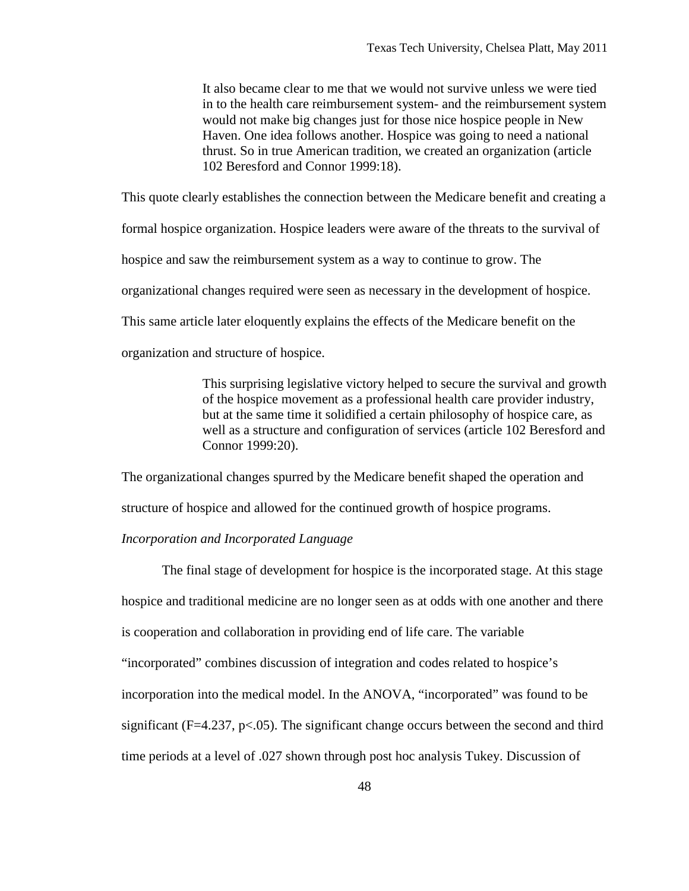> It also became clear to me that we would not survive unless we were tied in to the health care reimbursement system- and the reimbursement system would not make big changes just for those nice hospice people in New Haven. One idea follows another. Hospice was going to need a national thrust. So in true American tradition, we created an organization (article 102 Beresford and Connor 1999:18).

This quote clearly establishes the connection between the Medicare benefit and creating a formal hospice organization. Hospice leaders were aware of the threats to the survival of hospice and saw the reimbursement system as a way to continue to grow. The organizational changes required were seen as necessary in the development of hospice. This same article later eloquently explains the effects of the Medicare benefit on the organization and structure of hospice.

> This surprising legislative victory helped to secure the survival and growth of the hospice movement as a professional health care provider industry, but at the same time it solidified a certain philosophy of hospice care, as well as a structure and configuration of services (article 102 Beresford and Connor 1999:20).

The organizational changes spurred by the Medicare benefit shaped the operation and structure of hospice and allowed for the continued growth of hospice programs.

*Incorporation and Incorporated Language*

The final stage of development for hospice is the incorporated stage. At this stage hospice and traditional medicine are no longer seen as at odds with one another and there is cooperation and collaboration in providing end of life care. The variable "incorporated" combines discussion of integration and codes related to hospice's incorporation into the medical model. In the ANOVA, "incorporated" was found to be significant ($F=4.237$, $p<.05$). The significant change occurs between the second and third time periods at a level of .027 shown through post hoc analysis Tukey. Discussion of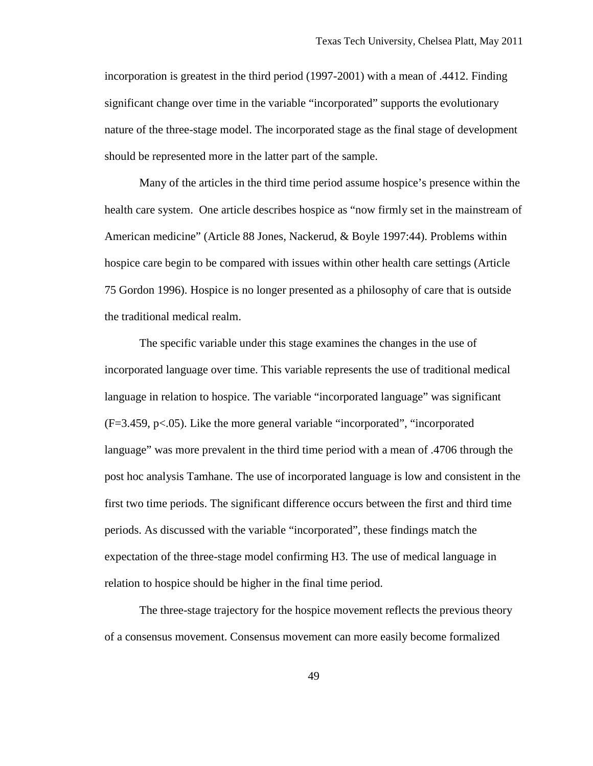incorporation is greatest in the third period (1997-2001) with a mean of .4412. Finding significant change over time in the variable "incorporated" supports the evolutionary nature of the three-stage model. The incorporated stage as the final stage of development should be represented more in the latter part of the sample.

Many of the articles in the third time period assume hospice's presence within the health care system. One article describes hospice as "now firmly set in the mainstream of American medicine" (Article 88 Jones, Nackerud, & Boyle 1997:44). Problems within hospice care begin to be compared with issues within other health care settings (Article 75 Gordon 1996). Hospice is no longer presented as a philosophy of care that is outside the traditional medical realm.

The specific variable under this stage examines the changes in the use of incorporated language over time. This variable represents the use of traditional medical language in relation to hospice. The variable "incorporated language" was significant ($F=3.459$, $p<.05$). Like the more general variable "incorporated", "incorporated language" was more prevalent in the third time period with a mean of .4706 through the post hoc analysis Tamhane. The use of incorporated language is low and consistent in the first two time periods. The significant difference occurs between the first and third time periods. As discussed with the variable "incorporated", these findings match the expectation of the three-stage model confirming H3. The use of medical language in relation to hospice should be higher in the final time period.

The three-stage trajectory for the hospice movement reflects the previous theory of a consensus movement. Consensus movement can more easily become formalized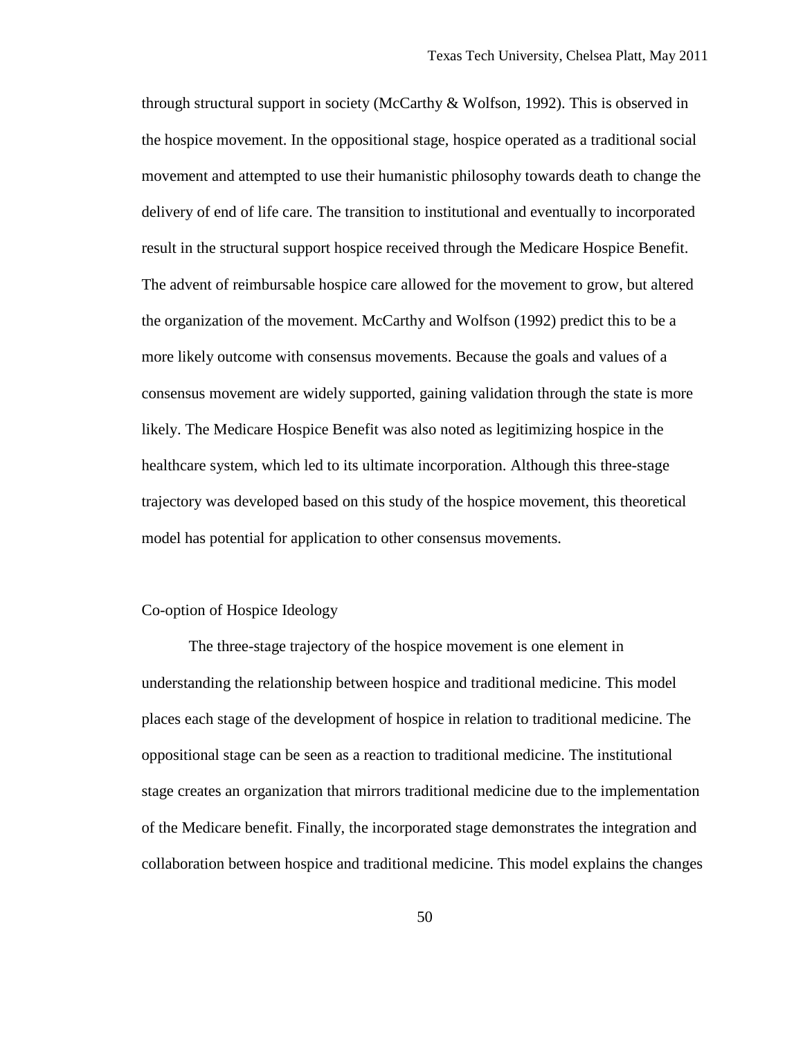through structural support in society (McCarthy & Wolfson, 1992). This is observed in the hospice movement. In the oppositional stage, hospice operated as a traditional social movement and attempted to use their humanistic philosophy towards death to change the delivery of end of life care. The transition to institutional and eventually to incorporated result in the structural support hospice received through the Medicare Hospice Benefit. The advent of reimbursable hospice care allowed for the movement to grow, but altered the organization of the movement. McCarthy and Wolfson (1992) predict this to be a more likely outcome with consensus movements. Because the goals and values of a consensus movement are widely supported, gaining validation through the state is more likely. The Medicare Hospice Benefit was also noted as legitimizing hospice in the healthcare system, which led to its ultimate incorporation. Although this three-stage trajectory was developed based on this study of the hospice movement, this theoretical model has potential for application to other consensus movements.

### Co-option of Hospice Ideology

The three-stage trajectory of the hospice movement is one element in understanding the relationship between hospice and traditional medicine. This model places each stage of the development of hospice in relation to traditional medicine. The oppositional stage can be seen as a reaction to traditional medicine. The institutional stage creates an organization that mirrors traditional medicine due to the implementation of the Medicare benefit. Finally, the incorporated stage demonstrates the integration and collaboration between hospice and traditional medicine. This model explains the changes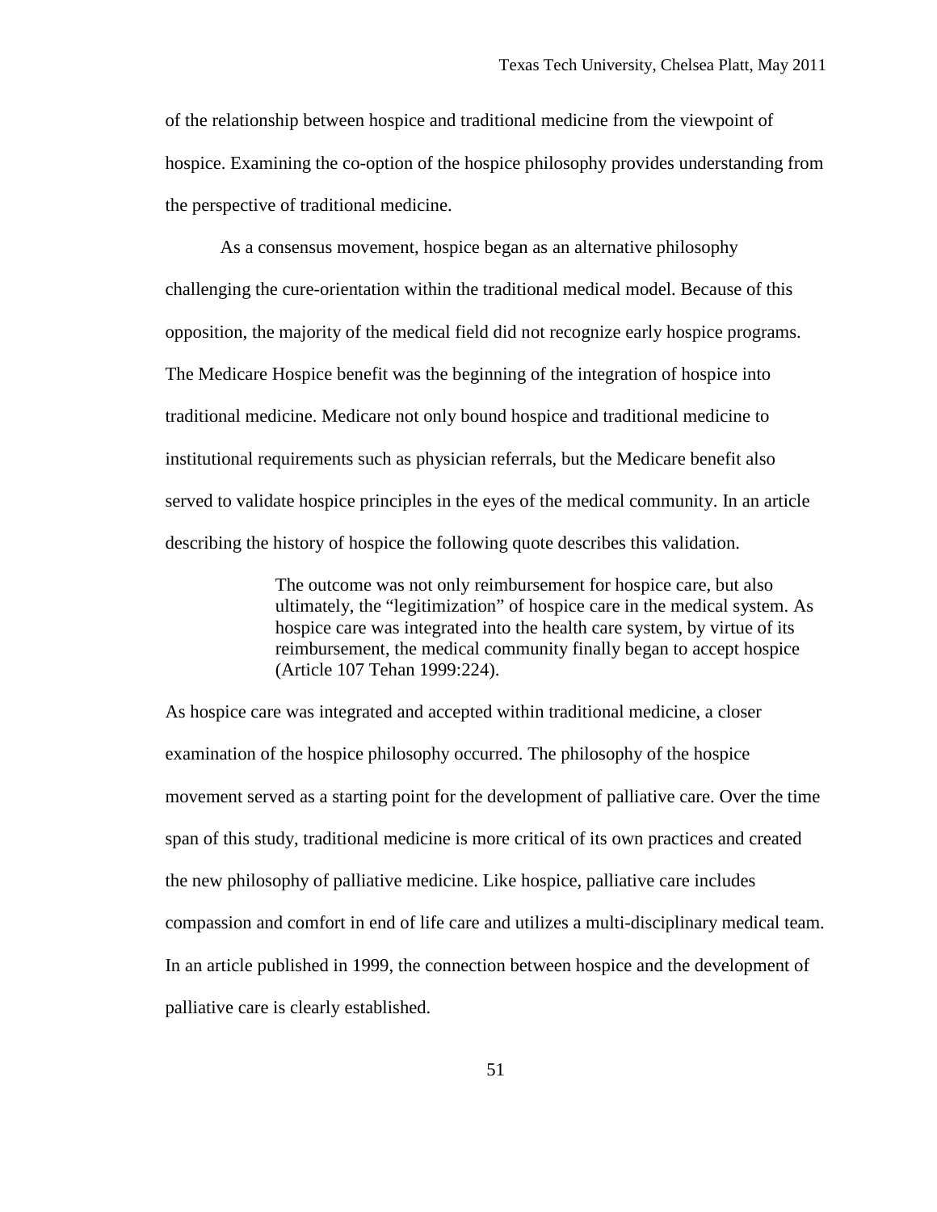of the relationship between hospice and traditional medicine from the viewpoint of hospice. Examining the co-option of the hospice philosophy provides understanding from the perspective of traditional medicine.

As a consensus movement, hospice began as an alternative philosophy challenging the cure-orientation within the traditional medical model. Because of this opposition, the majority of the medical field did not recognize early hospice programs. The Medicare Hospice benefit was the beginning of the integration of hospice into traditional medicine. Medicare not only bound hospice and traditional medicine to institutional requirements such as physician referrals, but the Medicare benefit also served to validate hospice principles in the eyes of the medical community. In an article describing the history of hospice the following quote describes this validation.

> The outcome was not only reimbursement for hospice care, but also ultimately, the "legitimization" of hospice care in the medical system. As hospice care was integrated into the health care system, by virtue of its reimbursement, the medical community finally began to accept hospice (Article 107 Tehan 1999:224).

As hospice care was integrated and accepted within traditional medicine, a closer examination of the hospice philosophy occurred. The philosophy of the hospice movement served as a starting point for the development of palliative care. Over the time span of this study, traditional medicine is more critical of its own practices and created the new philosophy of palliative medicine. Like hospice, palliative care includes compassion and comfort in end of life care and utilizes a multi-disciplinary medical team. In an article published in 1999, the connection between hospice and the development of palliative care is clearly established.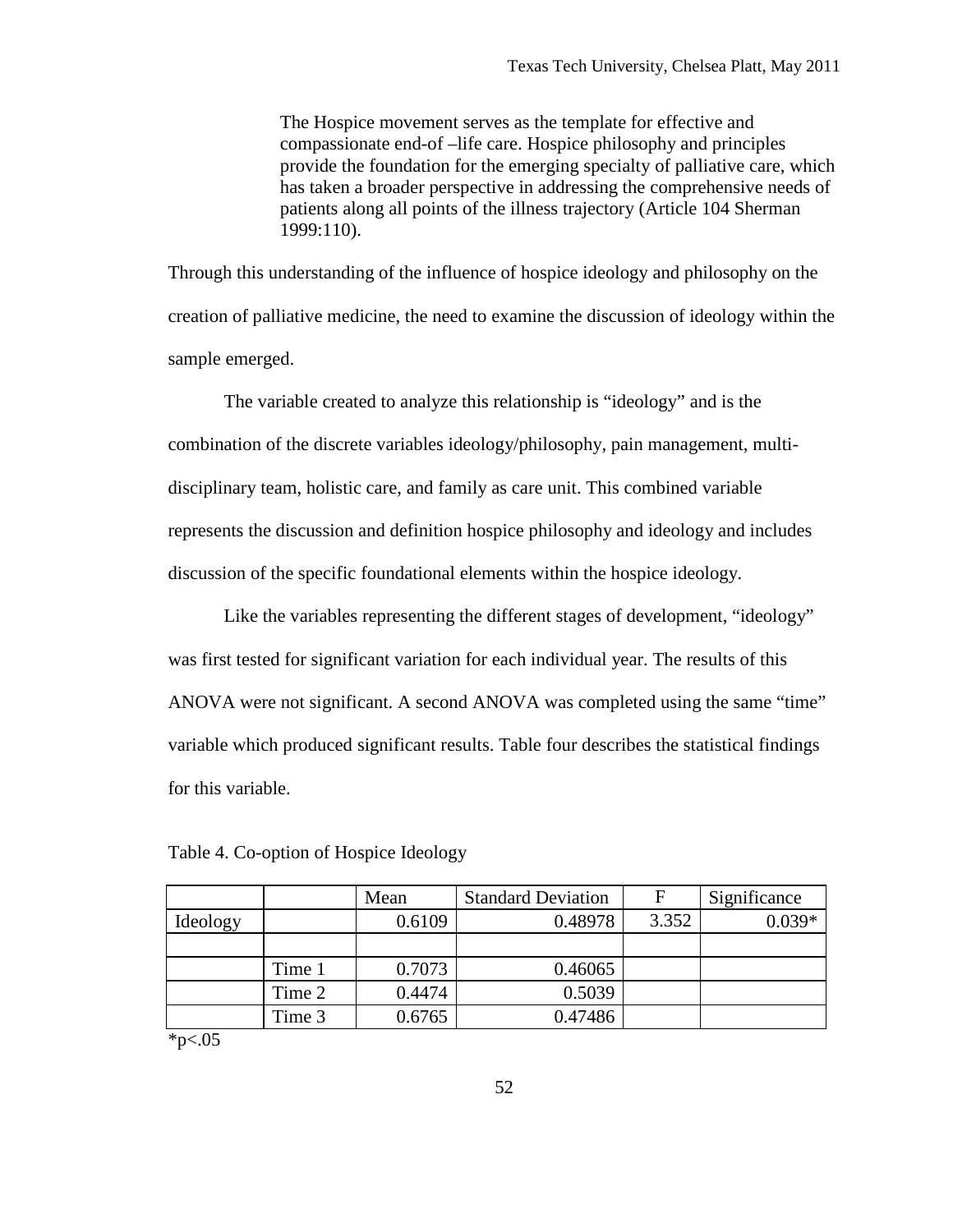> The Hospice movement serves as the template for effective and compassionate end-of –life care. Hospice philosophy and principles provide the foundation for the emerging specialty of palliative care, which has taken a broader perspective in addressing the comprehensive needs of patients along all points of the illness trajectory (Article 104 Sherman 1999:110).

Through this understanding of the influence of hospice ideology and philosophy on the creation of palliative medicine, the need to examine the discussion of ideology within the sample emerged.

The variable created to analyze this relationship is "ideology" and is the combination of the discrete variables ideology/philosophy, pain management, multi-disciplinary team, holistic care, and family as care unit. This combined variable represents the discussion and definition hospice philosophy and ideology and includes discussion of the specific foundational elements within the hospice ideology.

Like the variables representing the different stages of development, "ideology" was first tested for significant variation for each individual year. The results of this ANOVA were not significant. A second ANOVA was completed using the same "time" variable which produced significant results. Table four describes the statistical findings for this variable.

Table 4. Co-option of Hospice Ideology

| | | Mean | Standard Deviation | F | Significance |
|---|---|---|---|---|---|
| Ideology | | 0.6109 | 0.48978 | 3.352 | 0.039* |
| | | | | | |
| | Time 1 | 0.7073 | 0.46065 | | |
| | Time 2 | 0.4474 | 0.5039 | | |
| | Time 3 | 0.6765 | 0.47486 | | |

*p<.05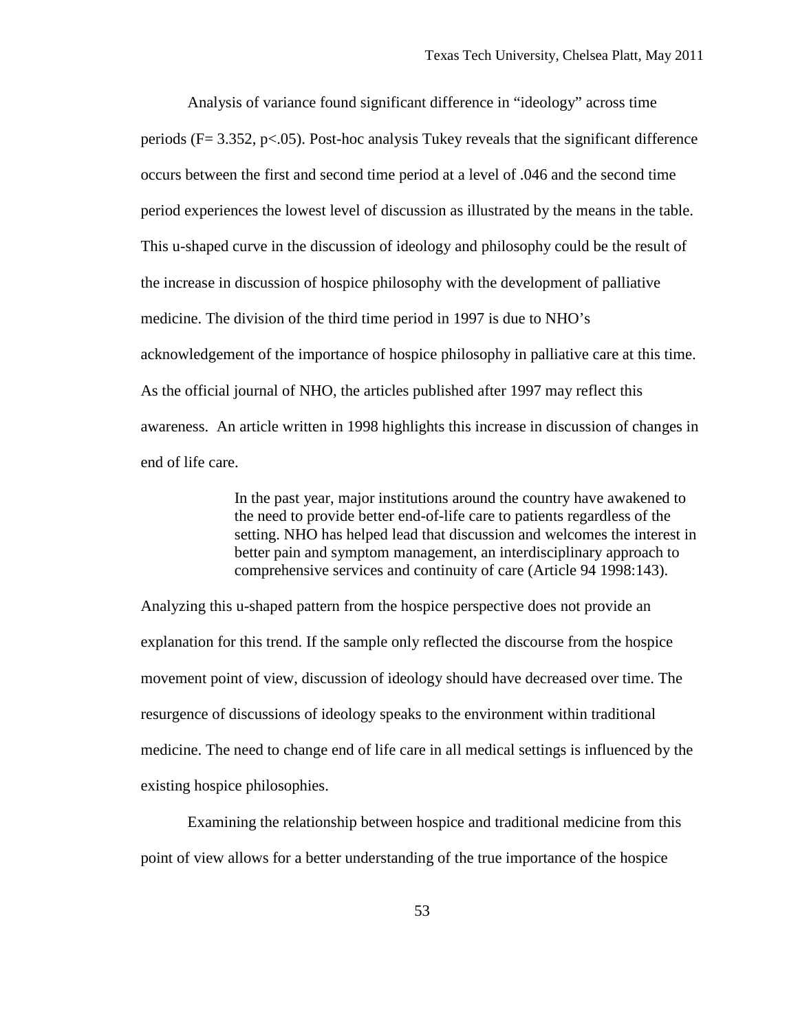Analysis of variance found significant difference in "ideology" across time periods ($F = 3.352$, $p < .05$). Post-hoc analysis Tukey reveals that the significant difference occurs between the first and second time period at a level of .046 and the second time period experiences the lowest level of discussion as illustrated by the means in the table. This u-shaped curve in the discussion of ideology and philosophy could be the result of the increase in discussion of hospice philosophy with the development of palliative medicine. The division of the third time period in 1997 is due to NHO's acknowledgement of the importance of hospice philosophy in palliative care at this time. As the official journal of NHO, the articles published after 1997 may reflect this awareness. An article written in 1998 highlights this increase in discussion of changes in end of life care.

> In the past year, major institutions around the country have awakened to the need to provide better end-of-life care to patients regardless of the setting. NHO has helped lead that discussion and welcomes the interest in better pain and symptom management, an interdisciplinary approach to comprehensive services and continuity of care (Article 94 1998:143).

Analyzing this u-shaped pattern from the hospice perspective does not provide an explanation for this trend. If the sample only reflected the discourse from the hospice movement point of view, discussion of ideology should have decreased over time. The resurgence of discussions of ideology speaks to the environment within traditional medicine. The need to change end of life care in all medical settings is influenced by the existing hospice philosophies.

Examining the relationship between hospice and traditional medicine from this point of view allows for a better understanding of the true importance of the hospice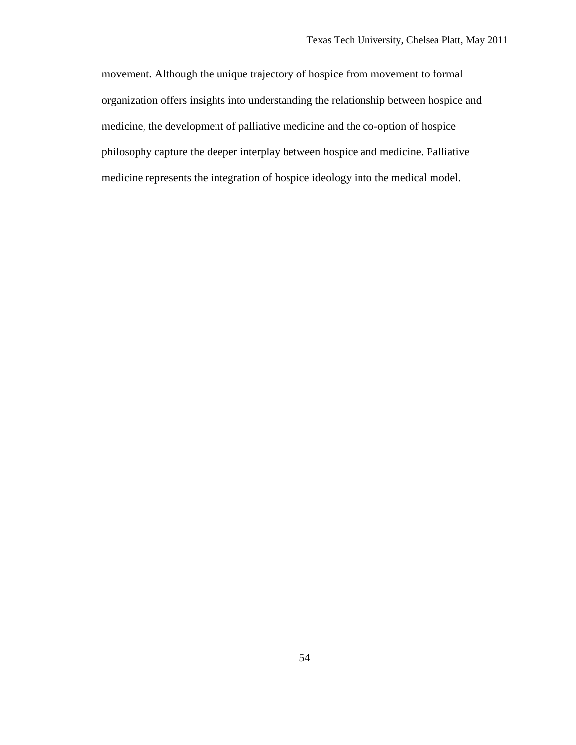movement. Although the unique trajectory of hospice from movement to formal organization offers insights into understanding the relationship between hospice and medicine, the development of palliative medicine and the co-option of hospice philosophy capture the deeper interplay between hospice and medicine. Palliative medicine represents the integration of hospice ideology into the medical model.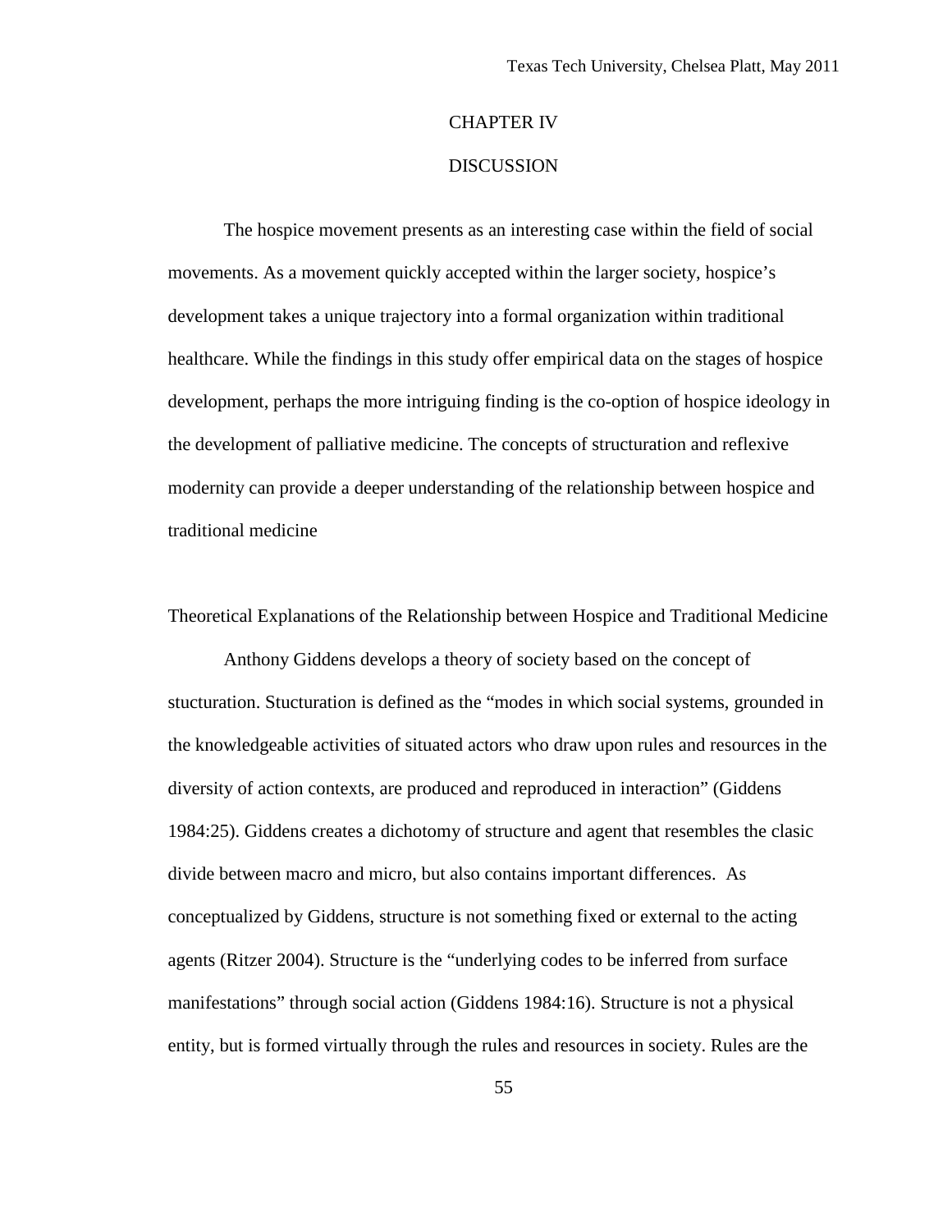# CHAPTER IV

# DISCUSSION

The hospice movement presents as an interesting case within the field of social movements. As a movement quickly accepted within the larger society, hospice's development takes a unique trajectory into a formal organization within traditional healthcare. While the findings in this study offer empirical data on the stages of hospice development, perhaps the more intriguing finding is the co-option of hospice ideology in the development of palliative medicine. The concepts of structuration and reflexive modernity can provide a deeper understanding of the relationship between hospice and traditional medicine

## Theoretical Explanations of the Relationship between Hospice and Traditional Medicine

Anthony Giddens develops a theory of society based on the concept of stucturation. Stucturation is defined as the "modes in which social systems, grounded in the knowledgeable activities of situated actors who draw upon rules and resources in the diversity of action contexts, are produced and reproduced in interaction" (Giddens 1984:25). Giddens creates a dichotomy of structure and agent that resembles the clasic divide between macro and micro, but also contains important differences. As conceptualized by Giddens, structure is not something fixed or external to the acting agents (Ritzer 2004). Structure is the "underlying codes to be inferred from surface manifestations" through social action (Giddens 1984:16). Structure is not a physical entity, but is formed virtually through the rules and resources in society. Rules are the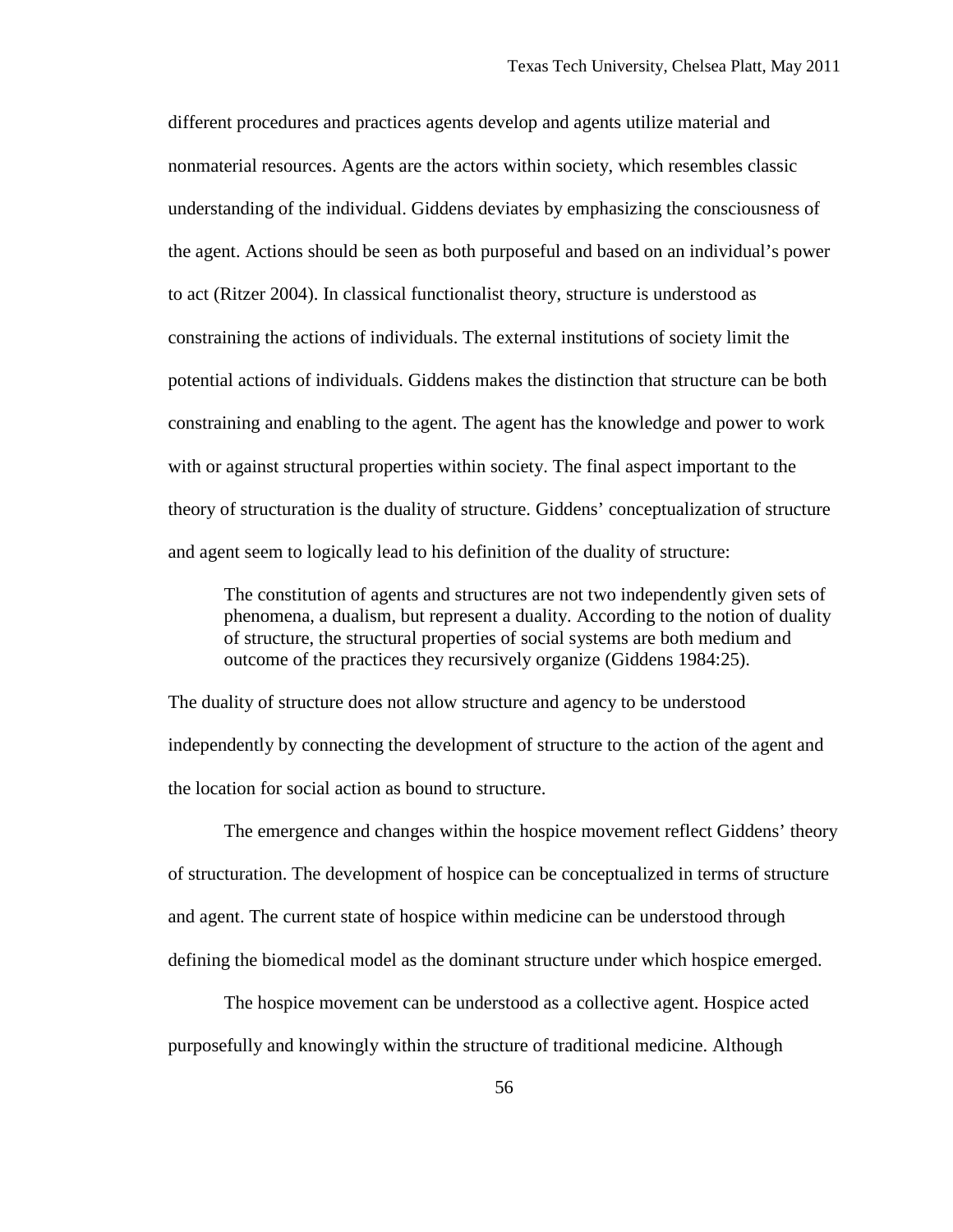different procedures and practices agents develop and agents utilize material and nonmaterial resources. Agents are the actors within society, which resembles classic understanding of the individual. Giddens deviates by emphasizing the consciousness of the agent. Actions should be seen as both purposeful and based on an individual's power to act (Ritzer 2004). In classical functionalist theory, structure is understood as constraining the actions of individuals. The external institutions of society limit the potential actions of individuals. Giddens makes the distinction that structure can be both constraining and enabling to the agent. The agent has the knowledge and power to work with or against structural properties within society. The final aspect important to the theory of structuration is the duality of structure. Giddens' conceptualization of structure and agent seem to logically lead to his definition of the duality of structure:

> The constitution of agents and structures are not two independently given sets of phenomena, a dualism, but represent a duality. According to the notion of duality of structure, the structural properties of social systems are both medium and outcome of the practices they recursively organize (Giddens 1984:25).

The duality of structure does not allow structure and agency to be understood independently by connecting the development of structure to the action of the agent and the location for social action as bound to structure.

The emergence and changes within the hospice movement reflect Giddens' theory of structuration. The development of hospice can be conceptualized in terms of structure and agent. The current state of hospice within medicine can be understood through defining the biomedical model as the dominant structure under which hospice emerged.

The hospice movement can be understood as a collective agent. Hospice acted purposefully and knowingly within the structure of traditional medicine. Although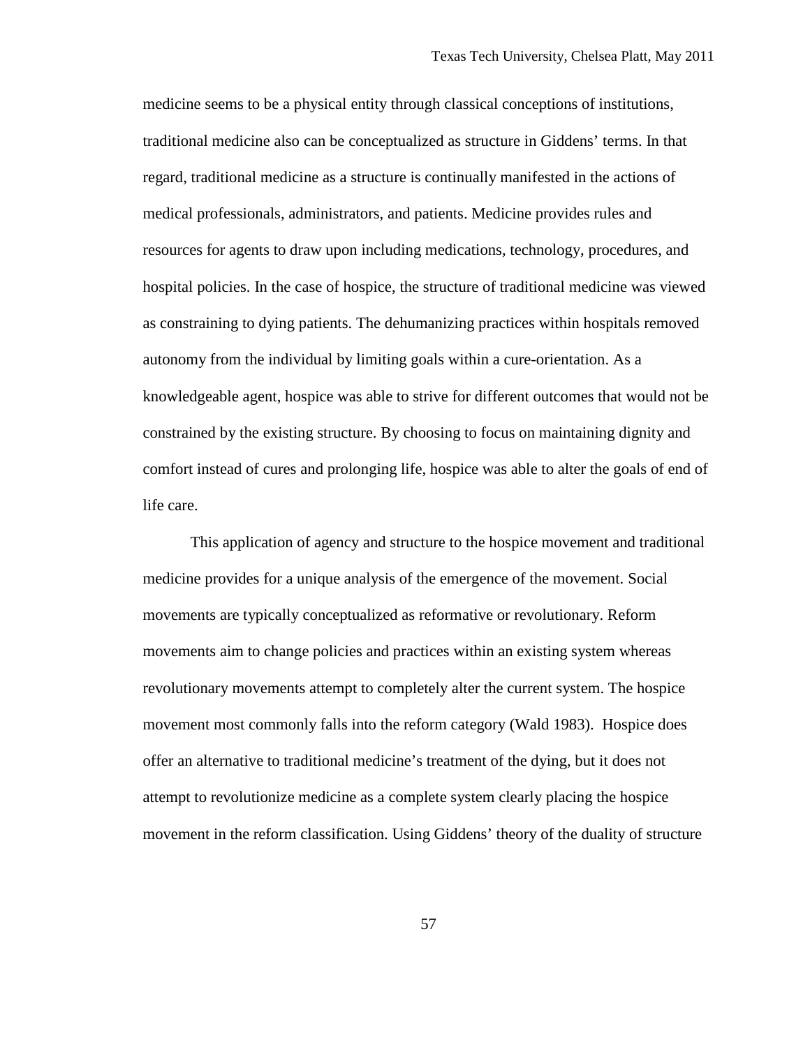medicine seems to be a physical entity through classical conceptions of institutions, traditional medicine also can be conceptualized as structure in Giddens' terms. In that regard, traditional medicine as a structure is continually manifested in the actions of medical professionals, administrators, and patients. Medicine provides rules and resources for agents to draw upon including medications, technology, procedures, and hospital policies. In the case of hospice, the structure of traditional medicine was viewed as constraining to dying patients. The dehumanizing practices within hospitals removed autonomy from the individual by limiting goals within a cure-orientation. As a knowledgeable agent, hospice was able to strive for different outcomes that would not be constrained by the existing structure. By choosing to focus on maintaining dignity and comfort instead of cures and prolonging life, hospice was able to alter the goals of end of life care.

This application of agency and structure to the hospice movement and traditional medicine provides for a unique analysis of the emergence of the movement. Social movements are typically conceptualized as reformative or revolutionary. Reform movements aim to change policies and practices within an existing system whereas revolutionary movements attempt to completely alter the current system. The hospice movement most commonly falls into the reform category (Wald 1983). Hospice does offer an alternative to traditional medicine's treatment of the dying, but it does not attempt to revolutionize medicine as a complete system clearly placing the hospice movement in the reform classification. Using Giddens' theory of the duality of structure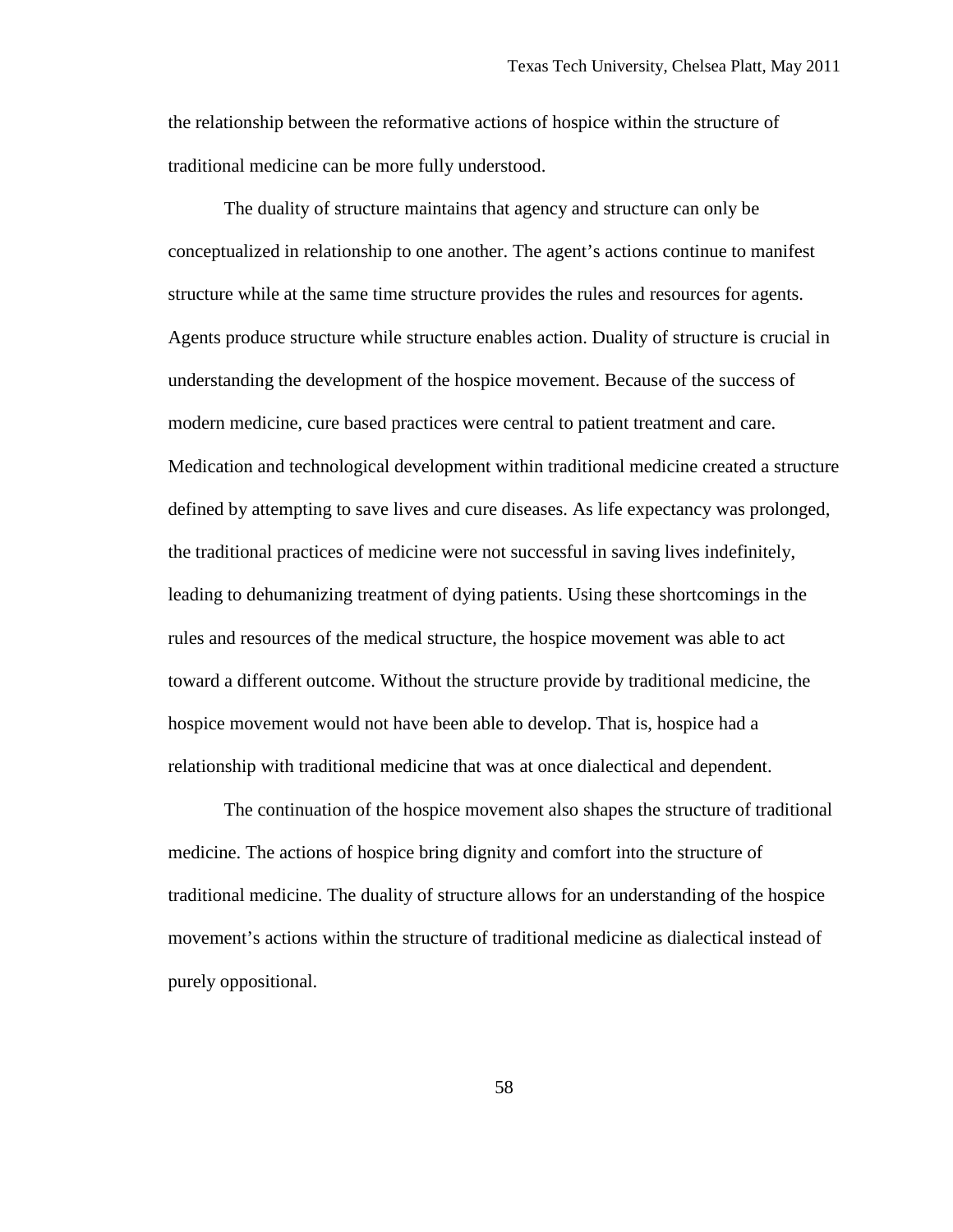the relationship between the reformative actions of hospice within the structure of traditional medicine can be more fully understood.

The duality of structure maintains that agency and structure can only be conceptualized in relationship to one another. The agent's actions continue to manifest structure while at the same time structure provides the rules and resources for agents. Agents produce structure while structure enables action. Duality of structure is crucial in understanding the development of the hospice movement. Because of the success of modern medicine, cure based practices were central to patient treatment and care. Medication and technological development within traditional medicine created a structure defined by attempting to save lives and cure diseases. As life expectancy was prolonged, the traditional practices of medicine were not successful in saving lives indefinitely, leading to dehumanizing treatment of dying patients. Using these shortcomings in the rules and resources of the medical structure, the hospice movement was able to act toward a different outcome. Without the structure provide by traditional medicine, the hospice movement would not have been able to develop. That is, hospice had a relationship with traditional medicine that was at once dialectical and dependent.

The continuation of the hospice movement also shapes the structure of traditional medicine. The actions of hospice bring dignity and comfort into the structure of traditional medicine. The duality of structure allows for an understanding of the hospice movement's actions within the structure of traditional medicine as dialectical instead of purely oppositional.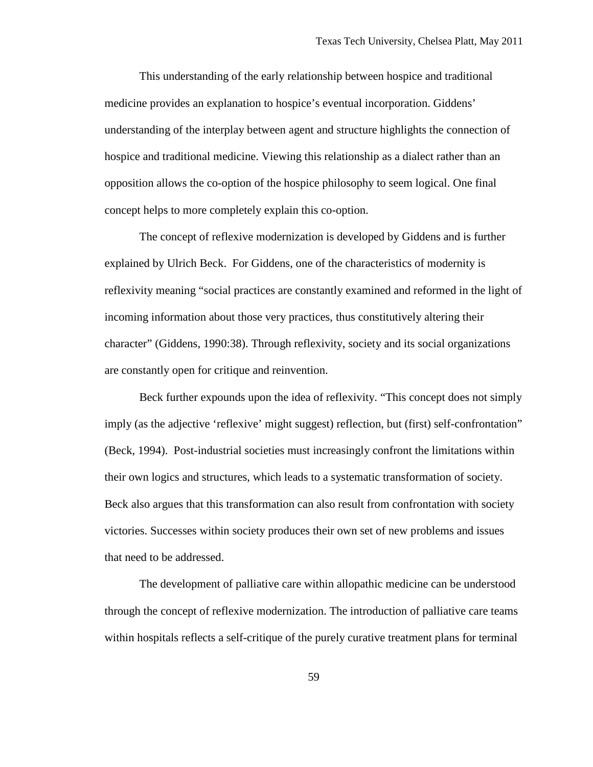This understanding of the early relationship between hospice and traditional medicine provides an explanation to hospice's eventual incorporation. Giddens' understanding of the interplay between agent and structure highlights the connection of hospice and traditional medicine. Viewing this relationship as a dialect rather than an opposition allows the co-option of the hospice philosophy to seem logical. One final concept helps to more completely explain this co-option.

The concept of reflexive modernization is developed by Giddens and is further explained by Ulrich Beck. For Giddens, one of the characteristics of modernity is reflexivity meaning "social practices are constantly examined and reformed in the light of incoming information about those very practices, thus constitutively altering their character" (Giddens, 1990:38). Through reflexivity, society and its social organizations are constantly open for critique and reinvention.

Beck further expounds upon the idea of reflexivity. "This concept does not simply imply (as the adjective 'reflexive' might suggest) reflection, but (first) self-confrontation" (Beck, 1994). Post-industrial societies must increasingly confront the limitations within their own logics and structures, which leads to a systematic transformation of society. Beck also argues that this transformation can also result from confrontation with society victories. Successes within society produces their own set of new problems and issues that need to be addressed.

The development of palliative care within allopathic medicine can be understood through the concept of reflexive modernization. The introduction of palliative care teams within hospitals reflects a self-critique of the purely curative treatment plans for terminal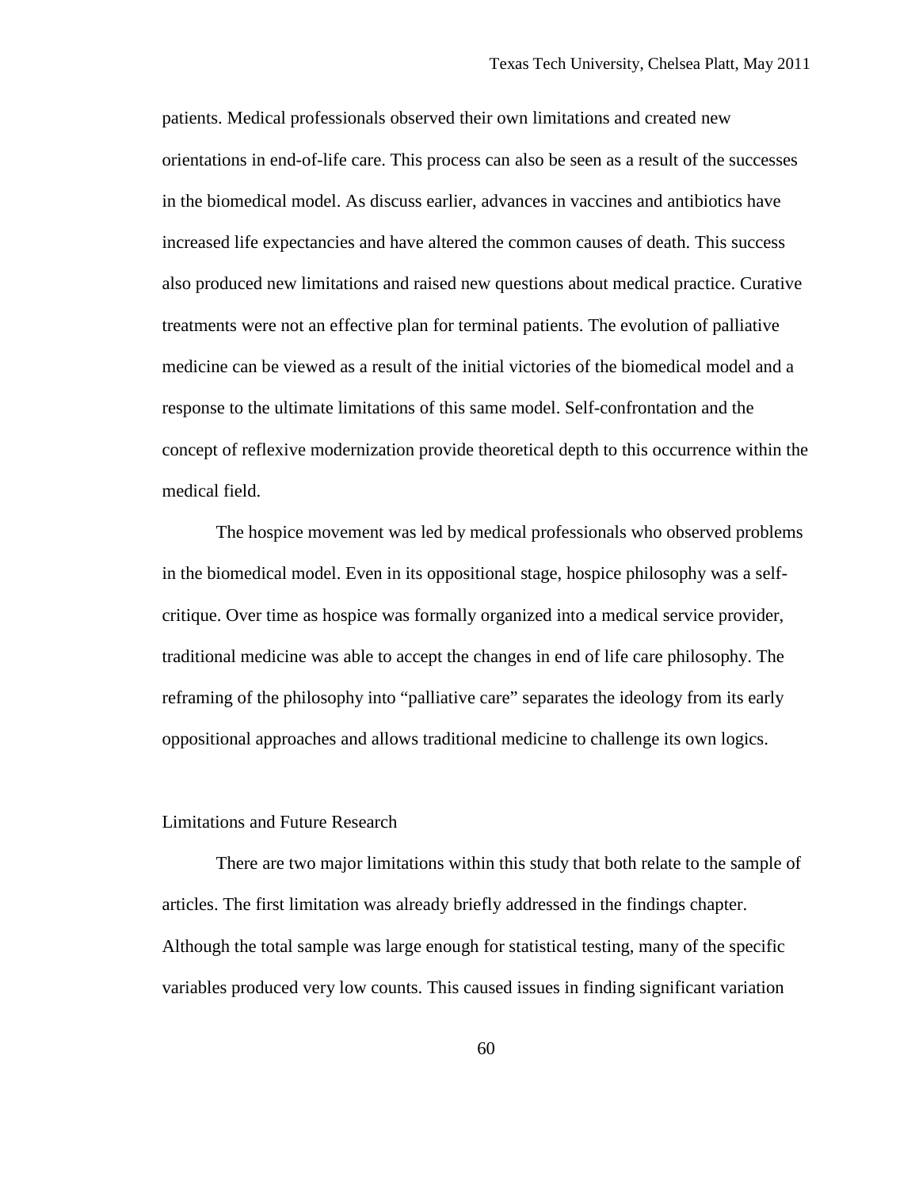patients. Medical professionals observed their own limitations and created new orientations in end-of-life care. This process can also be seen as a result of the successes in the biomedical model. As discuss earlier, advances in vaccines and antibiotics have increased life expectancies and have altered the common causes of death. This success also produced new limitations and raised new questions about medical practice. Curative treatments were not an effective plan for terminal patients. The evolution of palliative medicine can be viewed as a result of the initial victories of the biomedical model and a response to the ultimate limitations of this same model. Self-confrontation and the concept of reflexive modernization provide theoretical depth to this occurrence within the medical field.

The hospice movement was led by medical professionals who observed problems in the biomedical model. Even in its oppositional stage, hospice philosophy was a self-critique. Over time as hospice was formally organized into a medical service provider, traditional medicine was able to accept the changes in end of life care philosophy. The reframing of the philosophy into "palliative care" separates the ideology from its early oppositional approaches and allows traditional medicine to challenge its own logics.

## Limitations and Future Research

There are two major limitations within this study that both relate to the sample of articles. The first limitation was already briefly addressed in the findings chapter. Although the total sample was large enough for statistical testing, many of the specific variables produced very low counts. This caused issues in finding significant variation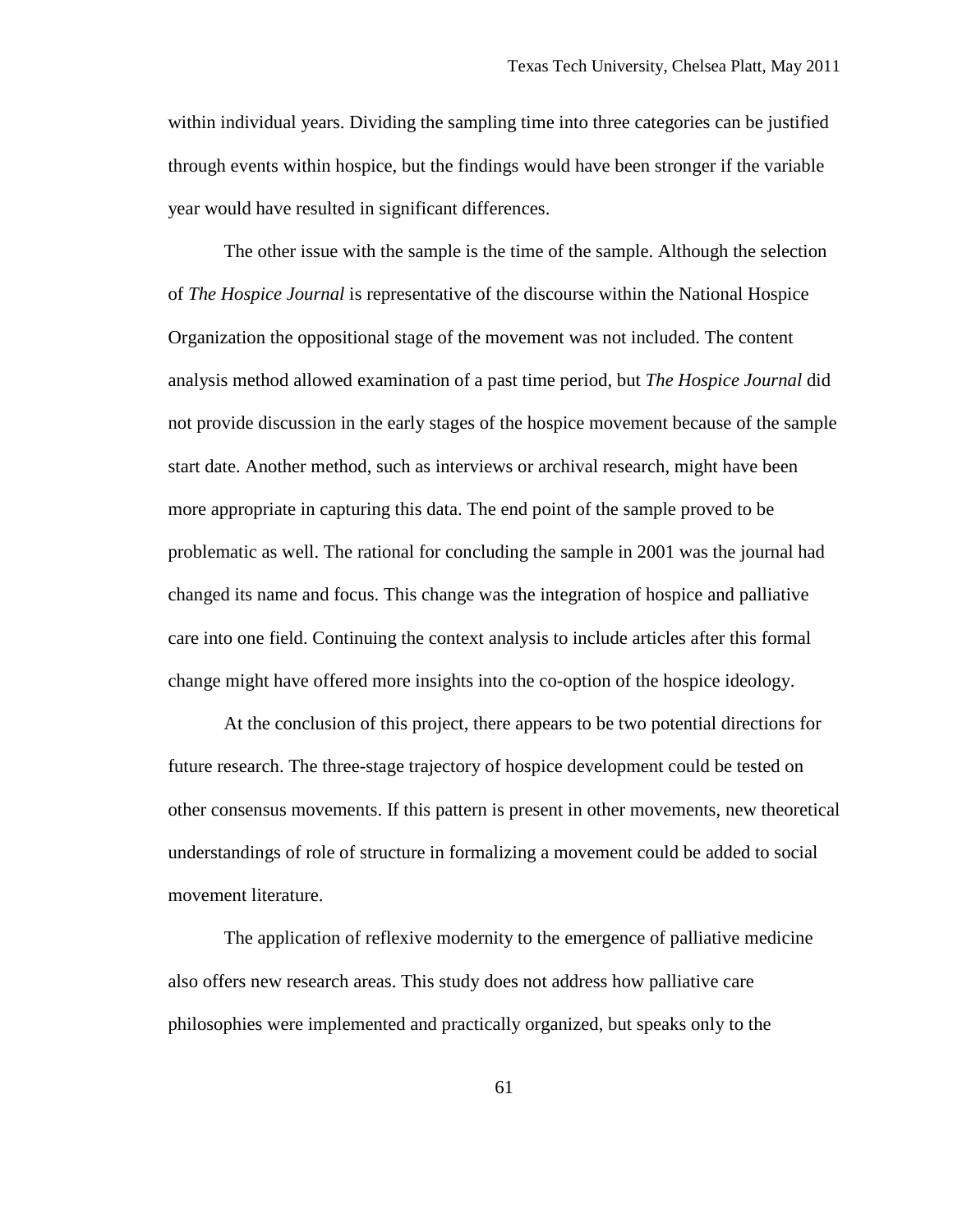within individual years. Dividing the sampling time into three categories can be justified through events within hospice, but the findings would have been stronger if the variable year would have resulted in significant differences.

The other issue with the sample is the time of the sample. Although the selection of *The Hospice Journal* is representative of the discourse within the National Hospice Organization the oppositional stage of the movement was not included. The content analysis method allowed examination of a past time period, but *The Hospice Journal* did not provide discussion in the early stages of the hospice movement because of the sample start date. Another method, such as interviews or archival research, might have been more appropriate in capturing this data. The end point of the sample proved to be problematic as well. The rational for concluding the sample in 2001 was the journal had changed its name and focus. This change was the integration of hospice and palliative care into one field. Continuing the context analysis to include articles after this formal change might have offered more insights into the co-option of the hospice ideology.

At the conclusion of this project, there appears to be two potential directions for future research. The three-stage trajectory of hospice development could be tested on other consensus movements. If this pattern is present in other movements, new theoretical understandings of role of structure in formalizing a movement could be added to social movement literature.

The application of reflexive modernity to the emergence of palliative medicine also offers new research areas. This study does not address how palliative care philosophies were implemented and practically organized, but speaks only to the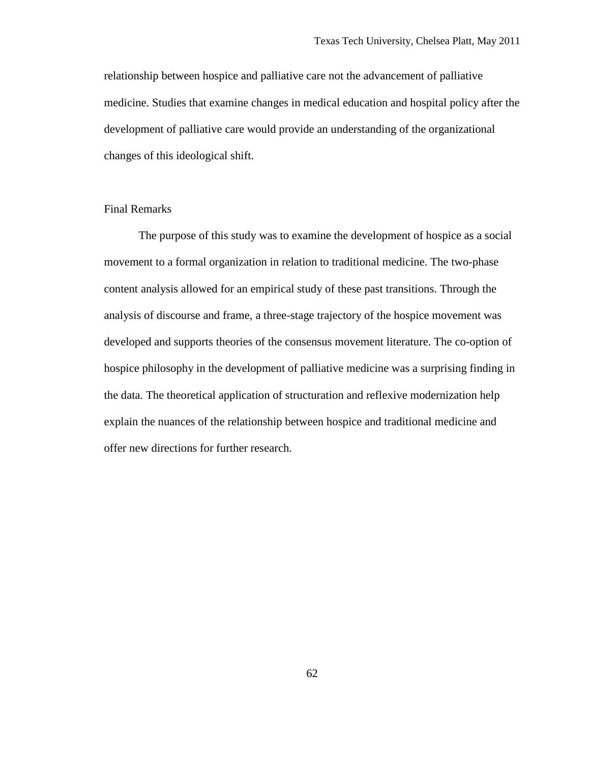relationship between hospice and palliative care not the advancement of palliative medicine. Studies that examine changes in medical education and hospital policy after the development of palliative care would provide an understanding of the organizational changes of this ideological shift.

## Final Remarks

The purpose of this study was to examine the development of hospice as a social movement to a formal organization in relation to traditional medicine. The two-phase content analysis allowed for an empirical study of these past transitions. Through the analysis of discourse and frame, a three-stage trajectory of the hospice movement was developed and supports theories of the consensus movement literature. The co-option of hospice philosophy in the development of palliative medicine was a surprising finding in the data. The theoretical application of structuration and reflexive modernization help explain the nuances of the relationship between hospice and traditional medicine and offer new directions for further research.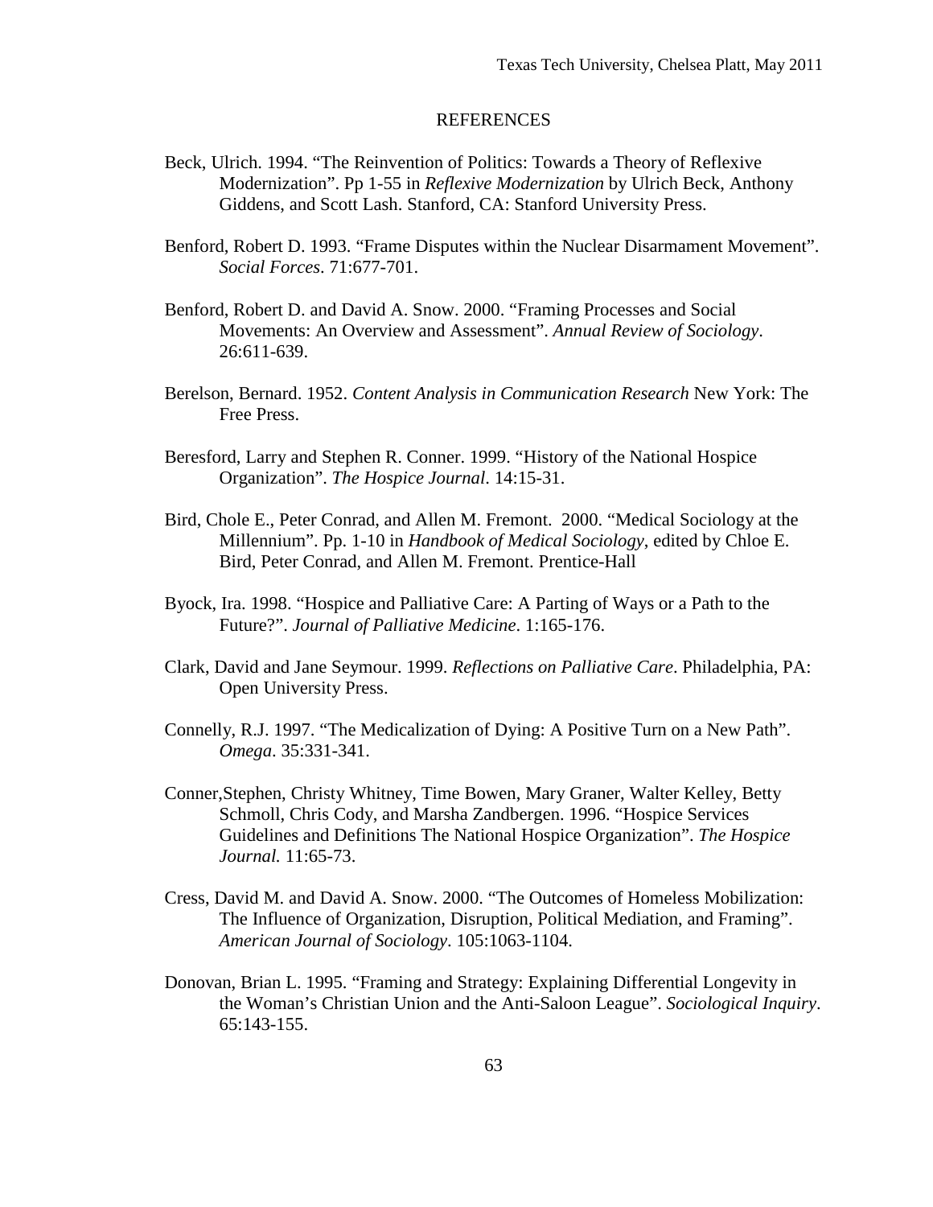## REFERENCES

Beck, Ulrich. 1994. “The Reinvention of Politics: Towards a Theory of Reflexive Modernization”. Pp 1-55 in *Reflexive Modernization* by Ulrich Beck, Anthony Giddens, and Scott Lash. Stanford, CA: Stanford University Press.

Benford, Robert D. 1993. “Frame Disputes within the Nuclear Disarmament Movement”. *Social Forces*. 71:677-701.

Benford, Robert D. and David A. Snow. 2000. “Framing Processes and Social Movements: An Overview and Assessment”. *Annual Review of Sociology*. 26:611-639.

Berelson, Bernard. 1952. *Content Analysis in Communication Research* New York: The Free Press.

Beresford, Larry and Stephen R. Conner. 1999. “History of the National Hospice Organization”. *The Hospice Journal*. 14:15-31.

Bird, Chole E., Peter Conrad, and Allen M. Fremont. 2000. “Medical Sociology at the Millennium”. Pp. 1-10 in *Handbook of Medical Sociology*, edited by Chloe E. Bird, Peter Conrad, and Allen M. Fremont. Prentice-Hall

Byock, Ira. 1998. “Hospice and Palliative Care: A Parting of Ways or a Path to the Future?”. *Journal of Palliative Medicine*. 1:165-176.

Clark, David and Jane Seymour. 1999. *Reflections on Palliative Care*. Philadelphia, PA: Open University Press.

Connelly, R.J. 1997. “The Medicalization of Dying: A Positive Turn on a New Path”. *Omega*. 35:331-341.

Conner,Stephen, Christy Whitney, Time Bowen, Mary Graner, Walter Kelley, Betty Schmoll, Chris Cody, and Marsha Zandbergen. 1996. “Hospice Services Guidelines and Definitions The National Hospice Organization”. *The Hospice Journal.* 11:65-73.

Cress, David M. and David A. Snow. 2000. “The Outcomes of Homeless Mobilization: The Influence of Organization, Disruption, Political Mediation, and Framing”. *American Journal of Sociology*. 105:1063-1104.

Donovan, Brian L. 1995. “Framing and Strategy: Explaining Differential Longevity in the Woman’s Christian Union and the Anti-Saloon League”. *Sociological Inquiry*. 65:143-155.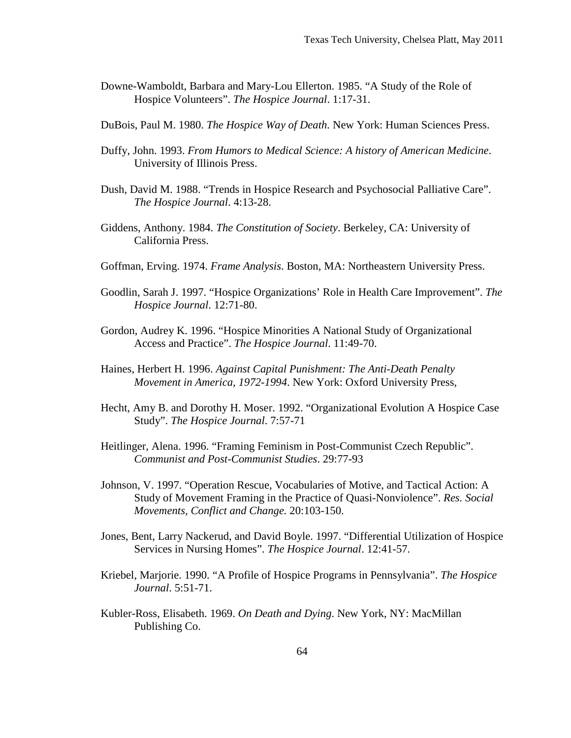Downe-Wamboldt, Barbara and Mary-Lou Ellerton. 1985. "A Study of the Role of Hospice Volunteers". *The Hospice Journal*. 1:17-31.

DuBois, Paul M. 1980. *The Hospice Way of Death*. New York: Human Sciences Press.

Duffy, John. 1993. *From Humors to Medical Science: A history of American Medicine*. University of Illinois Press.

Dush, David M. 1988. "Trends in Hospice Research and Psychosocial Palliative Care". *The Hospice Journal*. 4:13-28.

Giddens, Anthony. 1984. *The Constitution of Society*. Berkeley, CA: University of California Press.

Goffman, Erving. 1974. *Frame Analysis*. Boston, MA: Northeastern University Press.

Goodlin, Sarah J. 1997. "Hospice Organizations' Role in Health Care Improvement". *The Hospice Journal*. 12:71-80.

Gordon, Audrey K. 1996. "Hospice Minorities A National Study of Organizational Access and Practice". *The Hospice Journal*. 11:49-70.

Haines, Herbert H. 1996. *Against Capital Punishment: The Anti-Death Penalty Movement in America, 1972-1994*. New York: Oxford University Press,

Hecht, Amy B. and Dorothy H. Moser. 1992. "Organizational Evolution A Hospice Case Study". *The Hospice Journal*. 7:57-71

Heitlinger, Alena. 1996. "Framing Feminism in Post-Communist Czech Republic". *Communist and Post-Communist Studies*. 29:77-93

Johnson, V. 1997. "Operation Rescue, Vocabularies of Motive, and Tactical Action: A Study of Movement Framing in the Practice of Quasi-Nonviolence". *Res. Social Movements, Conflict and Change.* 20:103-150.

Jones, Bent, Larry Nackerud, and David Boyle. 1997. "Differential Utilization of Hospice Services in Nursing Homes". *The Hospice Journal*. 12:41-57.

Kriebel, Marjorie. 1990. "A Profile of Hospice Programs in Pennsylvania". *The Hospice Journal*. 5:51-71.

Kubler-Ross, Elisabeth. 1969. *On Death and Dying*. New York, NY: MacMillan Publishing Co.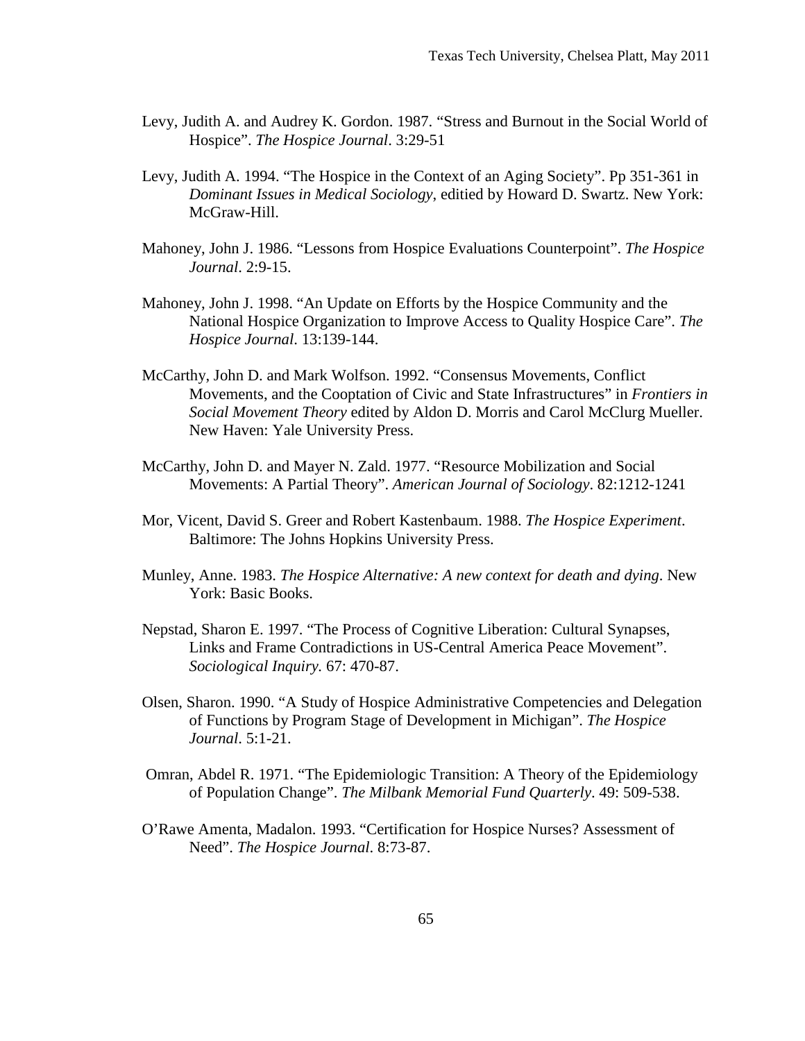Levy, Judith A. and Audrey K. Gordon. 1987. "Stress and Burnout in the Social World of Hospice". *The Hospice Journal*. 3:29-51

Levy, Judith A. 1994. "The Hospice in the Context of an Aging Society". Pp 351-361 in *Dominant Issues in Medical Sociology*, editied by Howard D. Swartz. New York: McGraw-Hill.

Mahoney, John J. 1986. "Lessons from Hospice Evaluations Counterpoint". *The Hospice Journal*. 2:9-15.

Mahoney, John J. 1998. "An Update on Efforts by the Hospice Community and the National Hospice Organization to Improve Access to Quality Hospice Care". *The Hospice Journal*. 13:139-144.

McCarthy, John D. and Mark Wolfson. 1992. "Consensus Movements, Conflict Movements, and the Cooptation of Civic and State Infrastructures" in *Frontiers in Social Movement Theory* edited by Aldon D. Morris and Carol McClurg Mueller. New Haven: Yale University Press.

McCarthy, John D. and Mayer N. Zald. 1977. "Resource Mobilization and Social Movements: A Partial Theory". *American Journal of Sociology*. 82:1212-1241

Mor, Vicent, David S. Greer and Robert Kastenbaum. 1988. *The Hospice Experiment*. Baltimore: The Johns Hopkins University Press.

Munley, Anne. 1983. *The Hospice Alternative: A new context for death and dying*. New York: Basic Books.

Nepstad, Sharon E. 1997. "The Process of Cognitive Liberation: Cultural Synapses, Links and Frame Contradictions in US-Central America Peace Movement". *Sociological Inquiry.* 67: 470-87.

Olsen, Sharon. 1990. "A Study of Hospice Administrative Competencies and Delegation of Functions by Program Stage of Development in Michigan". *The Hospice Journal*. 5:1-21.

Omran, Abdel R. 1971. "The Epidemiologic Transition: A Theory of the Epidemiology of Population Change". *The Milbank Memorial Fund Quarterly*. 49: 509-538.

O'Rawe Amenta, Madalon. 1993. "Certification for Hospice Nurses? Assessment of Need". *The Hospice Journal*. 8:73-87.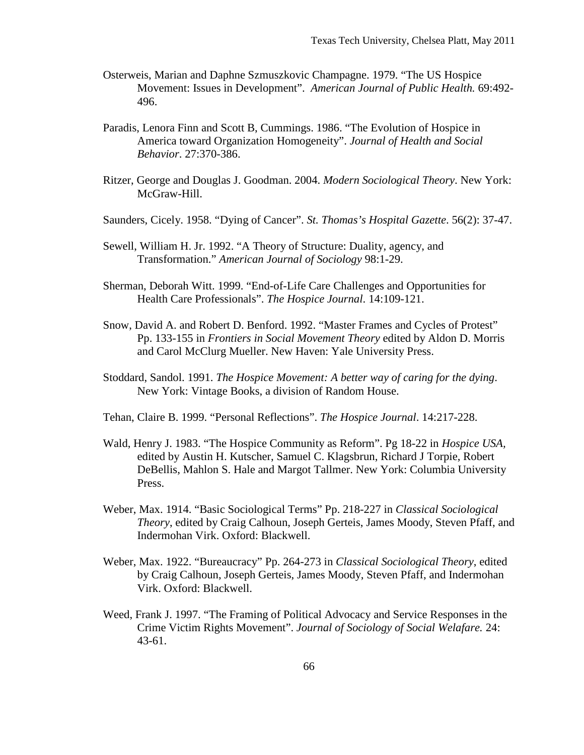Osterweis, Marian and Daphne Szmuszkovic Champagne. 1979. "The US Hospice Movement: Issues in Development". *American Journal of Public Health.* 69:492-496.

Paradis, Lenora Finn and Scott B, Cummings. 1986. "The Evolution of Hospice in America toward Organization Homogeneity". *Journal of Health and Social Behavior*. 27:370-386.

Ritzer, George and Douglas J. Goodman. 2004. *Modern Sociological Theory*. New York: McGraw-Hill.

Saunders, Cicely. 1958. "Dying of Cancer". *St. Thomas's Hospital Gazette*. 56(2): 37-47.

Sewell, William H. Jr. 1992. "A Theory of Structure: Duality, agency, and Transformation." *American Journal of Sociology* 98:1-29.

Sherman, Deborah Witt. 1999. "End-of-Life Care Challenges and Opportunities for Health Care Professionals". *The Hospice Journal*. 14:109-121.

Snow, David A. and Robert D. Benford. 1992. "Master Frames and Cycles of Protest" Pp. 133-155 in *Frontiers in Social Movement Theory* edited by Aldon D. Morris and Carol McClurg Mueller. New Haven: Yale University Press.

Stoddard, Sandol. 1991. *The Hospice Movement: A better way of caring for the dying*. New York: Vintage Books, a division of Random House.

Tehan, Claire B. 1999. "Personal Reflections". *The Hospice Journal*. 14:217-228.

Wald, Henry J. 1983. "The Hospice Community as Reform". Pg 18-22 in *Hospice USA,* edited by Austin H. Kutscher, Samuel C. Klagsbrun, Richard J Torpie, Robert DeBellis, Mahlon S. Hale and Margot Tallmer. New York: Columbia University Press.

Weber, Max. 1914. "Basic Sociological Terms" Pp. 218-227 in *Classical Sociological Theory*, edited by Craig Calhoun, Joseph Gerteis, James Moody, Steven Pfaff, and Indermohan Virk. Oxford: Blackwell.

Weber, Max. 1922. "Bureaucracy" Pp. 264-273 in *Classical Sociological Theory*, edited by Craig Calhoun, Joseph Gerteis, James Moody, Steven Pfaff, and Indermohan Virk. Oxford: Blackwell.

Weed, Frank J. 1997. "The Framing of Political Advocacy and Service Responses in the Crime Victim Rights Movement". *Journal of Sociology of Social Welafare.* 24: 43-61.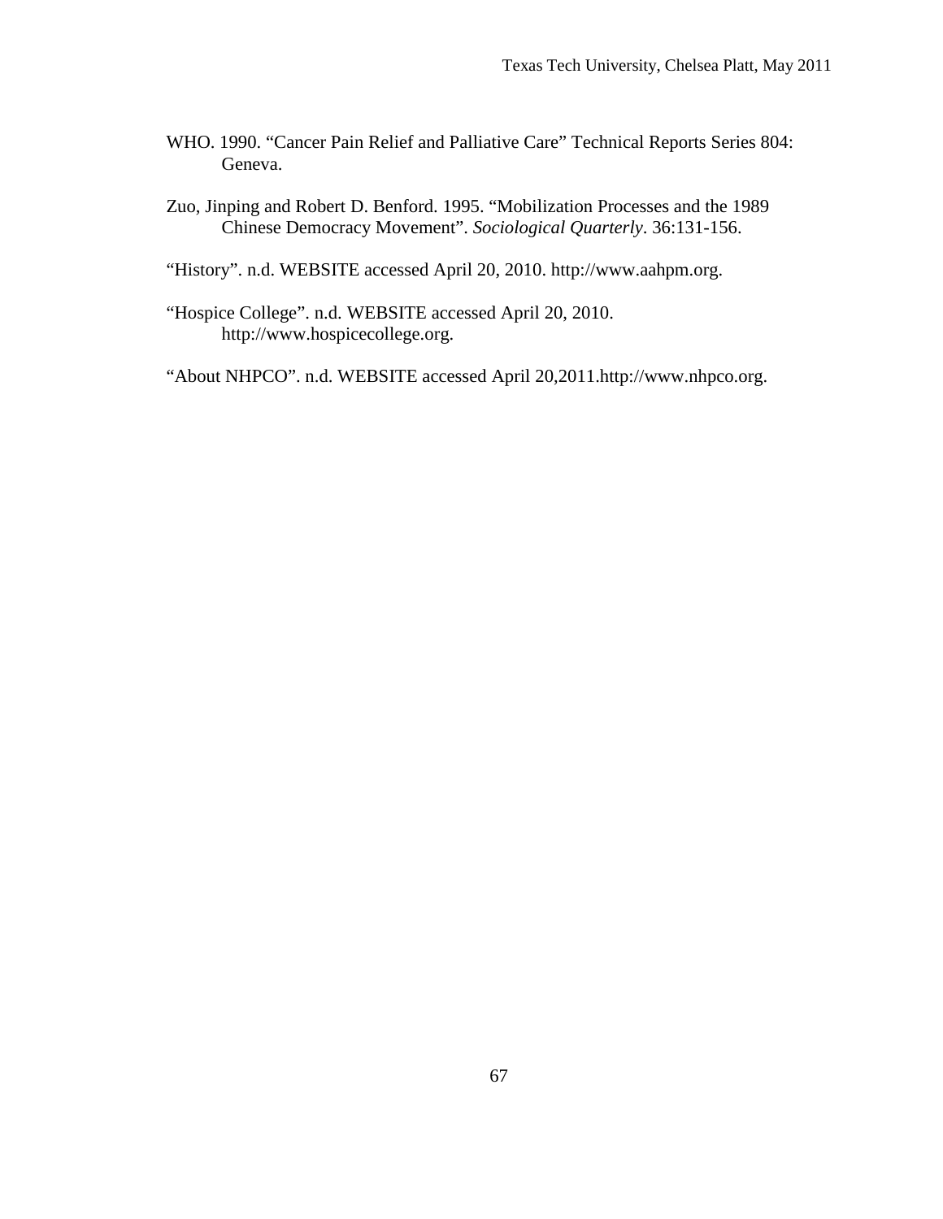WHO. 1990. “Cancer Pain Relief and Palliative Care” Technical Reports Series 804: Geneva.

Zuo, Jinping and Robert D. Benford. 1995. “Mobilization Processes and the 1989 Chinese Democracy Movement”. *Sociological Quarterly*. 36:131-156.

“History”. n.d. WEBSITE accessed April 20, 2010. http://www.aahpm.org.

“Hospice College”. n.d. WEBSITE accessed April 20, 2010. http://www.hospicecollege.org.

“About NHPCO”. n.d. WEBSITE accessed April 20,2011.http://www.nhpco.org.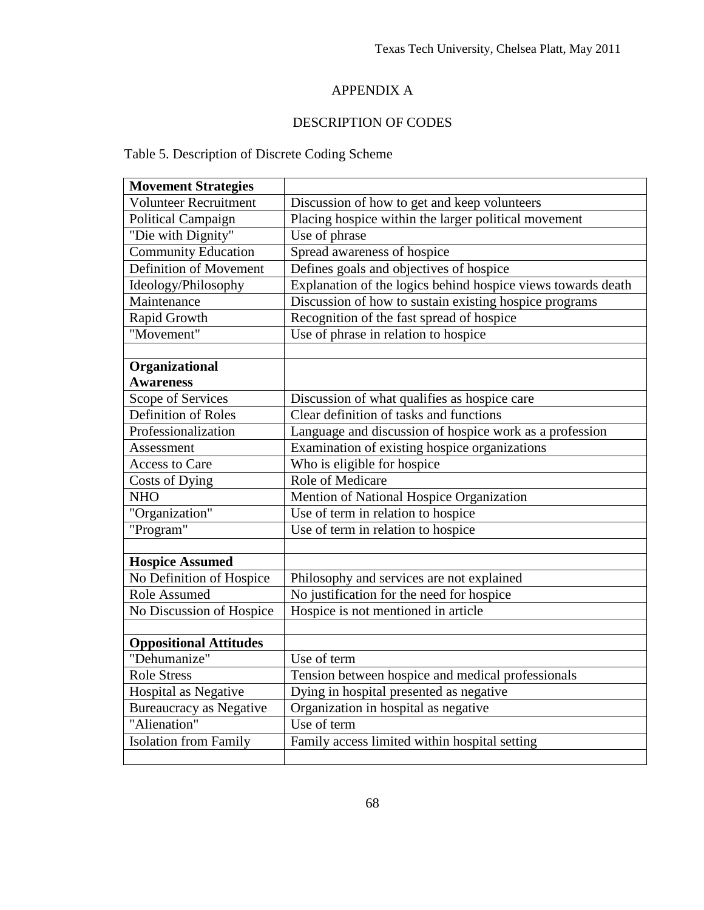# APPENDIX A

## DESCRIPTION OF CODES

Table 5. Description of Discrete Coding Scheme

| **Movement Strategies** | |
|---|---|
| Volunteer Recruitment | Discussion of how to get and keep volunteers |
| Political Campaign | Placing hospice within the larger political movement |
| "Die with Dignity" | Use of phrase |
| Community Education | Spread awareness of hospice |
| Definition of Movement | Defines goals and objectives of hospice |
| Ideology/Philosophy | Explanation of the logics behind hospice views towards death |
| Maintenance | Discussion of how to sustain existing hospice programs |
| Rapid Growth | Recognition of the fast spread of hospice |
| "Movement" | Use of phrase in relation to hospice |
| | |
| **Organizational Awareness** | |
| Scope of Services | Discussion of what qualifies as hospice care |
| Definition of Roles | Clear definition of tasks and functions |
| Professionalization | Language and discussion of hospice work as a profession |
| Assessment | Examination of existing hospice organizations |
| Access to Care | Who is eligible for hospice |
| Costs of Dying | Role of Medicare |
| NHO | Mention of National Hospice Organization |
| "Organization" | Use of term in relation to hospice |
| "Program" | Use of term in relation to hospice |
| | |
| **Hospice Assumed** | |
| No Definition of Hospice | Philosophy and services are not explained |
| Role Assumed | No justification for the need for hospice |
| No Discussion of Hospice | Hospice is not mentioned in article |
| | |
| **Oppositional Attitudes** | |
| "Dehumanize" | Use of term |
| Role Stress | Tension between hospice and medical professionals |
| Hospital as Negative | Dying in hospital presented as negative |
| Bureaucracy as Negative | Organization in hospital as negative |
| "Alienation" | Use of term |
| Isolation from Family | Family access limited within hospital setting |
| | |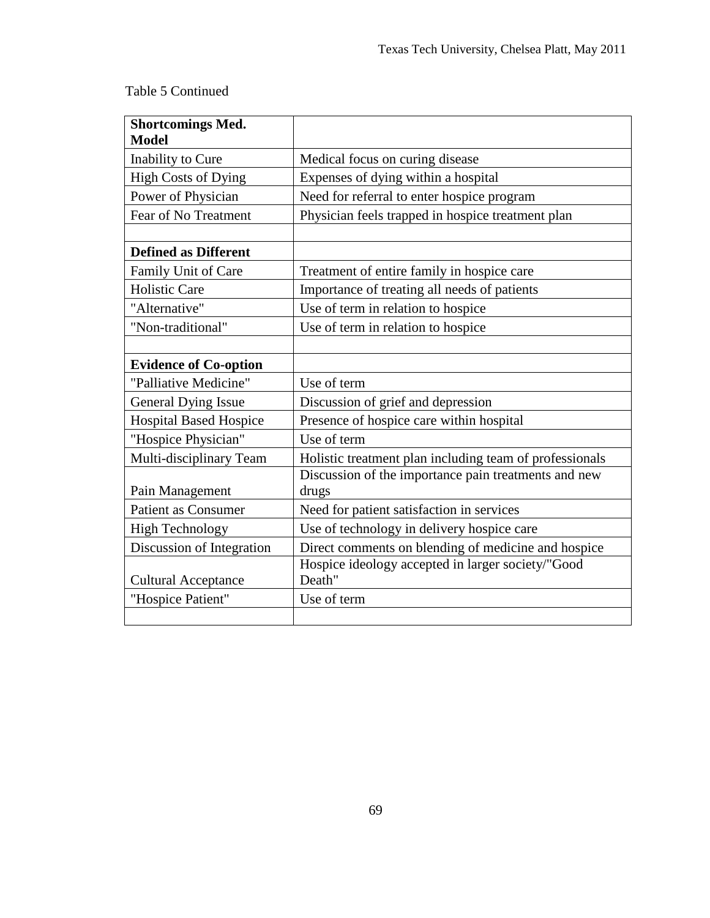Table 5 Continued

| **Shortcomings Med. Model** | |
|---|---|
| Inability to Cure | Medical focus on curing disease |
| High Costs of Dying | Expenses of dying within a hospital |
| Power of Physician | Need for referral to enter hospice program |
| Fear of No Treatment | Physician feels trapped in hospice treatment plan |
| | |
| **Defined as Different** | |
| Family Unit of Care | Treatment of entire family in hospice care |
| Holistic Care | Importance of treating all needs of patients |
| "Alternative" | Use of term in relation to hospice |
| "Non-traditional" | Use of term in relation to hospice |
| | |
| **Evidence of Co-option** | |
| "Palliative Medicine" | Use of term |
| General Dying Issue | Discussion of grief and depression |
| Hospital Based Hospice | Presence of hospice care within hospital |
| "Hospice Physician" | Use of term |
| Multi-disciplinary Team | Holistic treatment plan including team of professionals |
| Pain Management | Discussion of the importance pain treatments and new drugs |
| Patient as Consumer | Need for patient satisfaction in services |
| High Technology | Use of technology in delivery hospice care |
| Discussion of Integration | Direct comments on blending of medicine and hospice |
| Cultural Acceptance | Hospice ideology accepted in larger society/"Good Death" |
| "Hospice Patient" | Use of term |
| | |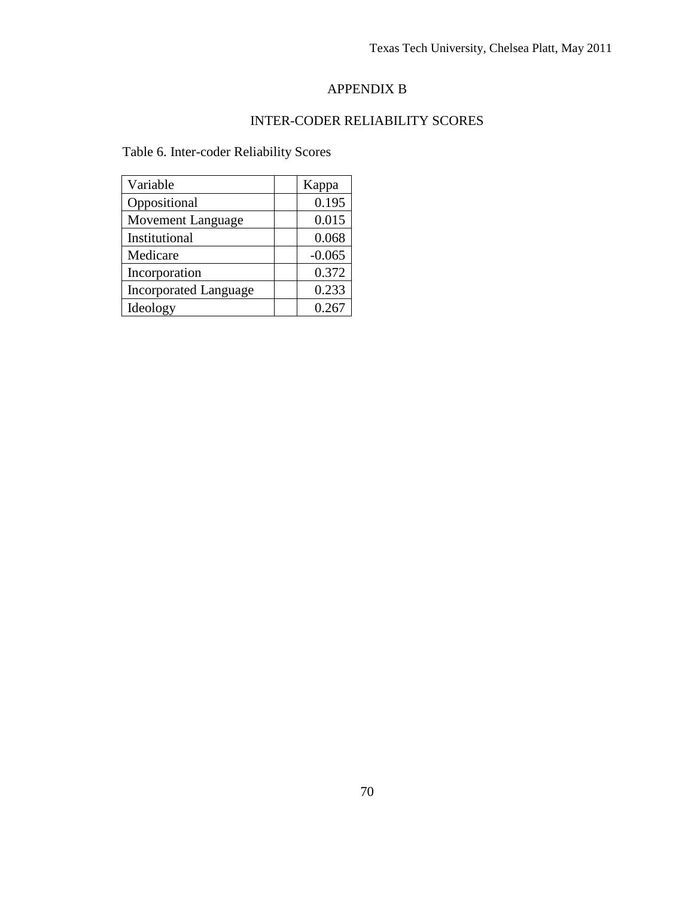# APPENDIX B

## INTER-CODER RELIABILITY SCORES

Table 6. Inter-coder Reliability Scores

| Variable | | Kappa |
|---|---|---|
| Oppositional | | 0.195 |
| Movement Language | | 0.015 |
| Institutional | | 0.068 |
| Medicare | | -0.065 |
| Incorporation | | 0.372 |
| Incorporated Language | | 0.233 |
| Ideology | | 0.267 |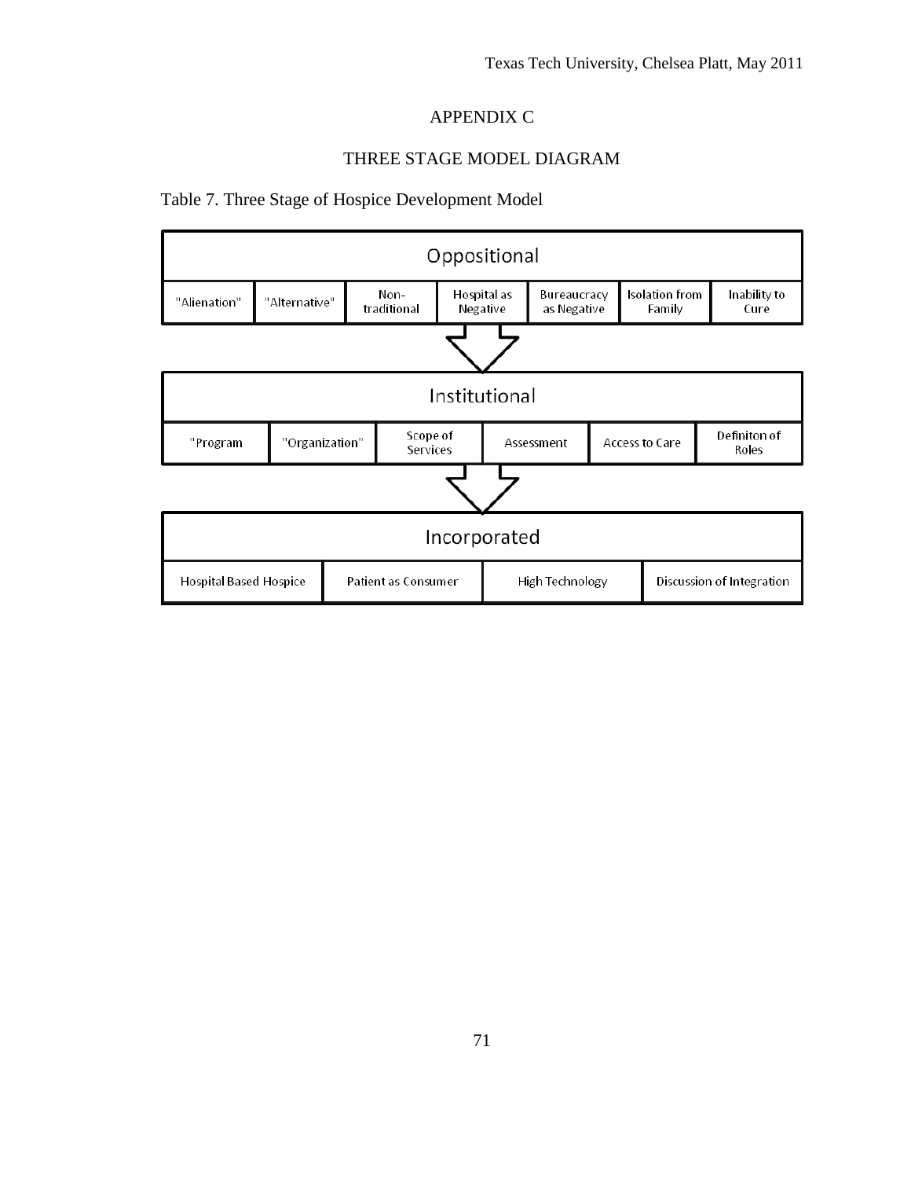# APPENDIX C

## THREE STAGE MODEL DIAGRAM

Table 7. Three Stage of Hospice Development Model

| Oppositional | | | | | | |
|---|---|---|---|---|---|---|
| "Alienation" | "Alternative" | Non-traditional | Hospital as Negative | Bureaucracy as Negative | Isolation from Family | Inability to Cure |

| Institutional | | | | | |
|---|---|---|---|---|---|
| "Program | "Organization" | Scope of Services | Assessment | Access to Care | Definiton of Roles |

| Incorporated | | | |
|---|---|---|---|
| Hospital Based Hospice | Patient as Consumer | High Technology | Discussion of Integration |